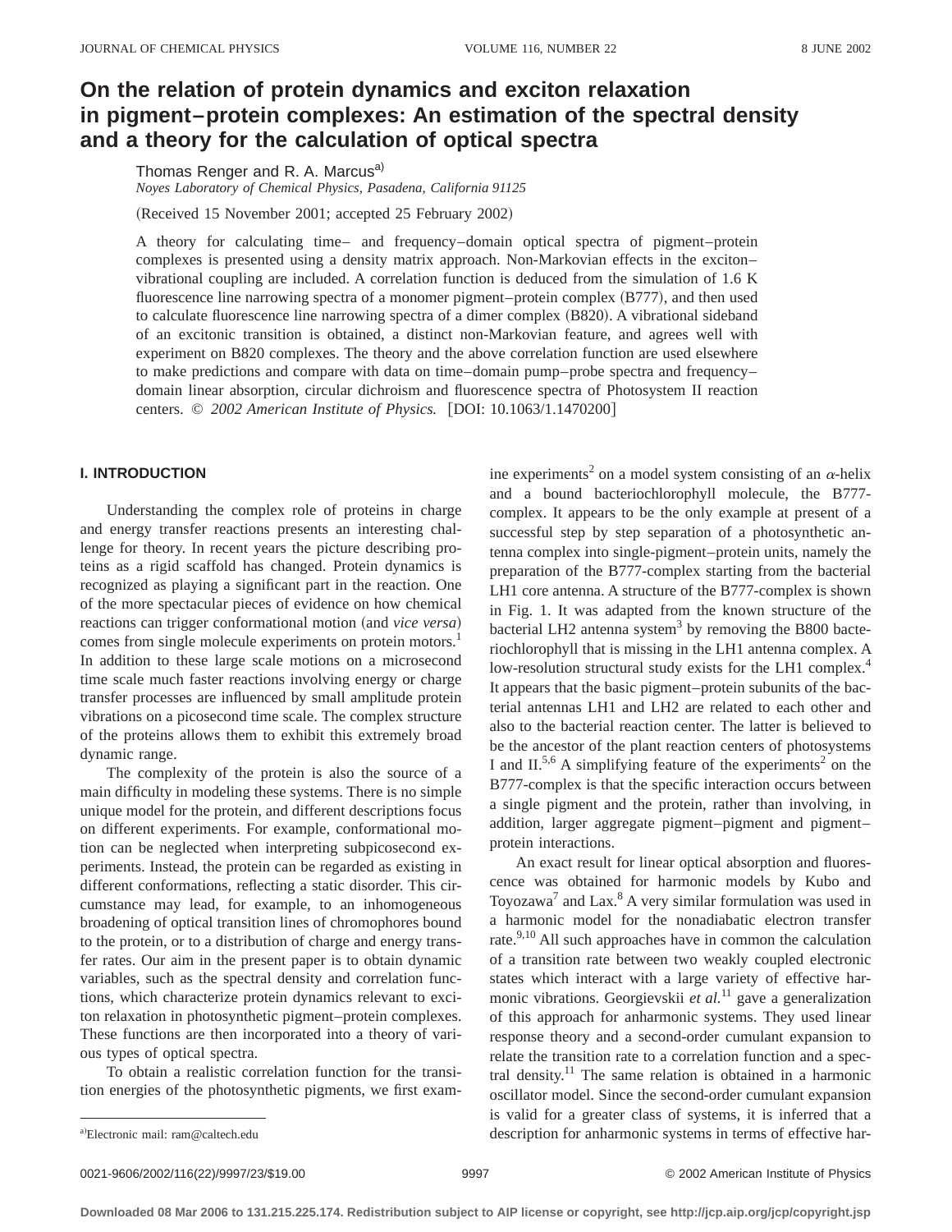# On the relation of protein dynamics and exciton relaxation in pigment–protein complexes: An estimation of the spectral density and a theory for the calculation of optical spectra

Thomas Renger and R. A. Marcus[a]

*Noyes Laboratory of Chemical Physics, Pasadena, California 91125*

(Received 15 November 2001; accepted 25 February 2002)

A theory for calculating time– and frequency–domain optical spectra of pigment–protein complexes is presented using a density matrix approach. Non-Markovian effects in the exciton–vibrational coupling are included. A correlation function is deduced from the simulation of 1.6 K fluorescence line narrowing spectra of a monomer pigment–protein complex (B777), and then used to calculate fluorescence line narrowing spectra of a dimer complex (B820). A vibrational sideband of an excitonic transition is obtained, a distinct non-Markovian feature, and agrees well with experiment on B820 complexes. The theory and the above correlation function are used elsewhere to make predictions and compare with data on time–domain pump–probe spectra and frequency–domain linear absorption, circular dichroism and fluorescence spectra of Photosystem II reaction centers. © *2002 American Institute of Physics.* [DOI: 10.1063/1.1470200]

## I. INTRODUCTION

Understanding the complex role of proteins in charge and energy transfer reactions presents an interesting challenge for theory. In recent years the picture describing proteins as a rigid scaffold has changed. Protein dynamics is recognized as playing a significant part in the reaction. One of the more spectacular pieces of evidence on how chemical reactions can trigger conformational motion (and *vice versa*) comes from single molecule experiments on protein motors.[1] In addition to these large scale motions on a microsecond time scale much faster reactions involving energy or charge transfer processes are influenced by small amplitude protein vibrations on a picosecond time scale. The complex structure of the proteins allows them to exhibit this extremely broad dynamic range.

The complexity of the protein is also the source of a main difficulty in modeling these systems. There is no simple unique model for the protein, and different descriptions focus on different experiments. For example, conformational motion can be neglected when interpreting subpicosecond experiments. Instead, the protein can be regarded as existing in different conformations, reflecting a static disorder. This circumstance may lead, for example, to an inhomogeneous broadening of optical transition lines of chromophores bound to the protein, or to a distribution of charge and energy transfer rates. Our aim in the present paper is to obtain dynamic variables, such as the spectral density and correlation functions, which characterize protein dynamics relevant to exciton relaxation in photosynthetic pigment–protein complexes. These functions are then incorporated into a theory of various types of optical spectra.

To obtain a realistic correlation function for the transition energies of the photosynthetic pigments, we first examine experiments[2] on a model system consisting of an $\alpha$-helix and a bound bacteriochlorophyll molecule, the B777-complex. It appears to be the only example at present of a successful step by step separation of a photosynthetic antenna complex into single-pigment–protein units, namely the preparation of the B777-complex starting from the bacterial LH1 core antenna. A structure of the B777-complex is shown in Fig. 1. It was adapted from the known structure of the bacterial LH2 antenna system[3] by removing the B800 bacteriochlorophyll that is missing in the LH1 antenna complex. A low-resolution structural study exists for the LH1 complex.[4] It appears that the basic pigment–protein subunits of the bacterial antennas LH1 and LH2 are related to each other and also to the bacterial reaction center. The latter is believed to be the ancestor of the plant reaction centers of photosystems I and II.[5,6] A simplifying feature of the experiments[2] on the B777-complex is that the specific interaction occurs between a single pigment and the protein, rather than involving, in addition, larger aggregate pigment–pigment and pigment–protein interactions.

An exact result for linear optical absorption and fluorescence was obtained for harmonic models by Kubo and Toyozawa[7] and Lax.[8] A very similar formulation was used in a harmonic model for the nonadiabatic electron transfer rate.[9,10] All such approaches have in common the calculation of a transition rate between two weakly coupled electronic states which interact with a large variety of effective harmonic vibrations. Georgievskii *et al.*[11] gave a generalization of this approach for anharmonic systems. They used linear response theory and a second-order cumulant expansion to relate the transition rate to a correlation function and a spectral density.[11] The same relation is obtained in a harmonic oscillator model. Since the second-order cumulant expansion is valid for a greater class of systems, it is inferred that a description for anharmonic systems in terms of effective har-

[a]Electronic mail: ram@caltech.edu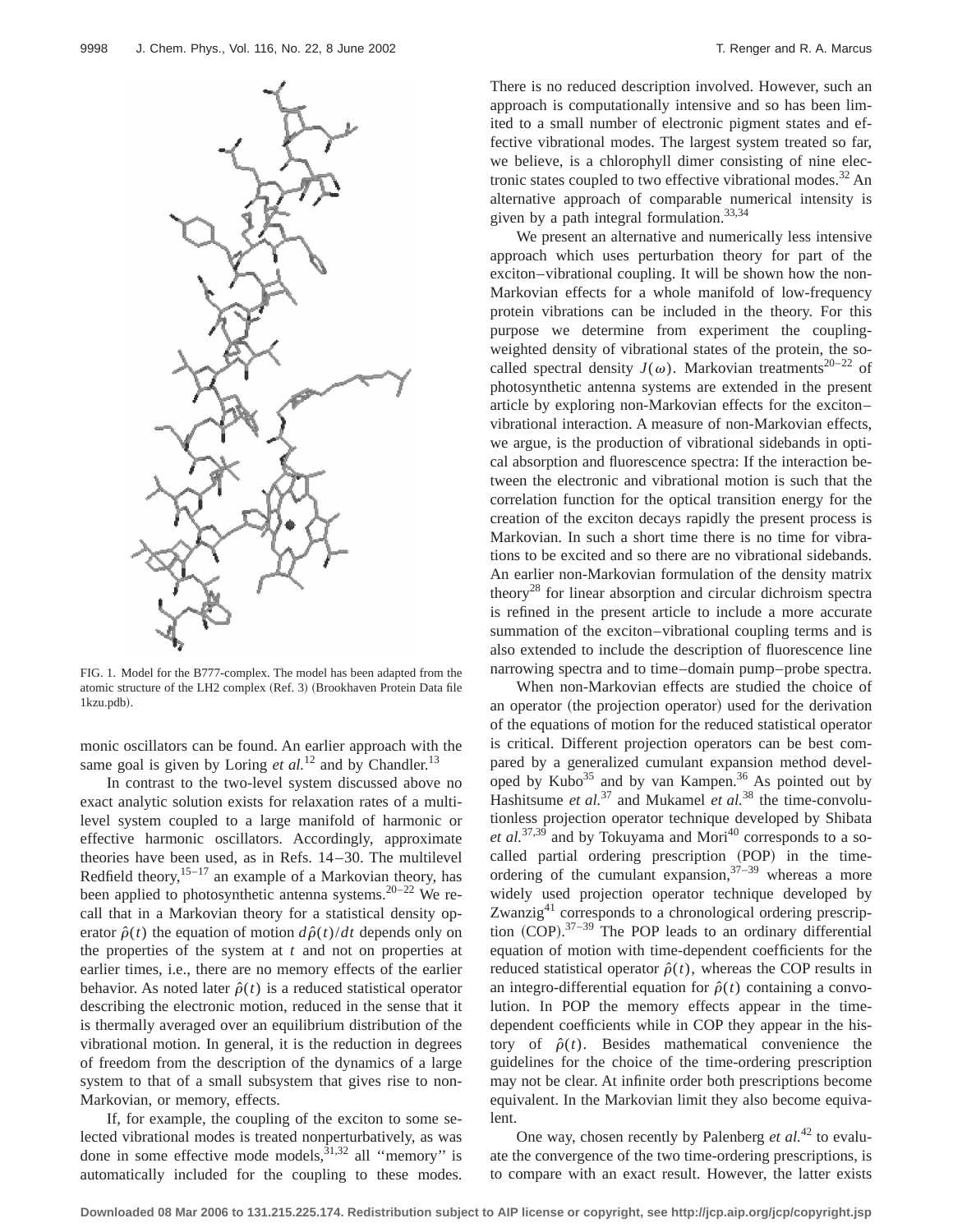FIG. 1. Model for the B777-complex. The model has been adapted from the atomic structure of the LH2 complex (Ref. 3) (Brookhaven Protein Data file 1kzu.pdb).

monic oscillators can be found. An earlier approach with the same goal is given by Loring *et al.*[12] and by Chandler.[13]

In contrast to the two-level system discussed above no exact analytic solution exists for relaxation rates of a multilevel system coupled to a large manifold of harmonic or effective harmonic oscillators. Accordingly, approximate theories have been used, as in Refs. 14–30. The multilevel Redfield theory,[15–17] an example of a Markovian theory, has been applied to photosynthetic antenna systems.[20–22] We recall that in a Markovian theory for a statistical density operator $\hat{\rho}(t)$ the equation of motion $d\hat{\rho}(t)/dt$ depends only on the properties of the system at $t$ and not on properties at earlier times, i.e., there are no memory effects of the earlier behavior. As noted later $\hat{\rho}(t)$ is a reduced statistical operator describing the electronic motion, reduced in the sense that it is thermally averaged over an equilibrium distribution of the vibrational motion. In general, it is the reduction in degrees of freedom from the description of the dynamics of a large system to that of a small subsystem that gives rise to non-Markovian, or memory, effects.

If, for example, the coupling of the exciton to some selected vibrational modes is treated nonperturbatively, as was done in some effective mode models,[31,32] all "memory" is automatically included for the coupling to these modes. There is no reduced description involved. However, such an approach is computationally intensive and so has been limited to a small number of electronic pigment states and effective vibrational modes. The largest system treated so far, we believe, is a chlorophyll dimer consisting of nine electronic states coupled to two effective vibrational modes.[32] An alternative approach of comparable numerical intensity is given by a path integral formulation.[33,34]

We present an alternative and numerically less intensive approach which uses perturbation theory for part of the exciton–vibrational coupling. It will be shown how the non-Markovian effects for a whole manifold of low-frequency protein vibrations can be included in the theory. For this purpose we determine from experiment the coupling-weighted density of vibrational states of the protein, the so-called spectral density $J(\omega)$. Markovian treatments[20–22] of photosynthetic antenna systems are extended in the present article by exploring non-Markovian effects for the exciton–vibrational interaction. A measure of non-Markovian effects, we argue, is the production of vibrational sidebands in optical absorption and fluorescence spectra: If the interaction between the electronic and vibrational motion is such that the correlation function for the optical transition energy for the creation of the exciton decays rapidly the present process is Markovian. In such a short time there is no time for vibrations to be excited and so there are no vibrational sidebands. An earlier non-Markovian formulation of the density matrix theory[28] for linear absorption and circular dichroism spectra is refined in the present article to include a more accurate summation of the exciton–vibrational coupling terms and is also extended to include the description of fluorescence line narrowing spectra and to time–domain pump–probe spectra.

When non-Markovian effects are studied the choice of an operator (the projection operator) used for the derivation of the equations of motion for the reduced statistical operator is critical. Different projection operators can be best compared by a generalized cumulant expansion method developed by Kubo[35] and by van Kampen.[36] As pointed out by Hashitsume *et al.*[37] and Mukamel *et al.*[38] the time-convolutionless projection operator technique developed by Shibata *et al.*[37,39] and by Tokuyama and Mori[40] corresponds to a so-called partial ordering prescription (POP) in the time-ordering of the cumulant expansion,[37–39] whereas a more widely used projection operator technique developed by Zwanzig[41] corresponds to a chronological ordering prescription (COP).[37–39] The POP leads to an ordinary differential equation of motion with time-dependent coefficients for the reduced statistical operator $\hat{\rho}(t)$, whereas the COP results in an integro-differential equation for $\hat{\rho}(t)$ containing a convolution. In POP the memory effects appear in the time-dependent coefficients while in COP they appear in the history of $\hat{\rho}(t)$. Besides mathematical convenience the guidelines for the choice of the time-ordering prescription may not be clear. At infinite order both prescriptions become equivalent. In the Markovian limit they also become equivalent.

One way, chosen recently by Palenberg *et al.*[42] to evaluate the convergence of the two time-ordering prescriptions, is to compare with an exact result. However, the latter exists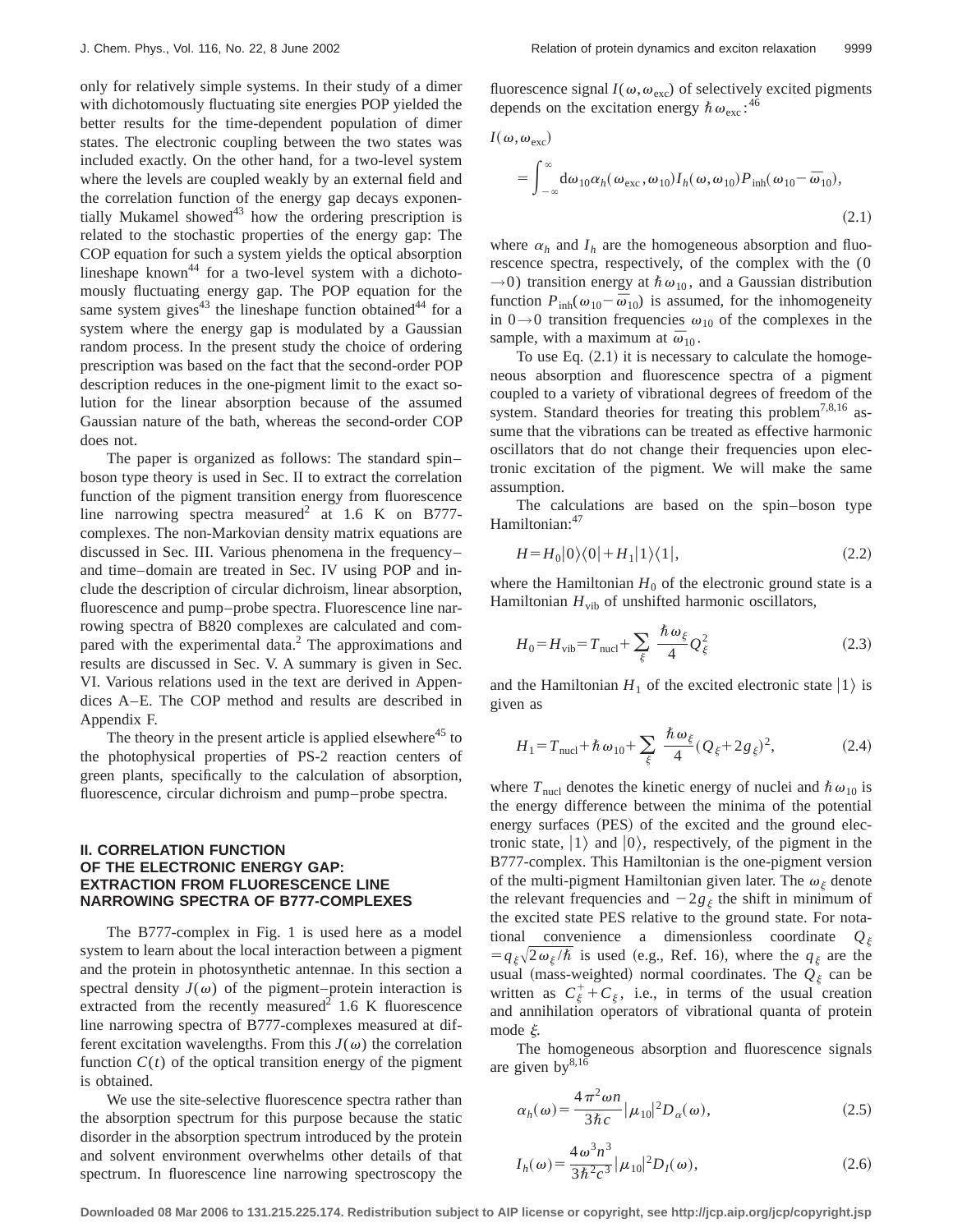only for relatively simple systems. In their study of a dimer with dichotomously fluctuating site energies POP yielded the better results for the time-dependent population of dimer states. The electronic coupling between the two states was included exactly. On the other hand, for a two-level system where the levels are coupled weakly by an external field and the correlation function of the energy gap decays exponentially Mukamel showed[43] how the ordering prescription is related to the stochastic properties of the energy gap: The COP equation for such a system yields the optical absorption lineshape known[44] for a two-level system with a dichotomously fluctuating energy gap. The POP equation for the same system gives[43] the lineshape function obtained[44] for a system where the energy gap is modulated by a Gaussian random process. In the present study the choice of ordering prescription was based on the fact that the second-order POP description reduces in the one-pigment limit to the exact solution for the linear absorption because of the assumed Gaussian nature of the bath, whereas the second-order COP does not.

The paper is organized as follows: The standard spin–boson type theory is used in Sec. II to extract the correlation function of the pigment transition energy from fluorescence line narrowing spectra measured[2] at 1.6 K on B777-complexes. The non-Markovian density matrix equations are discussed in Sec. III. Various phenomena in the frequency– and time–domain are treated in Sec. IV using POP and include the description of circular dichroism, linear absorption, fluorescence and pump–probe spectra. Fluorescence line narrowing spectra of B820 complexes are calculated and compared with the experimental data.[2] The approximations and results are discussed in Sec. V. A summary is given in Sec. VI. Various relations used in the text are derived in Appendices A–E. The COP method and results are described in Appendix F.

The theory in the present article is applied elsewhere[45] to the photophysical properties of PS-2 reaction centers of green plants, specifically to the calculation of absorption, fluorescence, circular dichroism and pump–probe spectra.

## II. CORRELATION FUNCTION OF THE ELECTRONIC ENERGY GAP: EXTRACTION FROM FLUORESCENCE LINE NARROWING SPECTRA OF B777-COMPLEXES

The B777-complex in Fig. 1 is used here as a model system to learn about the local interaction between a pigment and the protein in photosynthetic antennae. In this section a spectral density $J(\omega)$ of the pigment–protein interaction is extracted from the recently measured[2] 1.6 K fluorescence line narrowing spectra of B777-complexes measured at different excitation wavelengths. From this $J(\omega)$ the correlation function $C(t)$ of the optical transition energy of the pigment is obtained.

We use the site-selective fluorescence spectra rather than the absorption spectrum for this purpose because the static disorder in the absorption spectrum introduced by the protein and solvent environment overwhelms other details of that spectrum. In fluorescence line narrowing spectroscopy the fluorescence signal $I(\omega,\omega_{\rm exc})$ of selectively excited pigments depends on the excitation energy $\hbar\omega_{\rm exc}$:[46]

$$I(\omega,\omega_{\rm exc}) = \int_{-\infty}^{\infty} \mathrm{d}\omega_{10}\,\alpha_h(\omega_{\rm exc},\omega_{10}) I_h(\omega,\omega_{10}) P_{\rm inh}(\omega_{10}-\overline{\omega}_{10}), \tag{2.1}$$

where $\alpha_h$ and $I_h$ are the homogeneous absorption and fluorescence spectra, respectively, of the complex with the $(0 \rightarrow 0)$ transition energy at $\hbar\omega_{10}$, and a Gaussian distribution function $P_{\rm inh}(\omega_{10}-\overline{\omega}_{10})$ is assumed, for the inhomogeneity in $0\rightarrow 0$ transition frequencies $\omega_{10}$ of the complexes in the sample, with a maximum at $\overline{\omega}_{10}$.

To use Eq. (2.1) it is necessary to calculate the homogeneous absorption and fluorescence spectra of a pigment coupled to a variety of vibrational degrees of freedom of the system. Standard theories for treating this problem[7,8,16] assume that the vibrations can be treated as effective harmonic oscillators that do not change their frequencies upon electronic excitation of the pigment. We will make the same assumption.

The calculations are based on the spin–boson type Hamiltonian:[47]

$$H = H_0|0\rangle\langle 0| + H_1|1\rangle\langle 1|, \tag{2.2}$$

where the Hamiltonian $H_0$ of the electronic ground state is a Hamiltonian $H_{\rm vib}$ of unshifted harmonic oscillators,

$$H_0 = H_{\rm vib} = T_{\rm nucl} + \sum_{\xi} \frac{\hbar\omega_\xi}{4} Q_\xi^2 \tag{2.3}$$

and the Hamiltonian $H_1$ of the excited electronic state $|1\rangle$ is given as

$$H_1 = T_{\rm nucl} + \hbar\omega_{10} + \sum_{\xi} \frac{\hbar\omega_\xi}{4} (Q_\xi + 2g_\xi)^2, \tag{2.4}$$

where $T_{\rm nucl}$ denotes the kinetic energy of nuclei and $\hbar\omega_{10}$ is the energy difference between the minima of the potential energy surfaces (PES) of the excited and the ground electronic state, $|1\rangle$ and $|0\rangle$, respectively, of the pigment in the B777-complex. This Hamiltonian is the one-pigment version of the multi-pigment Hamiltonian given later. The $\omega_\xi$ denote the relevant frequencies and $-2g_\xi$ the shift in minimum of the excited state PES relative to the ground state. For notational convenience a dimensionless coordinate $Q_\xi = q_\xi\sqrt{2\omega_\xi/\hbar}$ is used (e.g., Ref. 16), where the $q_\xi$ are the usual (mass-weighted) normal coordinates. The $Q_\xi$ can be written as $C_\xi^+ + C_\xi$, i.e., in terms of the usual creation and annihilation operators of vibrational quanta of protein mode $\xi$.

The homogeneous absorption and fluorescence signals are given by[8,16]

$$\alpha_h(\omega) = \frac{4\pi^2\omega n}{3\hbar c}|\mu_{10}|^2 D_\alpha(\omega), \tag{2.5}$$

$$I_h(\omega) = \frac{4\omega^3 n^3}{3\hbar^2 c^3}|\mu_{10}|^2 D_I(\omega), \tag{2.6}$$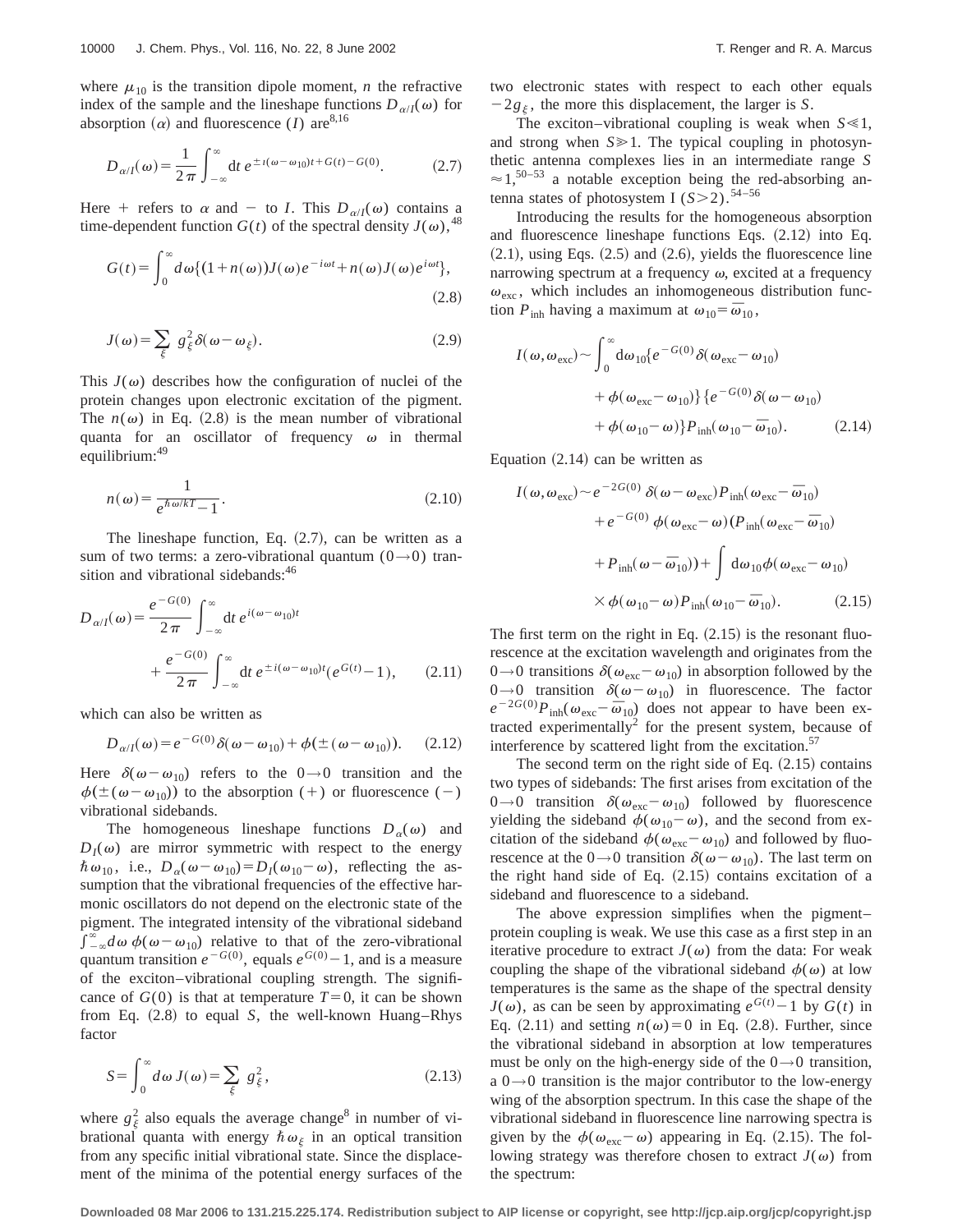where $\mu_{10}$ is the transition dipole moment, $n$ the refractive index of the sample and the lineshape functions $D_{\alpha/I}(\omega)$ for absorption ($\alpha$) and fluorescence ($I$) are[8,16]

$$D_{\alpha/I}(\omega)=\frac{1}{2\pi}\int_{-\infty}^{\infty}\mathrm{d}t\, e^{\pm\imath(\omega-\omega_{10})t+G(t)-G(0)}. \tag{2.7}$$

Here + refers to $\alpha$ and − to $I$. This $D_{\alpha/I}(\omega)$ contains a time-dependent function $G(t)$ of the spectral density $J(\omega)$,[48]

$$G(t)=\int_0^{\infty}d\omega\{(1+n(\omega))J(\omega)e^{-i\omega t}+n(\omega)J(\omega)e^{i\omega t}\}, \tag{2.8}$$

$$J(\omega)=\sum_{\xi} g_{\xi}^2\delta(\omega-\omega_{\xi}). \tag{2.9}$$

This $J(\omega)$ describes how the configuration of nuclei of the protein changes upon electronic excitation of the pigment. The $n(\omega)$ in Eq. (2.8) is the mean number of vibrational quanta for an oscillator of frequency $\omega$ in thermal equilibrium:[49]

$$n(\omega)=\frac{1}{e^{\hbar\omega/kT}-1}. \tag{2.10}$$

The lineshape function, Eq. (2.7), can be written as a sum of two terms: a zero-vibrational quantum ($0\rightarrow0$) transition and vibrational sidebands:[46]

$$D_{\alpha/I}(\omega)=\frac{e^{-G(0)}}{2\pi}\int_{-\infty}^{\infty}\mathrm{d}t\, e^{i(\omega-\omega_{10})t}+\frac{e^{-G(0)}}{2\pi}\int_{-\infty}^{\infty}\mathrm{d}t\, e^{\pm i(\omega-\omega_{10})t}(e^{G(t)}-1), \tag{2.11}$$

which can also be written as

$$D_{\alpha/I}(\omega)=e^{-G(0)}\delta(\omega-\omega_{10})+\phi(\pm(\omega-\omega_{10})). \tag{2.12}$$

Here $\delta(\omega-\omega_{10})$ refers to the $0\rightarrow0$ transition and the $\phi(\pm(\omega-\omega_{10}))$ to the absorption (+) or fluorescence (−) vibrational sidebands.

The homogeneous lineshape functions $D_{\alpha}(\omega)$ and $D_I(\omega)$ are mirror symmetric with respect to the energy $\hbar\omega_{10}$, i.e., $D_{\alpha}(\omega-\omega_{10})=D_I(\omega_{10}-\omega)$, reflecting the assumption that the vibrational frequencies of the effective harmonic oscillators do not depend on the electronic state of the pigment. The integrated intensity of the vibrational sideband $\int_{-\infty}^{\infty}d\omega\,\phi(\omega-\omega_{10})$ relative to that of the zero-vibrational quantum transition $e^{-G(0)}$, equals $e^{G(0)}-1$, and is a measure of the exciton–vibrational coupling strength. The significance of $G(0)$ is that at temperature $T=0$, it can be shown from Eq. (2.8) to equal $S$, the well-known Huang–Rhys factor

$$S=\int_0^{\infty}d\omega\, J(\omega)=\sum_{\xi} g_{\xi}^2, \tag{2.13}$$

where $g_{\xi}^2$ also equals the average change[8] in number of vibrational quanta with energy $\hbar\omega_{\xi}$ in an optical transition from any specific initial vibrational state. Since the displacement of the minima of the potential energy surfaces of the two electronic states with respect to each other equals $-2g_{\xi}$, the more this displacement, the larger is $S$.

The exciton–vibrational coupling is weak when $S\ll1$, and strong when $S\gg1$. The typical coupling in photosynthetic antenna complexes lies in an intermediate range $S\approx1$,[50–53] a notable exception being the red-absorbing antenna states of photosystem I ($S>2$).[54–56]

Introducing the results for the homogeneous absorption and fluorescence lineshape functions Eqs. (2.12) into Eq. (2.1), using Eqs. (2.5) and (2.6), yields the fluorescence line narrowing spectrum at a frequency $\omega$, excited at a frequency $\omega_{\mathrm{exc}}$, which includes an inhomogeneous distribution function $P_{\mathrm{inh}}$ having a maximum at $\omega_{10}=\bar{\omega}_{10}$,

$$\begin{aligned}I(\omega,\omega_{\mathrm{exc}})\sim\int_0^{\infty}\mathrm{d}\omega_{10}\{&e^{-G(0)}\delta(\omega_{\mathrm{exc}}-\omega_{10})\\&+\phi(\omega_{\mathrm{exc}}-\omega_{10})\}\{e^{-G(0)}\delta(\omega-\omega_{10})\\&+\phi(\omega_{10}-\omega)\}P_{\mathrm{inh}}(\omega_{10}-\bar{\omega}_{10}).\end{aligned} \tag{2.14}$$

Equation (2.14) can be written as

$$\begin{aligned}I(\omega,\omega_{\mathrm{exc}})\sim\,&e^{-2G(0)}\,\delta(\omega-\omega_{\mathrm{exc}})P_{\mathrm{inh}}(\omega_{\mathrm{exc}}-\bar{\omega}_{10})\\&+e^{-G(0)}\,\phi(\omega_{\mathrm{exc}}-\omega)(P_{\mathrm{inh}}(\omega_{\mathrm{exc}}-\bar{\omega}_{10})\\&+P_{\mathrm{inh}}(\omega-\bar{\omega}_{10}))+\int\mathrm{d}\omega_{10}\phi(\omega_{\mathrm{exc}}-\omega_{10})\\&\times\phi(\omega_{10}-\omega)P_{\mathrm{inh}}(\omega_{10}-\bar{\omega}_{10}).\end{aligned} \tag{2.15}$$

The first term on the right in Eq. (2.15) is the resonant fluorescence at the excitation wavelength and originates from the $0\rightarrow0$ transitions $\delta(\omega_{\mathrm{exc}}-\omega_{10})$ in absorption followed by the $0\rightarrow0$ transition $\delta(\omega-\omega_{10})$ in fluorescence. The factor $e^{-2G(0)}P_{\mathrm{inh}}(\omega_{\mathrm{exc}}-\bar{\omega}_{10})$ does not appear to have been extracted experimentally[2] for the present system, because of interference by scattered light from the excitation.[57]

The second term on the right side of Eq. (2.15) contains two types of sidebands: The first arises from excitation of the $0\rightarrow0$ transition $\delta(\omega_{\mathrm{exc}}-\omega_{10})$ followed by fluorescence yielding the sideband $\phi(\omega_{10}-\omega)$, and the second from excitation of the sideband $\phi(\omega_{\mathrm{exc}}-\omega_{10})$ and followed by fluorescence at the $0\rightarrow0$ transition $\delta(\omega-\omega_{10})$. The last term on the right hand side of Eq. (2.15) contains excitation of a sideband and fluorescence to a sideband.

The above expression simplifies when the pigment–protein coupling is weak. We use this case as a first step in an iterative procedure to extract $J(\omega)$ from the data: For weak coupling the shape of the vibrational sideband $\phi(\omega)$ at low temperatures is the same as the shape of the spectral density $J(\omega)$, as can be seen by approximating $e^{G(t)}-1$ by $G(t)$ in Eq. (2.11) and setting $n(\omega)=0$ in Eq. (2.8). Further, since the vibrational sideband in absorption at low temperatures must be only on the high-energy side of the $0\rightarrow0$ transition, a $0\rightarrow0$ transition is the major contributor to the low-energy wing of the absorption spectrum. In this case the shape of the vibrational sideband in fluorescence line narrowing spectra is given by the $\phi(\omega_{\mathrm{exc}}-\omega)$ appearing in Eq. (2.15). The following strategy was therefore chosen to extract $J(\omega)$ from the spectrum: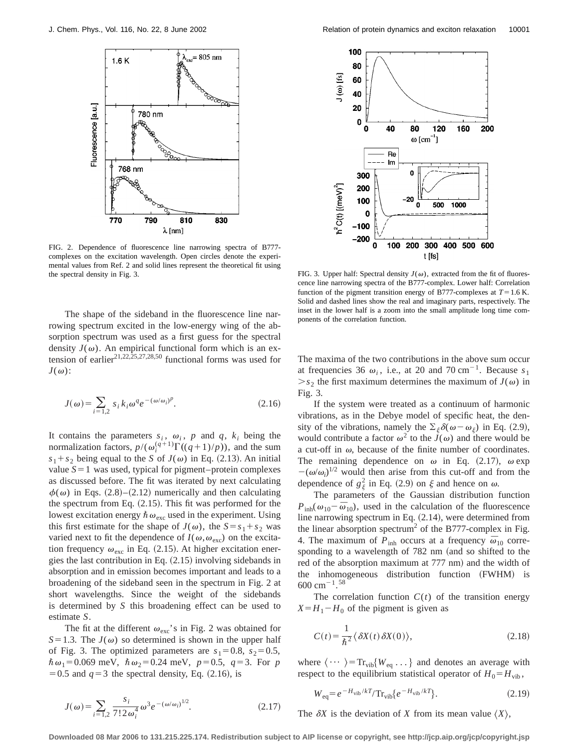1.6 K

$\lambda_{exc}$ = 805 nm

780 nm

768 nm

Fluorescence [a.u.]

770 790 810 830

λ [nm]

FIG. 2. Dependence of fluorescence line narrowing spectra of B777-complexes on the excitation wavelength. Open circles denote the experimental values from Ref. 2 and solid lines represent the theoretical fit using the spectral density in Fig. 3.

J (ω) [fs]

100 80 60 40 20 0

0 40 80 120 160 200

ω [cm⁻¹]

Re

Im

$\hbar^2 C(t)$ [(meV)²]

300 200 100 0 −100 −200

0 100 200 300 400 500 600

t [fs]

0 −20 0 500 1000

FIG. 3. Upper half: Spectral density $J(\omega)$, extracted from the fit of fluorescence line narrowing spectra of the B777-complex. Lower half: Correlation function of the pigment transition energy of B777-complexes at $T=1.6$ K. Solid and dashed lines show the real and imaginary parts, respectively. The inset in the lower half is a zoom into the small amplitude long time components of the correlation function.

The shape of the sideband in the fluorescence line narrowing spectrum excited in the low-energy wing of the absorption spectrum was used as a first guess for the spectral density $J(\omega)$. An empirical functional form which is an extension of earlier[21,22,25,27,28,50] functional forms was used for $J(\omega)$:

$$J(\omega)=\sum_{i=1,2} s_i k_i \omega^q e^{-(\omega/\omega_i)^p}. \tag{2.16}$$

It contains the parameters $s_i$, $\omega_i$, $p$ and $q$, $k_i$ being the normalization factors, $p/(\omega_i^{(q+1)}\Gamma((q+1)/p))$, and the sum $s_1+s_2$ being equal to the $S$ of $J(\omega)$ in Eq. (2.13). An initial value $S=1$ was used, typical for pigment–protein complexes as discussed before. The fit was iterated by next calculating $\phi(\omega)$ in Eqs. (2.8)–(2.12) numerically and then calculating the spectrum from Eq. (2.15). This fit was performed for the lowest excitation energy $\hbar\omega_{exc}$ used in the experiment. Using this first estimate for the shape of $J(\omega)$, the $S=s_1+s_2$ was varied next to fit the dependence of $I(\omega,\omega_{exc})$ on the excitation frequency $\omega_{exc}$ in Eq. (2.15). At higher excitation energies the last contribution in Eq. (2.15) involving sidebands in absorption and in emission becomes important and leads to a broadening of the sideband seen in the spectrum in Fig. 2 at short wavelengths. Since the weight of the sidebands is determined by $S$ this broadening effect can be used to estimate $S$.

The fit at the different $\omega_{exc}$'s in Fig. 2 was obtained for $S=1.3$. The $J(\omega)$ so determined is shown in the upper half of Fig. 3. The optimized parameters are $s_1=0.8$, $s_2=0.5$, $\hbar\omega_1=0.069$ meV, $\hbar\omega_2=0.24$ meV, $p=0.5$, $q=3$. For $p=0.5$ and $q=3$ the spectral density, Eq. (2.16), is

$$J(\omega)=\sum_{i=1,2} \frac{s_i}{7!2\omega_i^4}\omega^3 e^{-(\omega/\omega_i)^{1/2}}. \tag{2.17}$$

The maxima of the two contributions in the above sum occur at frequencies 36 $\omega_i$, i.e., at 20 and 70 cm$^{-1}$. Because $s_1>s_2$ the first maximum determines the maximum of $J(\omega)$ in Fig. 3.

If the system were treated as a continuum of harmonic vibrations, as in the Debye model of specific heat, the density of the vibrations, namely the $\Sigma_\xi\delta(\omega-\omega_\xi)$ in Eq. (2.9), would contribute a factor $\omega^2$ to the $J(\omega)$ and there would be a cut-off in $\omega$, because of the finite number of coordinates. The remaining dependence on $\omega$ in Eq. (2.17), $\omega\exp-(\omega/\omega_i)^{1/2}$ would then arise from this cut-off and from the dependence of $g_\xi^2$ in Eq. (2.9) on $\xi$ and hence on $\omega$.

The parameters of the Gaussian distribution function $P_{inh}(\omega_{10}-\bar{\omega}_{10})$, used in the calculation of the fluorescence line narrowing spectrum in Eq. (2.14), were determined from the linear absorption spectrum[2] of the B777-complex in Fig. 4. The maximum of $P_{inh}$ occurs at a frequency $\bar{\omega}_{10}$ corresponding to a wavelength of 782 nm (and so shifted to the red of the absorption maximum at 777 nm) and the width of the inhomogeneous distribution function (FWHM) is 600 cm$^{-1}$.[58]

The correlation function $C(t)$ of the transition energy $X=H_1-H_0$ of the pigment is given as

$$C(t)=\frac{1}{\hbar^2}\langle\delta X(t)\delta X(0)\rangle, \tag{2.18}$$

where $\langle\cdots\rangle=\mathrm{Tr_{vib}}\{W_{eq}\ldots\}$ and denotes an average with respect to the equilibrium statistical operator of $H_0=H_{vib}$,

$$W_{eq}=e^{-H_{vib}/kT}/\mathrm{Tr_{vib}}\{e^{-H_{vib}/kT}\}. \tag{2.19}$$

The $\delta X$ is the deviation of $X$ from its mean value $\langle X\rangle$,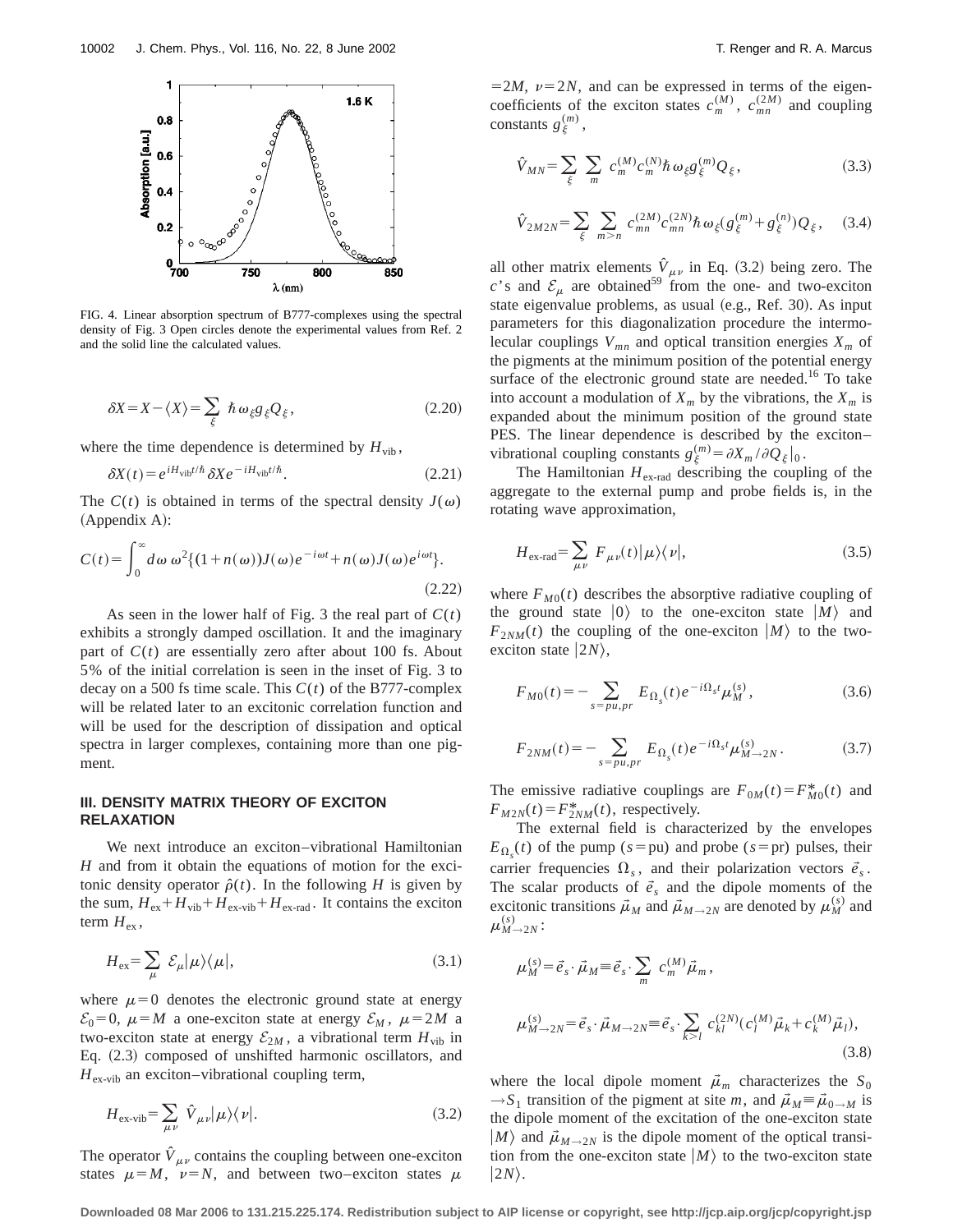1.6 K

Absorption [a.u.]

λ (nm)

700 750 800 850

0 0.2 0.4 0.6 0.8 1

FIG. 4. Linear absorption spectrum of B777-complexes using the spectral density of Fig. 3 Open circles denote the experimental values from Ref. 2 and the solid line the calculated values.

$$\delta X = X - \langle X \rangle = \sum_{\xi} \hbar \omega_{\xi} g_{\xi} Q_{\xi}, \tag{2.20}$$

where the time dependence is determined by $H_{\text{vib}}$,

$$\delta X(t) = e^{iH_{\text{vib}}t/\hbar} \delta X e^{-iH_{\text{vib}}t/\hbar}. \tag{2.21}$$

The $C(t)$ is obtained in terms of the spectral density $J(\omega)$ (Appendix A):

$$C(t) = \int_0^{\infty} d\omega\, \omega^2 \{(1 + n(\omega)) J(\omega) e^{-i\omega t} + n(\omega) J(\omega) e^{i\omega t}\}. \tag{2.22}$$

As seen in the lower half of Fig. 3 the real part of $C(t)$ exhibits a strongly damped oscillation. It and the imaginary part of $C(t)$ are essentially zero after about 100 fs. About 5% of the initial correlation is seen in the inset of Fig. 3 to decay on a 500 fs time scale. This $C(t)$ of the B777-complex will be related later to an excitonic correlation function and will be used for the description of dissipation and optical spectra in larger complexes, containing more than one pigment.

### III. DENSITY MATRIX THEORY OF EXCITON RELAXATION

We next introduce an exciton–vibrational Hamiltonian $H$ and from it obtain the equations of motion for the excitonic density operator $\hat{\rho}(t)$. In the following $H$ is given by the sum, $H_{\text{ex}} + H_{\text{vib}} + H_{\text{ex-vib}} + H_{\text{ex-rad}}$. It contains the exciton term $H_{\text{ex}}$,

$$H_{\text{ex}} = \sum_{\mu} \mathcal{E}_{\mu} |\mu\rangle\langle\mu|, \tag{3.1}$$

where $\mu = 0$ denotes the electronic ground state at energy $\mathcal{E}_0 = 0$, $\mu = M$ a one-exciton state at energy $\mathcal{E}_M$, $\mu = 2M$ a two-exciton state at energy $\mathcal{E}_{2M}$, a vibrational term $H_{\text{vib}}$ in Eq. (2.3) composed of unshifted harmonic oscillators, and $H_{\text{ex-vib}}$ an exciton–vibrational coupling term,

$$H_{\text{ex-vib}} = \sum_{\mu\nu} \hat{V}_{\mu\nu} |\mu\rangle\langle\nu|. \tag{3.2}$$

The operator $\hat{V}_{\mu\nu}$ contains the coupling between one-exciton states $\mu = M$, $\nu = N$, and between two–exciton states $\mu = 2M$, $\nu = 2N$, and can be expressed in terms of the eigencoefficients of the exciton states $c_m^{(M)}$, $c_{mn}^{(2M)}$ and coupling constants $g_{\xi}^{(m)}$,

$$\hat{V}_{MN} = \sum_{\xi} \sum_{m} c_m^{(M)} c_m^{(N)} \hbar \omega_{\xi} g_{\xi}^{(m)} Q_{\xi}, \tag{3.3}$$

$$\hat{V}_{2M2N} = \sum_{\xi} \sum_{m>n} c_{mn}^{(2M)} c_{mn}^{(2N)} \hbar \omega_{\xi} (g_{\xi}^{(m)} + g_{\xi}^{(n)}) Q_{\xi}, \tag{3.4}$$

all other matrix elements $\hat{V}_{\mu\nu}$ in Eq. (3.2) being zero. The $c$'s and $\mathcal{E}_{\mu}$ are obtained[59] from the one- and two-exciton state eigenvalue problems, as usual (e.g., Ref. 30). As input parameters for this diagonalization procedure the intermolecular couplings $V_{mn}$ and optical transition energies $X_m$ of the pigments at the minimum position of the potential energy surface of the electronic ground state are needed.[16] To take into account a modulation of $X_m$ by the vibrations, the $X_m$ is expanded about the minimum position of the ground state PES. The linear dependence is described by the exciton–vibrational coupling constants $g_{\xi}^{(m)} = \partial X_m / \partial Q_{\xi}|_0$.

The Hamiltonian $H_{\text{ex-rad}}$ describing the coupling of the aggregate to the external pump and probe fields is, in the rotating wave approximation,

$$H_{\text{ex-rad}} = \sum_{\mu\nu} F_{\mu\nu}(t) |\mu\rangle\langle\nu|, \tag{3.5}$$

where $F_{M0}(t)$ describes the absorptive radiative coupling of the ground state $|0\rangle$ to the one-exciton state $|M\rangle$ and $F_{2NM}(t)$ the coupling of the one-exciton $|M\rangle$ to the two-exciton state $|2N\rangle$,

$$F_{M0}(t) = -\sum_{s=pu,pr} E_{\Omega_s}(t) e^{-i\Omega_s t} \mu_M^{(s)}, \tag{3.6}$$

$$F_{2NM}(t) = -\sum_{s=pu,pr} E_{\Omega_s}(t) e^{-i\Omega_s t} \mu_{M\to 2N}^{(s)}. \tag{3.7}$$

The emissive radiative couplings are $F_{0M}(t) = F_{M0}^*(t)$ and $F_{M2N}(t) = F_{2NM}^*(t)$, respectively.

The external field is characterized by the envelopes $E_{\Omega_s}(t)$ of the pump ($s$ = pu) and probe ($s$ = pr) pulses, their carrier frequencies $\Omega_s$, and their polarization vectors $\vec{e}_s$. The scalar products of $\vec{e}_s$ and the dipole moments of the excitonic transitions $\vec{\mu}_M$ and $\vec{\mu}_{M\to 2N}$ are denoted by $\mu_M^{(s)}$ and $\mu_{M\to 2N}^{(s)}$:

$$\mu_M^{(s)} = \vec{e}_s \cdot \vec{\mu}_M \equiv \vec{e}_s \cdot \sum_m c_m^{(M)} \vec{\mu}_m,$$

$$\mu_{M\to 2N}^{(s)} = \vec{e}_s \cdot \vec{\mu}_{M\to 2N} \equiv \vec{e}_s \cdot \sum_{k>l} c_{kl}^{(2N)} (c_l^{(M)} \vec{\mu}_k + c_k^{(M)} \vec{\mu}_l), \tag{3.8}$$

where the local dipole moment $\vec{\mu}_m$ characterizes the $S_0 \to S_1$ transition of the pigment at site $m$, and $\vec{\mu}_M \equiv \vec{\mu}_{0\to M}$ is the dipole moment of the excitation of the one-exciton state $|M\rangle$ and $\vec{\mu}_{M\to 2N}$ is the dipole moment of the optical transition from the one-exciton state $|M\rangle$ to the two-exciton state $|2N\rangle$.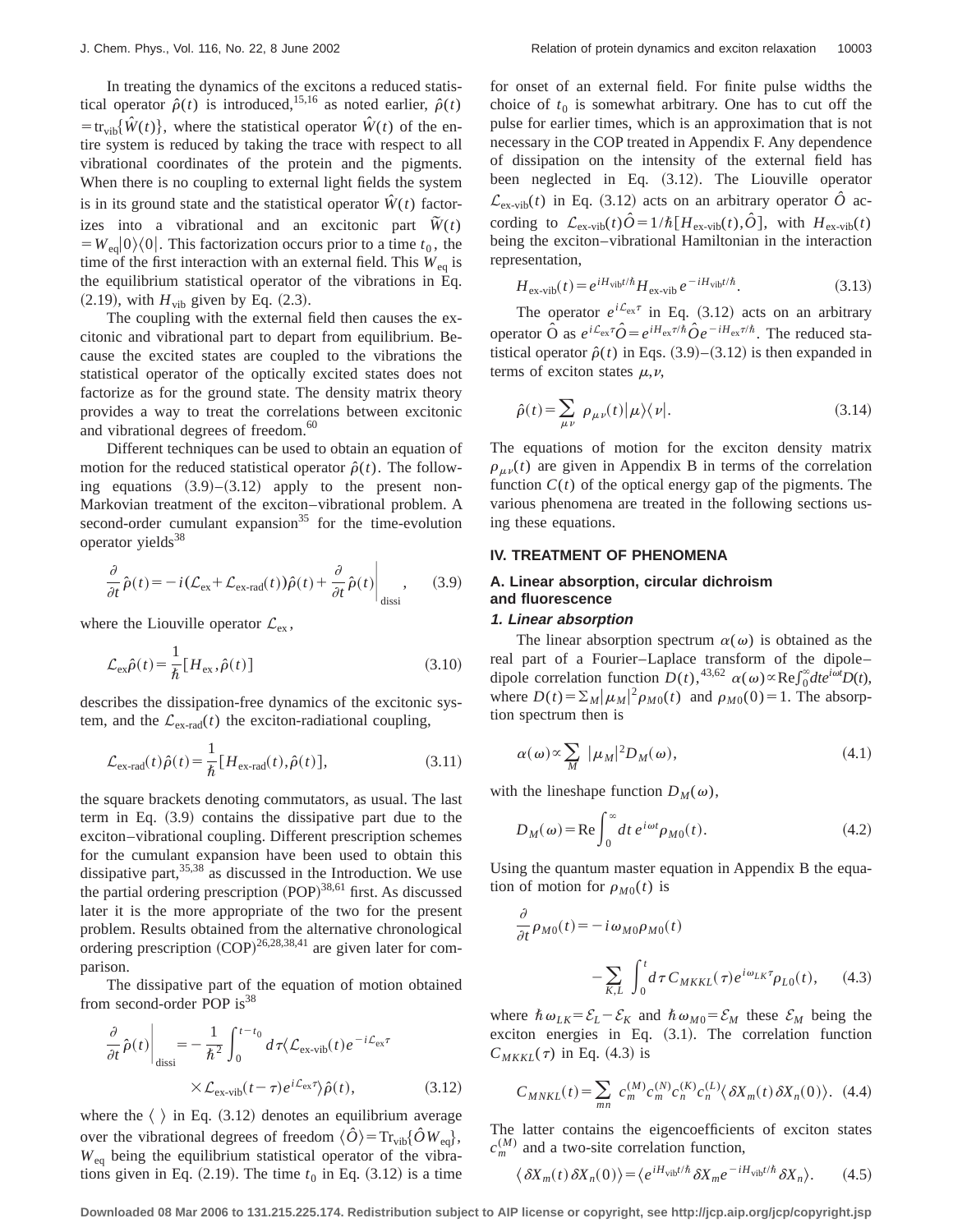In treating the dynamics of the excitons a reduced statistical operator $\hat{\rho}(t)$ is introduced,[15,16] as noted earlier, $\hat{\rho}(t) = \mathrm{tr}_{\mathrm{vib}}\{\hat{W}(t)\}$, where the statistical operator $\hat{W}(t)$ of the entire system is reduced by taking the trace with respect to all vibrational coordinates of the protein and the pigments. When there is no coupling to external light fields the system is in its ground state and the statistical operator $\hat{W}(t)$ factorizes into a vibrational and an excitonic part $\tilde{W}(t) = W_{\mathrm{eq}}|0\rangle\langle 0|$. This factorization occurs prior to a time $t_0$, the time of the first interaction with an external field. This $W_{\mathrm{eq}}$ is the equilibrium statistical operator of the vibrations in Eq. (2.19), with $H_{\mathrm{vib}}$ given by Eq. (2.3).

The coupling with the external field then causes the excitonic and vibrational part to depart from equilibrium. Because the excited states are coupled to the vibrations the statistical operator of the optically excited states does not factorize as for the ground state. The density matrix theory provides a way to treat the correlations between excitonic and vibrational degrees of freedom.[60]

Different techniques can be used to obtain an equation of motion for the reduced statistical operator $\hat{\rho}(t)$. The following equations (3.9)–(3.12) apply to the present non-Markovian treatment of the exciton–vibrational problem. A second-order cumulant expansion[35] for the time-evolution operator yields[38]

$$\frac{\partial}{\partial t}\hat{\rho}(t) = -i(\mathcal{L}_{\mathrm{ex}} + \mathcal{L}_{\mathrm{ex\text{-}rad}}(t))\hat{\rho}(t) + \frac{\partial}{\partial t}\hat{\rho}(t)\bigg|_{\mathrm{dissi}}, \qquad (3.9)$$

where the Liouville operator $\mathcal{L}_{\mathrm{ex}}$,

$$\mathcal{L}_{\mathrm{ex}}\hat{\rho}(t) = \frac{1}{\hbar}[H_{\mathrm{ex}}, \hat{\rho}(t)] \qquad (3.10)$$

describes the dissipation-free dynamics of the excitonic system, and the $\mathcal{L}_{\mathrm{ex\text{-}rad}}(t)$ the exciton-radiational coupling,

$$\mathcal{L}_{\mathrm{ex\text{-}rad}}(t)\hat{\rho}(t) = \frac{1}{\hbar}[H_{\mathrm{ex\text{-}rad}}(t), \hat{\rho}(t)], \qquad (3.11)$$

the square brackets denoting commutators, as usual. The last term in Eq. (3.9) contains the dissipative part due to the exciton–vibrational coupling. Different prescription schemes for the cumulant expansion have been used to obtain this dissipative part,[35,38] as discussed in the Introduction. We use the partial ordering prescription (POP)[38,61] first. As discussed later it is the more appropriate of the two for the present problem. Results obtained from the alternative chronological ordering prescription (COP)[26,28,38,41] are given later for comparison.

The dissipative part of the equation of motion obtained from second-order POP is[38]

$$\frac{\partial}{\partial t}\hat{\rho}(t)\bigg|_{\mathrm{dissi}} = -\frac{1}{\hbar^2}\int_0^{t-t_0} d\tau \langle \mathcal{L}_{\mathrm{ex\text{-}vib}}(t) e^{-i\mathcal{L}_{\mathrm{ex}}\tau} \times \mathcal{L}_{\mathrm{ex\text{-}vib}}(t-\tau) e^{i\mathcal{L}_{\mathrm{ex}}\tau}\rangle \hat{\rho}(t), \qquad (3.12)$$

where the $\langle\ \rangle$ in Eq. (3.12) denotes an equilibrium average over the vibrational degrees of freedom $\langle \hat{O}\rangle = \mathrm{Tr}_{\mathrm{vib}}\{\hat{O}W_{\mathrm{eq}}\}$, $W_{\mathrm{eq}}$ being the equilibrium statistical operator of the vibrations given in Eq. (2.19). The time $t_0$ in Eq. (3.12) is a time for onset of an external field. For finite pulse widths the choice of $t_0$ is somewhat arbitrary. One has to cut off the pulse for earlier times, which is an approximation that is not necessary in the COP treated in Appendix F. Any dependence of dissipation on the intensity of the external field has been neglected in Eq. (3.12). The Liouville operator $\mathcal{L}_{\mathrm{ex\text{-}vib}}(t)$ in Eq. (3.12) acts on an arbitrary operator $\hat{O}$ according to $\mathcal{L}_{\mathrm{ex\text{-}vib}}(t)\hat{O} = 1/\hbar[H_{\mathrm{ex\text{-}vib}}(t), \hat{O}]$, with $H_{\mathrm{ex\text{-}vib}}(t)$ being the exciton–vibrational Hamiltonian in the interaction representation,

$$H_{\mathrm{ex\text{-}vib}}(t) = e^{iH_{\mathrm{vib}}t/\hbar} H_{\mathrm{ex\text{-}vib}}\, e^{-iH_{\mathrm{vib}}t/\hbar}. \qquad (3.13)$$

The operator $e^{i\mathcal{L}_{\mathrm{ex}}\tau}$ in Eq. (3.12) acts on an arbitrary operator Ô as $e^{i\mathcal{L}_{\mathrm{ex}}\tau}\hat{O} = e^{iH_{\mathrm{ex}}\tau/\hbar}\hat{O}e^{-iH_{\mathrm{ex}}\tau/\hbar}$. The reduced statistical operator $\hat{\rho}(t)$ in Eqs. (3.9)–(3.12) is then expanded in terms of exciton states $\mu,\nu$,

$$\hat{\rho}(t) = \sum_{\mu\nu} \rho_{\mu\nu}(t)|\mu\rangle\langle\nu|. \qquad (3.14)$$

The equations of motion for the exciton density matrix $\rho_{\mu\nu}(t)$ are given in Appendix B in terms of the correlation function $C(t)$ of the optical energy gap of the pigments. The various phenomena are treated in the following sections using these equations.

## IV. TREATMENT OF PHENOMENA

### A. Linear absorption, circular dichroism and fluorescence

#### *1. Linear absorption*

The linear absorption spectrum $\alpha(\omega)$ is obtained as the real part of a Fourier–Laplace transform of the dipole–dipole correlation function $D(t)$,[43,62] $\alpha(\omega) \propto \mathrm{Re}\int_0^\infty dt e^{i\omega t}D(t)$, where $D(t) = \sum_M |\mu_M|^2 \rho_{M0}(t)$ and $\rho_{M0}(0) = 1$. The absorption spectrum then is

$$\alpha(\omega) \propto \sum_M |\mu_M|^2 D_M(\omega), \qquad (4.1)$$

with the lineshape function $D_M(\omega)$,

$$D_M(\omega) = \mathrm{Re}\int_0^\infty dt\, e^{i\omega t}\rho_{M0}(t). \qquad (4.2)$$

Using the quantum master equation in Appendix B the equation of motion for $\rho_{M0}(t)$ is

$$\frac{\partial}{\partial t}\rho_{M0}(t) = -i\omega_{M0}\rho_{M0}(t) - \sum_{K,L}\int_0^t d\tau\, C_{MKKL}(\tau) e^{i\omega_{LK}\tau}\rho_{L0}(t), \qquad (4.3)$$

where $\hbar\omega_{LK} = \mathcal{E}_L - \mathcal{E}_K$ and $\hbar\omega_{M0} = \mathcal{E}_M$ these $\mathcal{E}_M$ being the exciton energies in Eq. (3.1). The correlation function $C_{MKKL}(\tau)$ in Eq. (4.3) is

$$C_{MNKL}(t) = \sum_{mn} c_m^{(M)} c_m^{(N)} c_n^{(K)} c_n^{(L)} \langle \delta X_m(t)\,\delta X_n(0)\rangle. \qquad (4.4)$$

The latter contains the eigencoefficients of exciton states $c_m^{(M)}$ and a two-site correlation function,

$$\langle \delta X_m(t)\,\delta X_n(0)\rangle = \langle e^{iH_{\mathrm{vib}}t/\hbar}\delta X_m e^{-iH_{\mathrm{vib}}t/\hbar}\delta X_n\rangle. \qquad (4.5)$$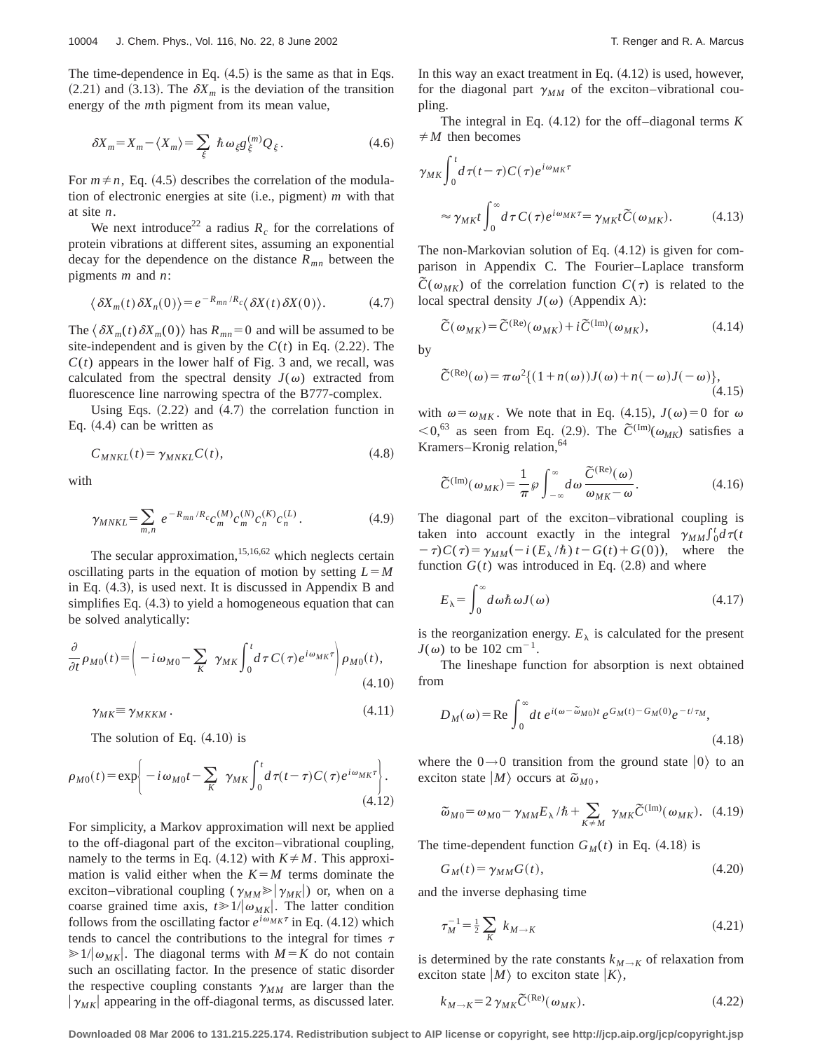The time-dependence in Eq. (4.5) is the same as that in Eqs. (2.21) and (3.13). The $\delta X_m$ is the deviation of the transition energy of the $m$th pigment from its mean value,

$$\delta X_m = X_m - \langle X_m \rangle = \sum_\xi \hbar \omega_\xi g_\xi^{(m)} Q_\xi. \tag{4.6}$$

For $m \neq n$, Eq. (4.5) describes the correlation of the modulation of electronic energies at site (i.e., pigment) $m$ with that at site $n$.

We next introduce[22] a radius $R_c$ for the correlations of protein vibrations at different sites, assuming an exponential decay for the dependence on the distance $R_{mn}$ between the pigments $m$ and $n$:

$$\langle \delta X_m(t) \delta X_n(0) \rangle = e^{-R_{mn}/R_c} \langle \delta X(t) \delta X(0) \rangle. \tag{4.7}$$

The $\langle \delta X_m(t) \delta X_m(0) \rangle$ has $R_{mn}=0$ and will be assumed to be site-independent and is given by the $C(t)$ in Eq. (2.22). The $C(t)$ appears in the lower half of Fig. 3 and, we recall, was calculated from the spectral density $J(\omega)$ extracted from fluorescence line narrowing spectra of the B777-complex.

Using Eqs. (2.22) and (4.7) the correlation function in Eq. (4.4) can be written as

$$C_{MNKL}(t) = \gamma_{MNKL} C(t), \tag{4.8}$$

with

$$\gamma_{MNKL} = \sum_{m,n} e^{-R_{mn}/R_c} c_m^{(M)} c_m^{(N)} c_n^{(K)} c_n^{(L)}. \tag{4.9}$$

The secular approximation,[15,16,62] which neglects certain oscillating parts in the equation of motion by setting $L=M$ in Eq. (4.3), is used next. It is discussed in Appendix B and simplifies Eq. (4.3) to yield a homogeneous equation that can be solved analytically:

$$\frac{\partial}{\partial t} \rho_{M0}(t) = \left( -i\omega_{M0} - \sum_K \gamma_{MK} \int_0^t d\tau\, C(\tau) e^{i\omega_{MK}\tau} \right) \rho_{M0}(t), \tag{4.10}$$

$$\gamma_{MK} \equiv \gamma_{MKKM}. \tag{4.11}$$

The solution of Eq. (4.10) is

$$\rho_{M0}(t) = \exp\left\{ -i\omega_{M0} t - \sum_K \gamma_{MK} \int_0^t d\tau (t-\tau) C(\tau) e^{i\omega_{MK}\tau} \right\}. \tag{4.12}$$

For simplicity, a Markov approximation will next be applied to the off-diagonal part of the exciton–vibrational coupling, namely to the terms in Eq. (4.12) with $K \neq M$. This approximation is valid either when the $K=M$ terms dominate the exciton–vibrational coupling ($\gamma_{MM} \gg |\gamma_{MK}|$) or, when on a coarse grained time axis, $t \gg 1/|\omega_{MK}|$. The latter condition follows from the oscillating factor $e^{i\omega_{MK}\tau}$ in Eq. (4.12) which tends to cancel the contributions to the integral for times $\tau \gg 1/|\omega_{MK}|$. The diagonal terms with $M=K$ do not contain such an oscillating factor. In the presence of static disorder the respective coupling constants $\gamma_{MM}$ are larger than the $|\gamma_{MK}|$ appearing in the off-diagonal terms, as discussed later. In this way an exact treatment in Eq. (4.12) is used, however, for the diagonal part $\gamma_{MM}$ of the exciton–vibrational coupling.

The integral in Eq. (4.12) for the off–diagonal terms $K \neq M$ then becomes

$$\gamma_{MK} \int_0^t d\tau (t-\tau) C(\tau) e^{i\omega_{MK}\tau}$$
$$\approx \gamma_{MK} t \int_0^\infty d\tau\, C(\tau) e^{i\omega_{MK}\tau} = \gamma_{MK} t \tilde{C}(\omega_{MK}). \tag{4.13}$$

The non-Markovian solution of Eq. (4.12) is given for comparison in Appendix C. The Fourier–Laplace transform $\tilde{C}(\omega_{MK})$ of the correlation function $C(\tau)$ is related to the local spectral density $J(\omega)$ (Appendix A):

$$\tilde{C}(\omega_{MK}) = \tilde{C}^{(\mathrm{Re})}(\omega_{MK}) + i\tilde{C}^{(\mathrm{Im})}(\omega_{MK}), \tag{4.14}$$

by

$$\tilde{C}^{(\mathrm{Re})}(\omega) = \pi\omega^2 \{ (1+n(\omega)) J(\omega) + n(-\omega) J(-\omega) \}, \tag{4.15}$$

with $\omega = \omega_{MK}$. We note that in Eq. (4.15), $J(\omega)=0$ for $\omega < 0$,[63] as seen from Eq. (2.9). The $\tilde{C}^{(\mathrm{Im})}(\omega_{MK})$ satisfies a Kramers–Kronig relation,[64]

$$\tilde{C}^{(\mathrm{Im})}(\omega_{MK}) = \frac{1}{\pi} \wp \int_{-\infty}^{\infty} d\omega \frac{\tilde{C}^{(\mathrm{Re})}(\omega)}{\omega_{MK} - \omega}. \tag{4.16}$$

The diagonal part of the exciton–vibrational coupling is taken into account exactly in the integral $\gamma_{MM}\int_0^t d\tau (t-\tau) C(\tau) = \gamma_{MM}(-i(E_\lambda/\hbar)t - G(t) + G(0))$, where the function $G(t)$ was introduced in Eq. (2.8) and where

$$E_\lambda = \int_0^\infty d\omega \hbar\omega J(\omega) \tag{4.17}$$

is the reorganization energy. $E_\lambda$ is calculated for the present $J(\omega)$ to be 102 cm$^{-1}$.

The lineshape function for absorption is next obtained from

$$D_M(\omega) = \mathrm{Re} \int_0^\infty dt\, e^{i(\omega - \tilde{\omega}_{M0})t} e^{G_M(t) - G_M(0)} e^{-t/\tau_M}, \tag{4.18}$$

where the $0 \to 0$ transition from the ground state $|0\rangle$ to an exciton state $|M\rangle$ occurs at $\tilde{\omega}_{M0}$,

$$\tilde{\omega}_{M0} = \omega_{M0} - \gamma_{MM} E_\lambda/\hbar + \sum_{K \neq M} \gamma_{MK} \tilde{C}^{(\mathrm{Im})}(\omega_{MK}). \tag{4.19}$$

The time-dependent function $G_M(t)$ in Eq. (4.18) is

$$G_M(t) = \gamma_{MM} G(t), \tag{4.20}$$

and the inverse dephasing time

$$\tau_M^{-1} = \tfrac{1}{2} \sum_K k_{M \to K} \tag{4.21}$$

is determined by the rate constants $k_{M \to K}$ of relaxation from exciton state $|M\rangle$ to exciton state $|K\rangle$,

$$k_{M \to K} = 2\gamma_{MK} \tilde{C}^{(\mathrm{Re})}(\omega_{MK}). \tag{4.22}$$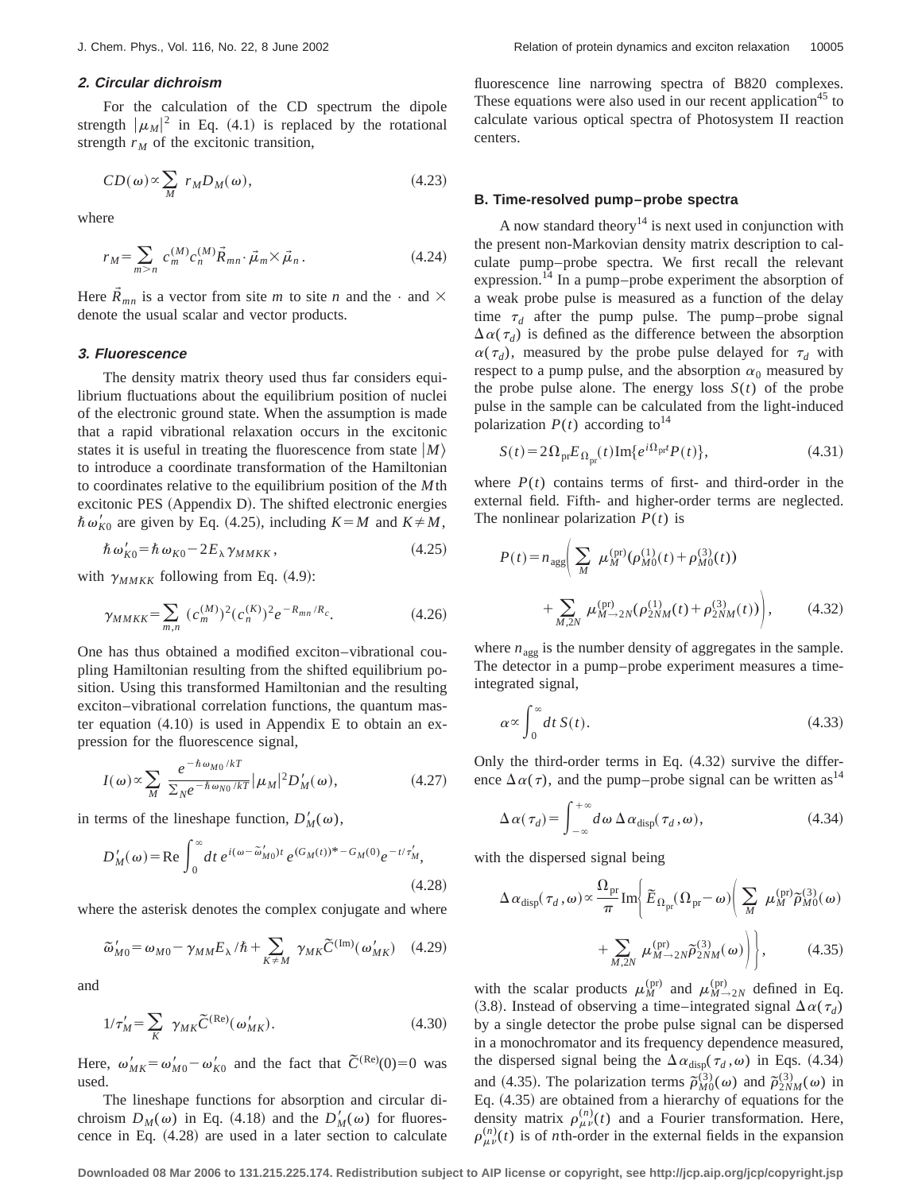### 2. Circular dichroism

For the calculation of the CD spectrum the dipole strength $|\mu_M|^2$ in Eq. (4.1) is replaced by the rotational strength $r_M$ of the excitonic transition,

$$CD(\omega) \propto \sum_M r_M D_M(\omega), \tag{4.23}$$

where

$$r_M = \sum_{m>n} c_m^{(M)} c_n^{(M)} \vec{R}_{mn} \cdot \vec{\mu}_m \times \vec{\mu}_n . \tag{4.24}$$

Here $\vec{R}_{mn}$ is a vector from site $m$ to site $n$ and the $\cdot$ and $\times$ denote the usual scalar and vector products.

### 3. Fluorescence

The density matrix theory used thus far considers equilibrium fluctuations about the equilibrium position of nuclei of the electronic ground state. When the assumption is made that a rapid vibrational relaxation occurs in the excitonic states it is useful in treating the fluorescence from state $|M\rangle$ to introduce a coordinate transformation of the Hamiltonian to coordinates relative to the equilibrium position of the $M$th excitonic PES (Appendix D). The shifted electronic energies $\hbar\omega'_{K0}$ are given by Eq. (4.25), including $K=M$ and $K\neq M$,

$$\hbar\omega'_{K0} = \hbar\omega_{K0} - 2E_\lambda \gamma_{MMKK}, \tag{4.25}$$

with $\gamma_{MMKK}$ following from Eq. (4.9):

$$\gamma_{MMKK} = \sum_{m,n} (c_m^{(M)})^2 (c_n^{(K)})^2 e^{-R_{mn}/R_c}. \tag{4.26}$$

One has thus obtained a modified exciton–vibrational coupling Hamiltonian resulting from the shifted equilibrium position. Using this transformed Hamiltonian and the resulting exciton–vibrational correlation functions, the quantum master equation (4.10) is used in Appendix E to obtain an expression for the fluorescence signal,

$$I(\omega) \propto \sum_M \frac{e^{-\hbar\omega_{M0}/kT}}{\sum_N e^{-\hbar\omega_{N0}/kT}} |\mu_M|^2 D'_M(\omega), \tag{4.27}$$

in terms of the lineshape function, $D'_M(\omega)$,

$$D'_M(\omega) = \mathrm{Re} \int_0^\infty dt\, e^{i(\omega - \tilde{\omega}'_{M0})t} e^{(G_M(t))^* - G_M(0)} e^{-t/\tau'_M}, \tag{4.28}$$

where the asterisk denotes the complex conjugate and where

$$\tilde{\omega}'_{M0} = \omega_{M0} - \gamma_{MM} E_\lambda/\hbar + \sum_{K\neq M} \gamma_{MK} \tilde{C}^{(\mathrm{Im})}(\omega'_{MK}) \tag{4.29}$$

and

$$1/\tau'_M = \sum_K \gamma_{MK} \tilde{C}^{(\mathrm{Re})}(\omega'_{MK}). \tag{4.30}$$

Here, $\omega'_{MK} = \omega'_{M0} - \omega'_{K0}$ and the fact that $\tilde{C}^{(\mathrm{Re})}(0)=0$ was used.

The lineshape functions for absorption and circular dichroism $D_M(\omega)$ in Eq. (4.18) and the $D'_M(\omega)$ for fluorescence in Eq. (4.28) are used in a later section to calculate fluorescence line narrowing spectra of B820 complexes. These equations were also used in our recent application[45] to calculate various optical spectra of Photosystem II reaction centers.

## B. Time-resolved pump–probe spectra

A now standard theory[14] is next used in conjunction with the present non-Markovian density matrix description to calculate pump–probe spectra. We first recall the relevant expression.[14] In a pump–probe experiment the absorption of a weak probe pulse is measured as a function of the delay time $\tau_d$ after the pump pulse. The pump–probe signal $\Delta\alpha(\tau_d)$ is defined as the difference between the absorption $\alpha(\tau_d)$, measured by the probe pulse delayed for $\tau_d$ with respect to a pump pulse, and the absorption $\alpha_0$ measured by the probe pulse alone. The energy loss $S(t)$ of the probe pulse in the sample can be calculated from the light-induced polarization $P(t)$ according to[14]

$$S(t) = 2\Omega_{\mathrm{pr}} E_{\Omega_{\mathrm{pr}}}(t) \mathrm{Im}\{e^{i\Omega_{\mathrm{pr}}t} P(t)\}, \tag{4.31}$$

where $P(t)$ contains terms of first- and third-order in the external field. Fifth- and higher-order terms are neglected. The nonlinear polarization $P(t)$ is

$$P(t) = n_{\mathrm{agg}} \left( \sum_M \mu_M^{(\mathrm{pr})} (\rho_{M0}^{(1)}(t) + \rho_{M0}^{(3)}(t)) + \sum_{M,2N} \mu_{M\rightarrow 2N}^{(\mathrm{pr})} (\rho_{2NM}^{(1)}(t) + \rho_{2NM}^{(3)}(t)) \right), \tag{4.32}$$

where $n_{\mathrm{agg}}$ is the number density of aggregates in the sample. The detector in a pump–probe experiment measures a time-integrated signal,

$$\alpha \propto \int_0^\infty dt\, S(t). \tag{4.33}$$

Only the third-order terms in Eq. (4.32) survive the difference $\Delta\alpha(\tau)$, and the pump–probe signal can be written as[14]

$$\Delta\alpha(\tau_d) = \int_{-\infty}^{+\infty} d\omega\, \Delta\alpha_{\mathrm{disp}}(\tau_d,\omega), \tag{4.34}$$

with the dispersed signal being

$$\Delta\alpha_{\mathrm{disp}}(\tau_d,\omega) \propto \frac{\Omega_{\mathrm{pr}}}{\pi} \mathrm{Im}\left\{ \tilde{E}_{\Omega_{\mathrm{pr}}}(\Omega_{\mathrm{pr}} - \omega) \left( \sum_M \mu_M^{(\mathrm{pr})} \tilde{\rho}_{M0}^{(3)}(\omega) + \sum_{M,2N} \mu_{M\rightarrow 2N}^{(\mathrm{pr})} \tilde{\rho}_{2NM}^{(3)}(\omega) \right) \right\}, \tag{4.35}$$

with the scalar products $\mu_M^{(\mathrm{pr})}$ and $\mu_{M\rightarrow 2N}^{(\mathrm{pr})}$ defined in Eq. (3.8). Instead of observing a time–integrated signal $\Delta\alpha(\tau_d)$ by a single detector the probe pulse signal can be dispersed in a monochromator and its frequency dependence measured, the dispersed signal being the $\Delta\alpha_{\mathrm{disp}}(\tau_d,\omega)$ in Eqs. (4.34) and (4.35). The polarization terms $\tilde{\rho}_{M0}^{(3)}(\omega)$ and $\tilde{\rho}_{2NM}^{(3)}(\omega)$ in Eq. (4.35) are obtained from a hierarchy of equations for the density matrix $\rho_{\mu\nu}^{(n)}(t)$ and a Fourier transformation. Here, $\rho_{\mu\nu}^{(n)}(t)$ is of $n$th-order in the external fields in the expansion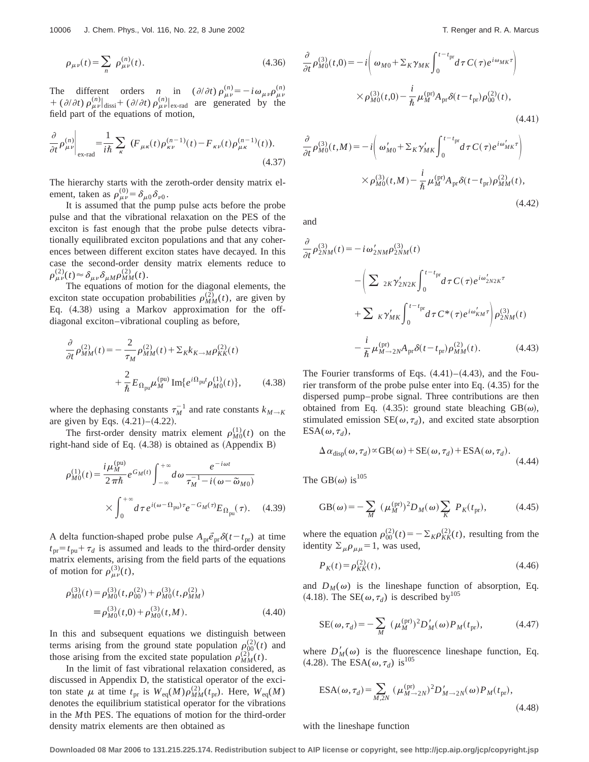$$\rho_{\mu\nu}(t) = \sum_n \rho_{\mu\nu}^{(n)}(t). \tag{4.36}$$

The different orders $n$ in $(\partial/\partial t)\rho_{\mu\nu}^{(n)} = -i\omega_{\mu\nu}\rho_{\mu\nu}^{(n)} + (\partial/\partial t)\rho_{\mu\nu}^{(n)}|_{\text{dissi}} + (\partial/\partial t)\rho_{\mu\nu}^{(n)}|_{\text{ex-rad}}$ are generated by the field part of the equations of motion,

$$\left.\frac{\partial}{\partial t}\rho_{\mu\nu}^{(n)}\right|_{\text{ex-rad}} = \frac{1}{i\hbar}\sum_\kappa \left(F_{\mu\kappa}(t)\rho_{\kappa\nu}^{(n-1)}(t) - F_{\kappa\nu}(t)\rho_{\mu\kappa}^{(n-1)}(t)\right). \tag{4.37}$$

The hierarchy starts with the zeroth-order density matrix element, taken as $\rho_{\mu\nu}^{(0)} = \delta_{\mu 0}\delta_{\nu 0}$.

It is assumed that the pump pulse acts before the probe pulse and that the vibrational relaxation on the PES of the exciton is fast enough that the probe pulse detects vibrationally equilibrated exciton populations and that any coherences between different exciton states have decayed. In this case the second-order density matrix elements reduce to $\rho_{\mu\nu}^{(2)}(t) \approx \delta_{\mu\nu}\delta_{\mu M}\rho_{MM}^{(2)}(t)$.

The equations of motion for the diagonal elements, the exciton state occupation probabilities $\rho_{MM}^{(2)}(t)$, are given by Eq. (4.38) using a Markov approximation for the off-diagonal exciton–vibrational coupling as before,

$$\frac{\partial}{\partial t}\rho_{MM}^{(2)}(t) = -\frac{2}{\tau_M}\rho_{MM}^{(2)}(t) + \Sigma_K k_{K\to M}\rho_{KK}^{(2)}(t) + \frac{2}{\hbar}E_{\Omega_{\text{pu}}}\mu_M^{(\text{pu})}\,\text{Im}\{e^{i\Omega_{\text{pu}}t}\rho_{M0}^{(1)}(t)\}, \tag{4.38}$$

where the dephasing constants $\tau_M^{-1}$ and rate constants $k_{M\to K}$ are given by Eqs. (4.21)–(4.22).

The first-order density matrix element $\rho_{M0}^{(1)}(t)$ on the right-hand side of Eq. (4.38) is obtained as (Appendix B)

$$\rho_{M0}^{(1)}(t) = \frac{i\mu_M^{(\text{pu})}}{2\pi\hbar}e^{G_M(t)}\int_{-\infty}^{+\infty}d\omega\,\frac{e^{-i\omega t}}{\tau_M^{-1} - i(\omega - \tilde{\omega}_{M0})} \times \int_0^{+\infty}d\tau\, e^{i(\omega-\Omega_{\text{pu}})\tau}e^{-G_M(\tau)}E_{\Omega_{\text{pu}}}(\tau). \tag{4.39}$$

A delta function-shaped probe pulse $A_{\text{pr}}\vec{e}_{\text{pr}}\delta(t-t_{\text{pr}})$ at time $t_{\text{pr}} = t_{\text{pu}} + \tau_d$ is assumed and leads to the third-order density matrix elements, arising from the field parts of the equations of motion for $\rho_{\mu\nu}^{(3)}(t)$,

$$\rho_{M0}^{(3)}(t) = \rho_{M0}^{(3)}(t,\rho_{00}^{(2)}) + \rho_{M0}^{(3)}(t,\rho_{MM}^{(2)}) \equiv \rho_{M0}^{(3)}(t,0) + \rho_{M0}^{(3)}(t,M). \tag{4.40}$$

In this and subsequent equations we distinguish between terms arising from the ground state population $\rho_{00}^{(2)}(t)$ and those arising from the excited state population $\rho_{MM}^{(2)}(t)$.

In the limit of fast vibrational relaxation considered, as discussed in Appendix D, the statistical operator of the exciton state $\mu$ at time $t_{\text{pr}}$ is $W_{\text{eq}}(M)\rho_{MM}^{(2)}(t_{\text{pr}})$. Here, $W_{\text{eq}}(M)$ denotes the equilibrium statistical operator for the vibrations in the $M$th PES. The equations of motion for the third-order density matrix elements are then obtained as

$$\frac{\partial}{\partial t}\rho_{M0}^{(3)}(t,0) = -i\left(\omega_{M0} + \Sigma_K\gamma_{MK}\int_0^{t-t_{\text{pr}}}d\tau\, C(\tau)e^{i\omega_{MK}\tau}\right) \times \rho_{M0}^{(3)}(t,0) - \frac{i}{\hbar}\mu_M^{(\text{pr})}A_{\text{pr}}\delta(t-t_{\text{pr}})\rho_{00}^{(2)}(t), \tag{4.41}$$

$$\frac{\partial}{\partial t}\rho_{M0}^{(3)}(t,M) = -i\left(\omega'_{M0} + \Sigma_K\gamma'_{MK}\int_0^{t-t_{\text{pr}}}d\tau\, C(\tau)e^{i\omega'_{MK}\tau}\right) \times \rho_{M0}^{(3)}(t,M) - \frac{i}{\hbar}\mu_M^{(\text{pr})}A_{\text{pr}}\delta(t-t_{\text{pr}})\rho_{MM}^{(2)}(t), \tag{4.42}$$

and

$$\frac{\partial}{\partial t}\rho_{2NM}^{(3)}(t) = -i\omega'_{2NM}\rho_{2NM}^{(3)}(t) - \left(\sum_{2K}\gamma'_{2N2K}\int_0^{t-t_{\text{pr}}}d\tau\, C(\tau)e^{i\omega'_{2N2K}\tau} + \sum_K\gamma'_{MK}\int_0^{t-t_{\text{pr}}}d\tau\, C^*(\tau)e^{i\omega'_{KM}\tau}\right)\rho_{2NM}^{(3)}(t) - \frac{i}{\hbar}\mu_{M\to 2N}^{(\text{pr})}A_{\text{pr}}\delta(t-t_{\text{pr}})\rho_{MM}^{(2)}(t). \tag{4.43}$$

The Fourier transforms of Eqs. (4.41)–(4.43), and the Fourier transform of the probe pulse enter into Eq. (4.35) for the dispersed pump–probe signal. Three contributions are then obtained from Eq. (4.35): ground state bleaching $\text{GB}(\omega)$, stimulated emission $\text{SE}(\omega,\tau_d)$, and excited state absorption $\text{ESA}(\omega,\tau_d)$,

$$\Delta\alpha_{\text{disp}}(\omega,\tau_d) \propto \text{GB}(\omega) + \text{SE}(\omega,\tau_d) + \text{ESA}(\omega,\tau_d). \tag{4.44}$$

The $\text{GB}(\omega)$ is[105]

$$\text{GB}(\omega) = -\sum_M (\mu_M^{(\text{pr})})^2 D_M(\omega)\sum_K P_K(t_{\text{pr}}), \tag{4.45}$$

where the equation $\rho_{00}^{(2)}(t) = -\Sigma_K\rho_{KK}^{(2)}(t)$, resulting from the identity $\Sigma_\mu\rho_{\mu\mu} = 1$, was used,

$$P_K(t) = \rho_{KK}^{(2)}(t), \tag{4.46}$$

and $D_M(\omega)$ is the lineshape function of absorption, Eq. (4.18). The $\text{SE}(\omega,\tau_d)$ is described by[105]

$$\text{SE}(\omega,\tau_d) = -\sum_M (\mu_M^{(\text{pr})})^2 D'_M(\omega)P_M(t_{\text{pr}}), \tag{4.47}$$

where $D'_M(\omega)$ is the fluorescence lineshape function, Eq. (4.28). The $\text{ESA}(\omega,\tau_d)$ is[105]

$$\text{ESA}(\omega,\tau_d) = \sum_{M,2N} (\mu_{M\to 2N}^{(\text{pr})})^2 D'_{M\to 2N}(\omega)P_M(t_{\text{pr}}), \tag{4.48}$$

with the lineshape function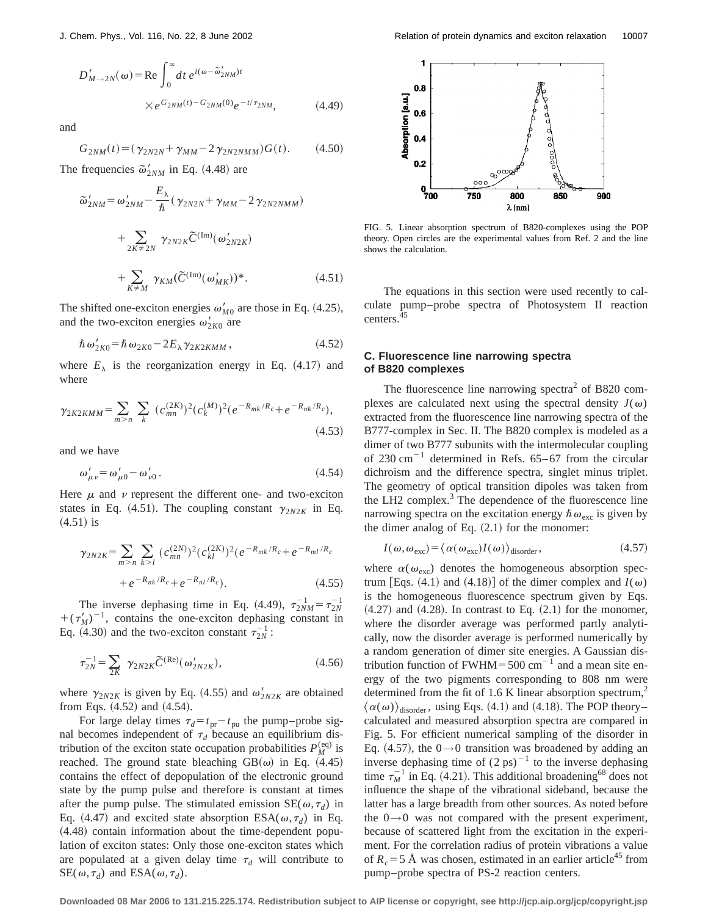$$D'_{M\to 2N}(\omega) = \mathrm{Re}\int_0^\infty dt\, e^{i(\omega-\tilde{\omega}'_{2NM})t} \times e^{G_{2NM}(t)-G_{2NM}(0)} e^{-t/\tau_{2NM}}, \tag{4.49}$$

and

$$G_{2NM}(t) = (\gamma_{2N2N} + \gamma_{MM} - 2\gamma_{2N2NMM})G(t). \tag{4.50}$$

The frequencies $\tilde{\omega}'_{2NM}$ in Eq. (4.48) are

$$\tilde{\omega}'_{2NM} = \omega'_{2NM} - \frac{E_\lambda}{\hbar}(\gamma_{2N2N} + \gamma_{MM} - 2\gamma_{2N2NMM}) + \sum_{2K\neq 2N} \gamma_{2N2K}\tilde{C}^{(\mathrm{Im})}(\omega'_{2N2K}) + \sum_{K\neq M} \gamma_{KM}(\tilde{C}^{(\mathrm{Im})}(\omega'_{MK}))^*. \tag{4.51}$$

The shifted one-exciton energies $\omega'_{M0}$ are those in Eq. (4.25), and the two-exciton energies $\omega'_{2K0}$ are

$$\hbar\omega'_{2K0} = \hbar\omega_{2K0} - 2E_\lambda\gamma_{2K2KMM}, \tag{4.52}$$

where $E_\lambda$ is the reorganization energy in Eq. (4.17) and where

$$\gamma_{2K2KMM} = \sum_{m>n}\sum_{k} (c_{mn}^{(2K)})^2 (c_k^{(M)})^2 (e^{-R_{mk}/R_c} + e^{-R_{nk}/R_c}), \tag{4.53}$$

and we have

$$\omega'_{\mu\nu} = \omega'_{\mu 0} - \omega'_{\nu 0}. \tag{4.54}$$

Here $\mu$ and $\nu$ represent the different one- and two-exciton states in Eq. (4.51). The coupling constant $\gamma_{2N2K}$ in Eq. (4.51) is

$$\gamma_{2N2K} = \sum_{m>n}\sum_{k>l} (c_{mn}^{(2N)})^2 (c_{kl}^{(2K)})^2 (e^{-R_{mk}/R_c} + e^{-R_{ml}/R_c} + e^{-R_{nk}/R_c} + e^{-R_{nl}/R_c}). \tag{4.55}$$

The inverse dephasing time in Eq. (4.49), $\tau_{2NM}^{-1} = \tau_{2N}^{-1} + (\tau'_M)^{-1}$, contains the one-exciton dephasing constant in Eq. (4.30) and the two-exciton constant $\tau_{2N}^{-1}$:

$$\tau_{2N}^{-1} = \sum_{2K} \gamma_{2N2K}\tilde{C}^{(\mathrm{Re})}(\omega'_{2N2K}), \tag{4.56}$$

where $\gamma_{2N2K}$ is given by Eq. (4.55) and $\omega'_{2N2K}$ are obtained from Eqs. (4.52) and (4.54).

For large delay times $\tau_d = t_{\mathrm{pr}} - t_{\mathrm{pu}}$ the pump–probe signal becomes independent of $\tau_d$ because an equilibrium distribution of the exciton state occupation probabilities $P_M^{(\mathrm{eq})}$ is reached. The ground state bleaching GB($\omega$) in Eq. (4.45) contains the effect of depopulation of the electronic ground state by the pump pulse and therefore is constant at times after the pump pulse. The stimulated emission SE($\omega,\tau_d$) in Eq. (4.47) and excited state absorption ESA($\omega,\tau_d$) in Eq. (4.48) contain information about the time-dependent population of exciton states: Only those one-exciton states which are populated at a given delay time $\tau_d$ will contribute to SE($\omega,\tau_d$) and ESA($\omega,\tau_d$).

1
0.8
0.6
0.4
0.2
0
Absorption [a.u.]
700 750 800 850 900
λ [nm]

FIG. 5. Linear absorption spectrum of B820-complexes using the POP theory. Open circles are the experimental values from Ref. 2 and the line shows the calculation.

The equations in this section were used recently to calculate pump–probe spectra of Photosystem II reaction centers.[45]

### C. Fluorescence line narrowing spectra of B820 complexes

The fluorescence line narrowing spectra[2] of B820 complexes are calculated next using the spectral density $J(\omega)$ extracted from the fluorescence line narrowing spectra of the B777-complex in Sec. II. The B820 complex is modeled as a dimer of two B777 subunits with the intermolecular coupling of 230 $\mathrm{cm}^{-1}$ determined in Refs. 65–67 from the circular dichroism and the difference spectra, singlet minus triplet. The geometry of optical transition dipoles was taken from the LH2 complex.[3] The dependence of the fluorescence line narrowing spectra on the excitation energy $\hbar\omega_{\mathrm{exc}}$ is given by the dimer analog of Eq. (2.1) for the monomer:

$$I(\omega,\omega_{\mathrm{exc}}) = \langle \alpha(\omega_{\mathrm{exc}}) I(\omega)\rangle_{\mathrm{disorder}}, \tag{4.57}$$

where $\alpha(\omega_{\mathrm{exc}})$ denotes the homogeneous absorption spectrum [Eqs. (4.1) and (4.18)] of the dimer complex and $I(\omega)$ is the homogeneous fluorescence spectrum given by Eqs. (4.27) and (4.28). In contrast to Eq. (2.1) for the monomer, where the disorder average was performed partly analytically, now the disorder average is performed numerically by a random generation of dimer site energies. A Gaussian distribution function of FWHM = 500 $\mathrm{cm}^{-1}$ and a mean site energy of the two pigments corresponding to 808 nm were determined from the fit of 1.6 K linear absorption spectrum,[2] $\langle \alpha(\omega)\rangle_{\mathrm{disorder}}$, using Eqs. (4.1) and (4.18). The POP theory–calculated and measured absorption spectra are compared in Fig. 5. For efficient numerical sampling of the disorder in Eq. (4.57), the $0\to 0$ transition was broadened by adding an inverse dephasing time of $(2\ \mathrm{ps})^{-1}$ to the inverse dephasing time $\tau_M^{-1}$ in Eq. (4.21). This additional broadening[68] does not influence the shape of the vibrational sideband, because the latter has a large breadth from other sources. As noted before the $0\to 0$ was not compared with the present experiment, because of scattered light from the excitation in the experiment. For the correlation radius of protein vibrations a value of $R_c = 5$ Å was chosen, estimated in an earlier article[45] from pump–probe spectra of PS-2 reaction centers.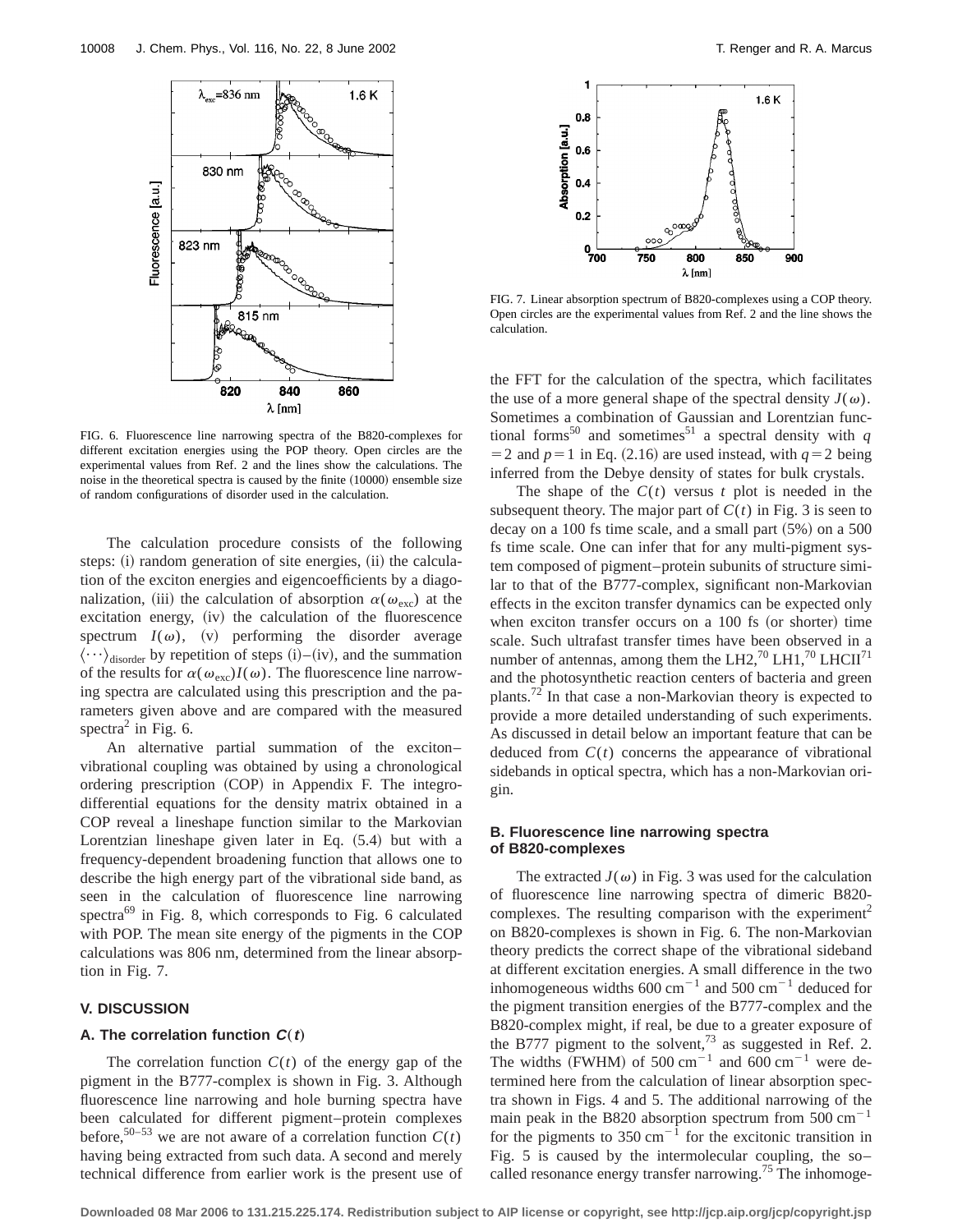λ$_{exc}$=836 nm

1.6 K

830 nm

823 nm

815 nm

Fluorescence [a.u.]

820

840

860

λ [nm]

FIG. 6. Fluorescence line narrowing spectra of the B820-complexes for different excitation energies using the POP theory. Open circles are the experimental values from Ref. 2 and the lines show the calculations. The noise in the theoretical spectra is caused by the finite (10000) ensemble size of random configurations of disorder used in the calculation.

The calculation procedure consists of the following steps: (i) random generation of site energies, (ii) the calculation of the exciton energies and eigencoefficients by a diagonalization, (iii) the calculation of absorption $\alpha(\omega_{\rm exc})$ at the excitation energy, (iv) the calculation of the fluorescence spectrum $I(\omega)$, (v) performing the disorder average $\langle \cdots \rangle_{\rm disorder}$ by repetition of steps (i)–(iv), and the summation of the results for $\alpha(\omega_{\rm exc})I(\omega)$. The fluorescence line narrowing spectra are calculated using this prescription and the parameters given above and are compared with the measured spectra[2] in Fig. 6.

An alternative partial summation of the exciton–vibrational coupling was obtained by using a chronological ordering prescription (COP) in Appendix F. The integro-differential equations for the density matrix obtained in a COP reveal a lineshape function similar to the Markovian Lorentzian lineshape given later in Eq. (5.4) but with a frequency-dependent broadening function that allows one to describe the high energy part of the vibrational side band, as seen in the calculation of fluorescence line narrowing spectra[69] in Fig. 8, which corresponds to Fig. 6 calculated with POP. The mean site energy of the pigments in the COP calculations was 806 nm, determined from the linear absorption in Fig. 7.

## V. DISCUSSION

### A. The correlation function $C(t)$

The correlation function $C(t)$ of the energy gap of the pigment in the B777-complex is shown in Fig. 3. Although fluorescence line narrowing and hole burning spectra have been calculated for different pigment–protein complexes before,[50–53] we are not aware of a correlation function $C(t)$ having being extracted from such data. A second and merely technical difference from earlier work is the present use of

1.6 K

Absorption [a.u.]

1

0.8

0.6

0.4

0.2

0

700

750

800

850

900

λ [nm]

FIG. 7. Linear absorption spectrum of B820-complexes using a COP theory. Open circles are the experimental values from Ref. 2 and the line shows the calculation.

the FFT for the calculation of the spectra, which facilitates the use of a more general shape of the spectral density $J(\omega)$. Sometimes a combination of Gaussian and Lorentzian functional forms[50] and sometimes[51] a spectral density with $q = 2$ and $p = 1$ in Eq. (2.16) are used instead, with $q = 2$ being inferred from the Debye density of states for bulk crystals.

The shape of the $C(t)$ versus $t$ plot is needed in the subsequent theory. The major part of $C(t)$ in Fig. 3 is seen to decay on a 100 fs time scale, and a small part (5%) on a 500 fs time scale. One can infer that for any multi-pigment system composed of pigment–protein subunits of structure similar to that of the B777-complex, significant non-Markovian effects in the exciton transfer dynamics can be expected only when exciton transfer occurs on a 100 fs (or shorter) time scale. Such ultrafast transfer times have been observed in a number of antennas, among them the LH2,[70] LH1,[70] LHCII[71] and the photosynthetic reaction centers of bacteria and green plants.[72] In that case a non-Markovian theory is expected to provide a more detailed understanding of such experiments. As discussed in detail below an important feature that can be deduced from $C(t)$ concerns the appearance of vibrational sidebands in optical spectra, which has a non-Markovian origin.

### B. Fluorescence line narrowing spectra of B820-complexes

The extracted $J(\omega)$ in Fig. 3 was used for the calculation of fluorescence line narrowing spectra of dimeric B820-complexes. The resulting comparison with the experiment[2] on B820-complexes is shown in Fig. 6. The non-Markovian theory predicts the correct shape of the vibrational sideband at different excitation energies. A small difference in the two inhomogeneous widths 600 cm$^{-1}$ and 500 cm$^{-1}$ deduced for the pigment transition energies of the B777-complex and the B820-complex might, if real, be due to a greater exposure of the B777 pigment to the solvent,[73] as suggested in Ref. 2. The widths (FWHM) of 500 cm$^{-1}$ and 600 cm$^{-1}$ were determined here from the calculation of linear absorption spectra shown in Figs. 4 and 5. The additional narrowing of the main peak in the B820 absorption spectrum from 500 cm$^{-1}$ for the pigments to 350 cm$^{-1}$ for the excitonic transition in Fig. 5 is caused by the intermolecular coupling, the so–called resonance energy transfer narrowing.[75] The inhomoge-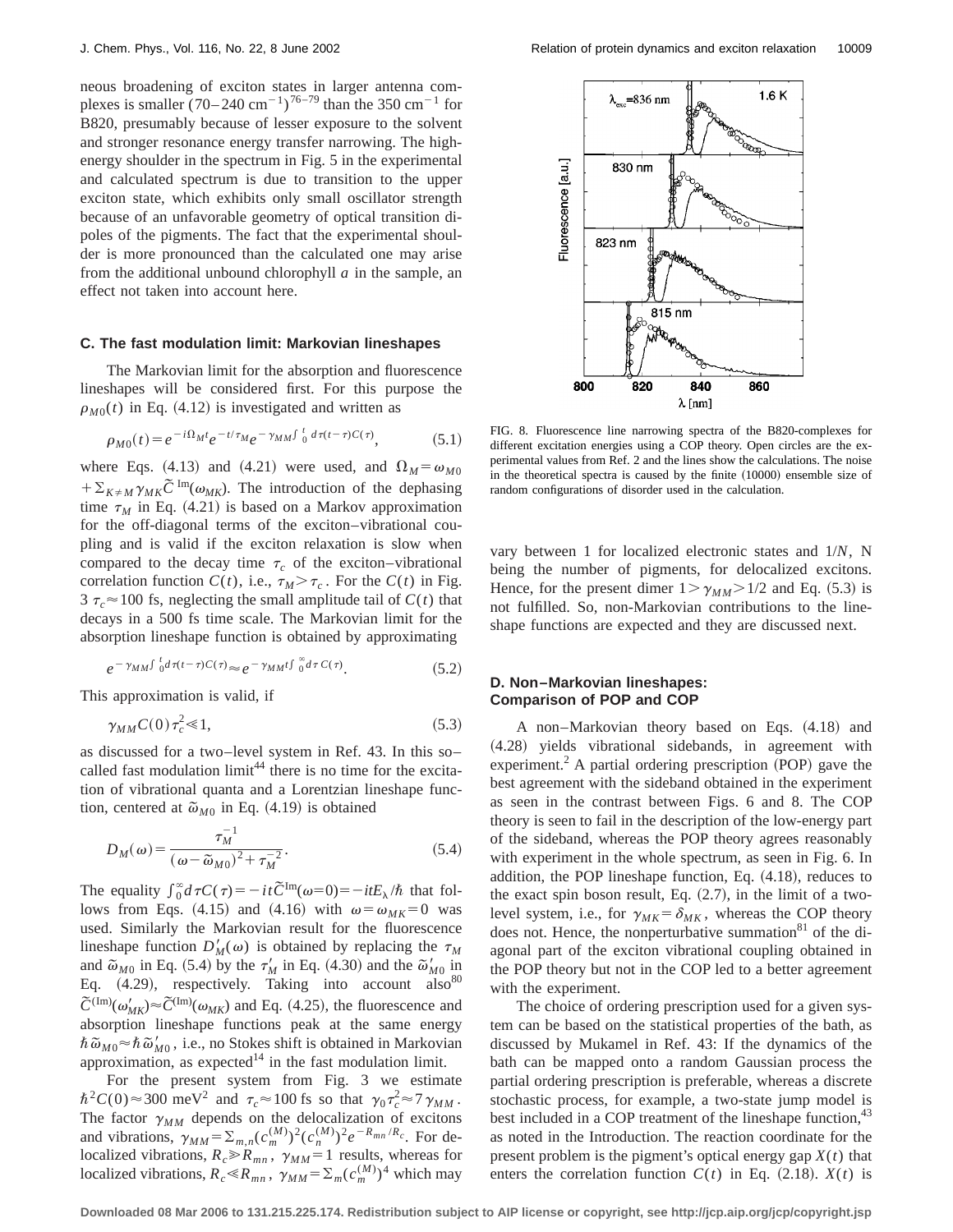neous broadening of exciton states in larger antenna complexes is smaller (70–240 $\mathrm{cm}^{-1}$)[76–79] than the 350 $\mathrm{cm}^{-1}$ for B820, presumably because of lesser exposure to the solvent and stronger resonance energy transfer narrowing. The high-energy shoulder in the spectrum in Fig. 5 in the experimental and calculated spectrum is due to transition to the upper exciton state, which exhibits only small oscillator strength because of an unfavorable geometry of optical transition dipoles of the pigments. The fact that the experimental shoulder is more pronounced than the calculated one may arise from the additional unbound chlorophyll *a* in the sample, an effect not taken into account here.

### C. The fast modulation limit: Markovian lineshapes

The Markovian limit for the absorption and fluorescence lineshapes will be considered first. For this purpose the $\rho_{M0}(t)$ in Eq. (4.12) is investigated and written as

$$\rho_{M0}(t)=e^{-i\Omega_M t}e^{-t/\tau_M}e^{-\gamma_{MM}\int_0^t d\tau(t-\tau)C(\tau)}, \tag{5.1}$$

where Eqs. (4.13) and (4.21) were used, and $\Omega_M=\omega_{M0}+\Sigma_{K\neq M}\gamma_{MK}\tilde{C}^{\,\mathrm{Im}}(\omega_{MK})$. The introduction of the dephasing time $\tau_M$ in Eq. (4.21) is based on a Markov approximation for the off-diagonal terms of the exciton–vibrational coupling and is valid if the exciton relaxation is slow when compared to the decay time $\tau_c$ of the exciton–vibrational correlation function $C(t)$, i.e., $\tau_M > \tau_c$. For the $C(t)$ in Fig. 3 $\tau_c\approx 100$ fs, neglecting the small amplitude tail of $C(t)$ that decays in a 500 fs time scale. The Markovian limit for the absorption lineshape function is obtained by approximating

$$e^{-\gamma_{MM}\int_0^t d\tau(t-\tau)C(\tau)}\approx e^{-\gamma_{MM}t\int_0^\infty d\tau\, C(\tau)}. \tag{5.2}$$

This approximation is valid, if

$$\gamma_{MM}C(0)\tau_c^2 \ll 1, \tag{5.3}$$

as discussed for a two–level system in Ref. 43. In this so–called fast modulation limit[44] there is no time for the excitation of vibrational quanta and a Lorentzian lineshape function, centered at $\tilde{\omega}_{M0}$ in Eq. (4.19) is obtained

$$D_M(\omega)=\frac{\tau_M^{-1}}{(\omega-\tilde{\omega}_{M0})^2+\tau_M^{-2}}. \tag{5.4}$$

The equality $\int_0^\infty d\tau C(\tau)=-it\tilde{C}^{\mathrm{Im}}(\omega=0)=-itE_\lambda/\hbar$ that follows from Eqs. (4.15) and (4.16) with $\omega=\omega_{MK}=0$ was used. Similarly the Markovian result for the fluorescence lineshape function $D_M'(\omega)$ is obtained by replacing the $\tau_M$ and $\tilde{\omega}_{M0}$ in Eq. (5.4) by the $\tau_M'$ in Eq. (4.30) and the $\tilde{\omega}_{M0}'$ in Eq. (4.29), respectively. Taking into account also[80] $\tilde{C}^{(\mathrm{Im})}(\omega_{MK}')\approx\tilde{C}^{(\mathrm{Im})}(\omega_{MK})$ and Eq. (4.25), the fluorescence and absorption lineshape functions peak at the same energy $\hbar\tilde{\omega}_{M0}\approx\hbar\tilde{\omega}_{M0}'$, i.e., no Stokes shift is obtained in Markovian approximation, as expected[14] in the fast modulation limit.

For the present system from Fig. 3 we estimate $\hbar^2C(0)\approx 300\ \mathrm{meV}^2$ and $\tau_c\approx 100$ fs so that $\gamma_0\tau_c^2\approx 7\gamma_{MM}$. The factor $\gamma_{MM}$ depends on the delocalization of excitons and vibrations, $\gamma_{MM}=\Sigma_{m,n}(c_m^{(M)})^2(c_n^{(M)})^2e^{-R_{mn}/R_c}$. For delocalized vibrations, $R_c\gg R_{mn}$, $\gamma_{MM}=1$ results, whereas for localized vibrations, $R_c\ll R_{mn}$, $\gamma_{MM}=\Sigma_m(c_m^{(M)})^4$ which may vary between 1 for localized electronic states and $1/N$, N being the number of pigments, for delocalized excitons. Hence, for the present dimer $1>\gamma_{MM}>1/2$ and Eq. (5.3) is not fulfilled. So, non-Markovian contributions to the lineshape functions are expected and they are discussed next.

1.6 K
$\lambda_{\mathrm{exc}}$=836 nm
830 nm
823 nm
815 nm
Fluorescence [a.u.]
800
820
840
860
λ [nm]

FIG. 8. Fluorescence line narrowing spectra of the B820-complexes for different excitation energies using a COP theory. Open circles are the experimental values from Ref. 2 and the lines show the calculations. The noise in the theoretical spectra is caused by the finite (10000) ensemble size of random configurations of disorder used in the calculation.

### D. Non–Markovian lineshapes: Comparison of POP and COP

A non–Markovian theory based on Eqs. (4.18) and (4.28) yields vibrational sidebands, in agreement with experiment.[2] A partial ordering prescription (POP) gave the best agreement with the sideband obtained in the experiment as seen in the contrast between Figs. 6 and 8. The COP theory is seen to fail in the description of the low-energy part of the sideband, whereas the POP theory agrees reasonably with experiment in the whole spectrum, as seen in Fig. 6. In addition, the POP lineshape function, Eq. (4.18), reduces to the exact spin boson result, Eq. (2.7), in the limit of a two-level system, i.e., for $\gamma_{MK}=\delta_{MK}$, whereas the COP theory does not. Hence, the nonperturbative summation[81] of the diagonal part of the exciton vibrational coupling obtained in the POP theory but not in the COP led to a better agreement with the experiment.

The choice of ordering prescription used for a given system can be based on the statistical properties of the bath, as discussed by Mukamel in Ref. 43: If the dynamics of the bath can be mapped onto a random Gaussian process the partial ordering prescription is preferable, whereas a discrete stochastic process, for example, a two-state jump model is best included in a COP treatment of the lineshape function,[43] as noted in the Introduction. The reaction coordinate for the present problem is the pigment's optical energy gap $X(t)$ that enters the correlation function $C(t)$ in Eq. (2.18). $X(t)$ is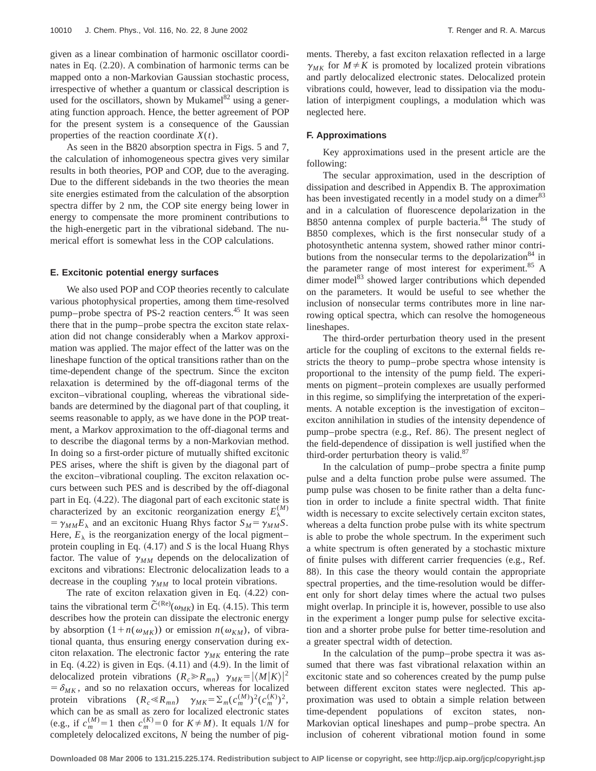given as a linear combination of harmonic oscillator coordinates in Eq. (2.20). A combination of harmonic terms can be mapped onto a non-Markovian Gaussian stochastic process, irrespective of whether a quantum or classical description is used for the oscillators, shown by Mukamel[82] using a generating function approach. Hence, the better agreement of POP for the present system is a consequence of the Gaussian properties of the reaction coordinate $X(t)$.

As seen in the B820 absorption spectra in Figs. 5 and 7, the calculation of inhomogeneous spectra gives very similar results in both theories, POP and COP, due to the averaging. Due to the different sidebands in the two theories the mean site energies estimated from the calculation of the absorption spectra differ by 2 nm, the COP site energy being lower in energy to compensate the more prominent contributions to the high-energetic part in the vibrational sideband. The numerical effort is somewhat less in the COP calculations.

### E. Excitonic potential energy surfaces

We also used POP and COP theories recently to calculate various photophysical properties, among them time-resolved pump–probe spectra of PS-2 reaction centers.[45] It was seen there that in the pump–probe spectra the exciton state relaxation did not change considerably when a Markov approximation was applied. The major effect of the latter was on the lineshape function of the optical transitions rather than on the time-dependent change of the spectrum. Since the exciton relaxation is determined by the off-diagonal terms of the exciton–vibrational coupling, whereas the vibrational sidebands are determined by the diagonal part of that coupling, it seems reasonable to apply, as we have done in the POP treatment, a Markov approximation to the off-diagonal terms and to describe the diagonal terms by a non-Markovian method. In doing so a first-order picture of mutually shifted excitonic PES arises, where the shift is given by the diagonal part of the exciton–vibrational coupling. The exciton relaxation occurs between such PES and is described by the off-diagonal part in Eq. (4.22). The diagonal part of each excitonic state is characterized by an excitonic reorganization energy $E_\lambda^{(M)} = \gamma_{MM} E_\lambda$ and an excitonic Huang Rhys factor $S_M = \gamma_{MM} S$. Here, $E_\lambda$ is the reorganization energy of the local pigment–protein coupling in Eq. (4.17) and $S$ is the local Huang Rhys factor. The value of $\gamma_{MM}$ depends on the delocalization of excitons and vibrations: Electronic delocalization leads to a decrease in the coupling $\gamma_{MM}$ to local protein vibrations.

The rate of exciton relaxation given in Eq. (4.22) contains the vibrational term $\tilde{C}^{(\mathrm{Re})}(\omega_{MK})$ in Eq. (4.15). This term describes how the protein can dissipate the electronic energy by absorption $(1+n(\omega_{MK}))$ or emission $n(\omega_{KM})$, of vibrational quanta, thus ensuring energy conservation during exciton relaxation. The electronic factor $\gamma_{MK}$ entering the rate in Eq. (4.22) is given in Eqs. (4.11) and (4.9). In the limit of delocalized protein vibrations $(R_c \gg R_{mn})$ $\gamma_{MK} = |\langle M|K\rangle|^2 = \delta_{MK}$, and so no relaxation occurs, whereas for localized protein vibrations $(R_c \ll R_{mn})$ $\gamma_{MK} = \Sigma_m (c_m^{(M)})^2 (c_m^{(K)})^2$, which can be as small as zero for localized electronic states (e.g., if $c_m^{(M)} = 1$ then $c_m^{(K)} = 0$ for $K \neq M$). It equals $1/N$ for completely delocalized excitons, $N$ being the number of pigments. Thereby, a fast exciton relaxation reflected in a large $\gamma_{MK}$ for $M \neq K$ is promoted by localized protein vibrations and partly delocalized electronic states. Delocalized protein vibrations could, however, lead to dissipation via the modulation of interpigment couplings, a modulation which was neglected here.

### F. Approximations

Key approximations used in the present article are the following:

The secular approximation, used in the description of dissipation and described in Appendix B. The approximation has been investigated recently in a model study on a dimer[83] and in a calculation of fluorescence depolarization in the B850 antenna complex of purple bacteria.[84] The study of B850 complexes, which is the first nonsecular study of a photosynthetic antenna system, showed rather minor contributions from the nonsecular terms to the depolarization[84] in the parameter range of most interest for experiment.[85] A dimer model[83] showed larger contributions which depended on the parameters. It would be useful to see whether the inclusion of nonsecular terms contributes more in line narrowing optical spectra, which can resolve the homogeneous lineshapes.

The third-order perturbation theory used in the present article for the coupling of excitons to the external fields restricts the theory to pump–probe spectra whose intensity is proportional to the intensity of the pump field. The experiments on pigment–protein complexes are usually performed in this regime, so simplifying the interpretation of the experiments. A notable exception is the investigation of exciton–exciton annihilation in studies of the intensity dependence of pump–probe spectra (e.g., Ref. 86). The present neglect of the field-dependence of dissipation is well justified when the third-order perturbation theory is valid.[87]

In the calculation of pump–probe spectra a finite pump pulse and a delta function probe pulse were assumed. The pump pulse was chosen to be finite rather than a delta function in order to include a finite spectral width. That finite width is necessary to excite selectively certain exciton states, whereas a delta function probe pulse with its white spectrum is able to probe the whole spectrum. In the experiment such a white spectrum is often generated by a stochastic mixture of finite pulses with different carrier frequencies (e.g., Ref. 88). In this case the theory would contain the appropriate spectral properties, and the time-resolution would be different only for short delay times where the actual two pulses might overlap. In principle it is, however, possible to use also in the experiment a longer pump pulse for selective excitation and a shorter probe pulse for better time-resolution and a greater spectral width of detection.

In the calculation of the pump–probe spectra it was assumed that there was fast vibrational relaxation within an excitonic state and so coherences created by the pump pulse between different exciton states were neglected. This approximation was used to obtain a simple relation between time-dependent populations of exciton states, non-Markovian optical lineshapes and pump–probe spectra. An inclusion of coherent vibrational motion found in some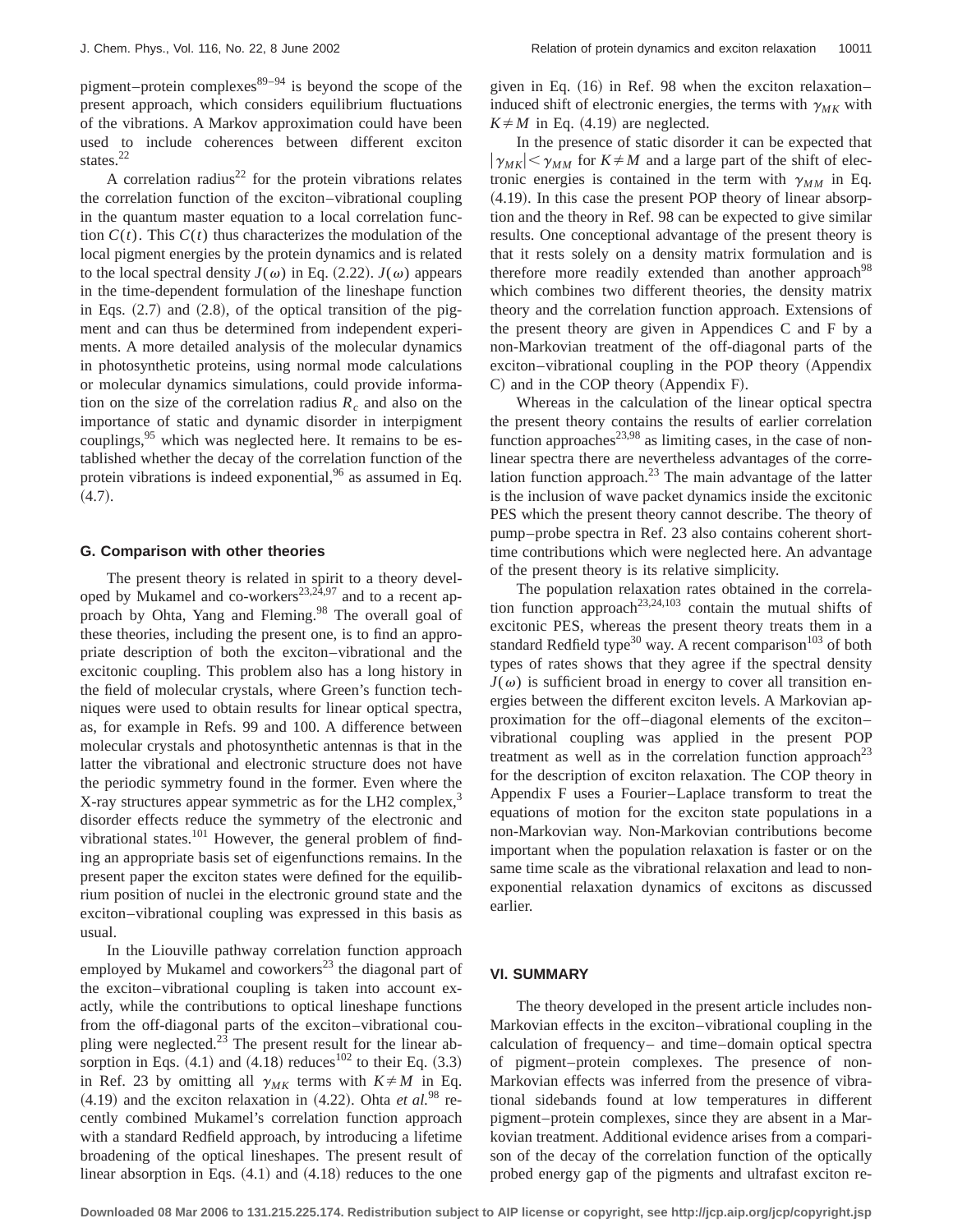pigment–protein complexes[89–94] is beyond the scope of the present approach, which considers equilibrium fluctuations of the vibrations. A Markov approximation could have been used to include coherences between different exciton states.[22]

A correlation radius[22] for the protein vibrations relates the correlation function of the exciton–vibrational coupling in the quantum master equation to a local correlation function $C(t)$. This $C(t)$ thus characterizes the modulation of the local pigment energies by the protein dynamics and is related to the local spectral density $J(\omega)$ in Eq. (2.22). $J(\omega)$ appears in the time-dependent formulation of the lineshape function in Eqs. (2.7) and (2.8), of the optical transition of the pigment and can thus be determined from independent experiments. A more detailed analysis of the molecular dynamics in photosynthetic proteins, using normal mode calculations or molecular dynamics simulations, could provide information on the size of the correlation radius $R_c$ and also on the importance of static and dynamic disorder in interpigment couplings,[95] which was neglected here. It remains to be established whether the decay of the correlation function of the protein vibrations is indeed exponential,[96] as assumed in Eq. (4.7).

### G. Comparison with other theories

The present theory is related in spirit to a theory developed by Mukamel and co-workers[23,24,97] and to a recent approach by Ohta, Yang and Fleming.[98] The overall goal of these theories, including the present one, is to find an appropriate description of both the exciton–vibrational and the excitonic coupling. This problem also has a long history in the field of molecular crystals, where Green's function techniques were used to obtain results for linear optical spectra, as, for example in Refs. 99 and 100. A difference between molecular crystals and photosynthetic antennas is that in the latter the vibrational and electronic structure does not have the periodic symmetry found in the former. Even where the X-ray structures appear symmetric as for the LH2 complex,[3] disorder effects reduce the symmetry of the electronic and vibrational states.[101] However, the general problem of finding an appropriate basis set of eigenfunctions remains. In the present paper the exciton states were defined for the equilibrium position of nuclei in the electronic ground state and the exciton–vibrational coupling was expressed in this basis as usual.

In the Liouville pathway correlation function approach employed by Mukamel and coworkers[23] the diagonal part of the exciton–vibrational coupling is taken into account exactly, while the contributions to optical lineshape functions from the off-diagonal parts of the exciton–vibrational coupling were neglected.[23] The present result for the linear absorption in Eqs. (4.1) and (4.18) reduces[102] to their Eq. (3.3) in Ref. 23 by omitting all $\gamma_{MK}$ terms with $K \neq M$ in Eq. (4.19) and the exciton relaxation in (4.22). Ohta *et al.*[98] recently combined Mukamel's correlation function approach with a standard Redfield approach, by introducing a lifetime broadening of the optical lineshapes. The present result of linear absorption in Eqs. (4.1) and (4.18) reduces to the one given in Eq. (16) in Ref. 98 when the exciton relaxation–induced shift of electronic energies, the terms with $\gamma_{MK}$ with $K \neq M$ in Eq. (4.19) are neglected.

In the presence of static disorder it can be expected that $|\gamma_{MK}| < \gamma_{MM}$ for $K \neq M$ and a large part of the shift of electronic energies is contained in the term with $\gamma_{MM}$ in Eq. (4.19). In this case the present POP theory of linear absorption and the theory in Ref. 98 can be expected to give similar results. One conceptional advantage of the present theory is that it rests solely on a density matrix formulation and is therefore more readily extended than another approach[98] which combines two different theories, the density matrix theory and the correlation function approach. Extensions of the present theory are given in Appendices C and F by a non-Markovian treatment of the off-diagonal parts of the exciton–vibrational coupling in the POP theory (Appendix C) and in the COP theory (Appendix F).

Whereas in the calculation of the linear optical spectra the present theory contains the results of earlier correlation function approaches[23,98] as limiting cases, in the case of nonlinear spectra there are nevertheless advantages of the correlation function approach.[23] The main advantage of the latter is the inclusion of wave packet dynamics inside the excitonic PES which the present theory cannot describe. The theory of pump–probe spectra in Ref. 23 also contains coherent short-time contributions which were neglected here. An advantage of the present theory is its relative simplicity.

The population relaxation rates obtained in the correlation function approach[23,24,103] contain the mutual shifts of excitonic PES, whereas the present theory treats them in a standard Redfield type[30] way. A recent comparison[103] of both types of rates shows that they agree if the spectral density $J(\omega)$ is sufficient broad in energy to cover all transition energies between the different exciton levels. A Markovian approximation for the off–diagonal elements of the exciton–vibrational coupling was applied in the present POP treatment as well as in the correlation function approach[23] for the description of exciton relaxation. The COP theory in Appendix F uses a Fourier–Laplace transform to treat the equations of motion for the exciton state populations in a non-Markovian way. Non-Markovian contributions become important when the population relaxation is faster or on the same time scale as the vibrational relaxation and lead to non-exponential relaxation dynamics of excitons as discussed earlier.

## VI. SUMMARY

The theory developed in the present article includes non-Markovian effects in the exciton–vibrational coupling in the calculation of frequency– and time–domain optical spectra of pigment–protein complexes. The presence of non-Markovian effects was inferred from the presence of vibrational sidebands found at low temperatures in different pigment–protein complexes, since they are absent in a Markovian treatment. Additional evidence arises from a comparison of the decay of the correlation function of the optically probed energy gap of the pigments and ultrafast exciton re-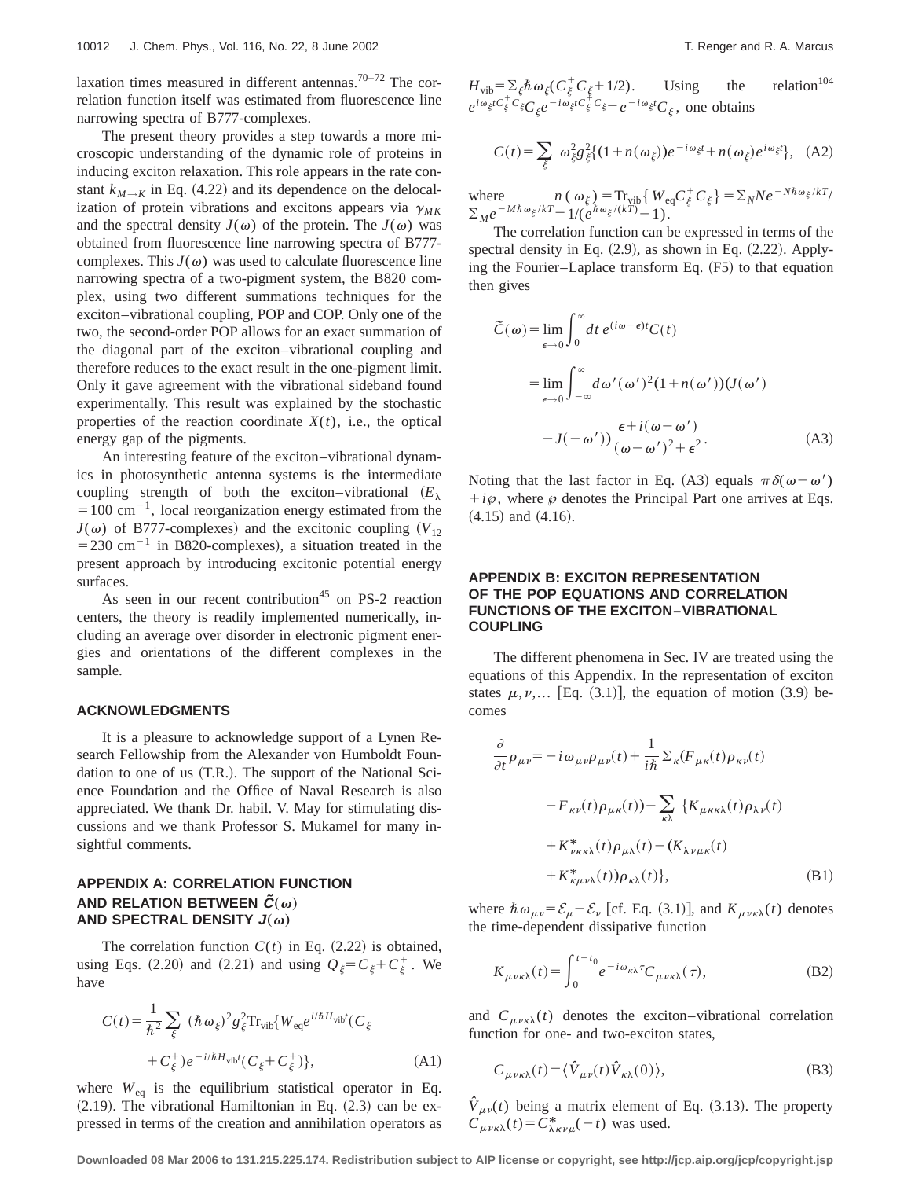laxation times measured in different antennas.[70–72] The correlation function itself was estimated from fluorescence line narrowing spectra of B777-complexes.

The present theory provides a step towards a more microscopic understanding of the dynamic role of proteins in inducing exciton relaxation. This role appears in the rate constant $k_{M\rightarrow K}$ in Eq. (4.22) and its dependence on the delocalization of protein vibrations and excitons appears via $\gamma_{MK}$ and the spectral density $J(\omega)$ of the protein. The $J(\omega)$ was obtained from fluorescence line narrowing spectra of B777-complexes. This $J(\omega)$ was used to calculate fluorescence line narrowing spectra of a two-pigment system, the B820 complex, using two different summations techniques for the exciton–vibrational coupling, POP and COP. Only one of the two, the second-order POP allows for an exact summation of the diagonal part of the exciton–vibrational coupling and therefore reduces to the exact result in the one-pigment limit. Only it gave agreement with the vibrational sideband found experimentally. This result was explained by the stochastic properties of the reaction coordinate $X(t)$, i.e., the optical energy gap of the pigments.

An interesting feature of the exciton–vibrational dynamics in photosynthetic antenna systems is the intermediate coupling strength of both the exciton–vibrational ($E_\lambda = 100\ \mathrm{cm}^{-1}$, local reorganization energy estimated from the $J(\omega)$ of B777-complexes) and the excitonic coupling ($V_{12} = 230\ \mathrm{cm}^{-1}$ in B820-complexes), a situation treated in the present approach by introducing excitonic potential energy surfaces.

As seen in our recent contribution[45] on PS-2 reaction centers, the theory is readily implemented numerically, including an average over disorder in electronic pigment energies and orientations of the different complexes in the sample.

## ACKNOWLEDGMENTS

It is a pleasure to acknowledge support of a Lynen Research Fellowship from the Alexander von Humboldt Foundation to one of us (T.R.). The support of the National Science Foundation and the Office of Naval Research is also appreciated. We thank Dr. habil. V. May for stimulating discussions and we thank Professor S. Mukamel for many insightful comments.

## APPENDIX A: CORRELATION FUNCTION AND RELATION BETWEEN $\tilde{C}(\omega)$ AND SPECTRAL DENSITY $J(\omega)$

The correlation function $C(t)$ in Eq. (2.22) is obtained, using Eqs. (2.20) and (2.21) and using $Q_\xi = C_\xi + C_\xi^+$. We have

$$C(t) = \frac{1}{\hbar^2} \sum_\xi (\hbar\omega_\xi)^2 g_\xi^2 \mathrm{Tr}_{\mathrm{vib}}\{W_{\mathrm{eq}} e^{i/\hbar H_{\mathrm{vib}} t}(C_\xi + C_\xi^+) e^{-i/\hbar H_{\mathrm{vib}} t}(C_\xi + C_\xi^+)\}, \tag{A1}$$

where $W_{\mathrm{eq}}$ is the equilibrium statistical operator in Eq. (2.19). The vibrational Hamiltonian in Eq. (2.3) can be expressed in terms of the creation and annihilation operators as $H_{\mathrm{vib}} = \Sigma_\xi \hbar\omega_\xi (C_\xi^+ C_\xi + 1/2)$. Using the relation[104] $e^{i\omega_\xi t C_\xi^+ C_\xi} C_\xi e^{-i\omega_\xi t C_\xi^+ C_\xi} = e^{-i\omega_\xi t} C_\xi$, one obtains

$$C(t) = \sum_\xi \omega_\xi^2 g_\xi^2 \{(1 + n(\omega_\xi)) e^{-i\omega_\xi t} + n(\omega_\xi) e^{i\omega_\xi t}\}, \tag{A2}$$

where $n(\omega_\xi) = \mathrm{Tr}_{\mathrm{vib}}\{W_{\mathrm{eq}} C_\xi^+ C_\xi\} = \Sigma_N N e^{-N\hbar\omega_\xi/kT} / \Sigma_M e^{-M\hbar\omega_\xi/kT} = 1/(e^{\hbar\omega_\xi/(kT)} - 1)$.

The correlation function can be expressed in terms of the spectral density in Eq. (2.9), as shown in Eq. (2.22). Applying the Fourier–Laplace transform Eq. (F5) to that equation then gives

$$\begin{aligned}
\tilde{C}(\omega) &= \lim_{\epsilon\rightarrow 0} \int_0^\infty dt\, e^{(i\omega - \epsilon)t} C(t) \\
&= \lim_{\epsilon\rightarrow 0} \int_{-\infty}^\infty d\omega' (\omega')^2 (1 + n(\omega'))(J(\omega') \\
&\quad - J(-\omega')) \frac{\epsilon + i(\omega - \omega')}{(\omega - \omega')^2 + \epsilon^2}.
\end{aligned} \tag{A3}$$

Noting that the last factor in Eq. (A3) equals $\pi\delta(\omega - \omega') + i\wp$, where $\wp$ denotes the Principal Part one arrives at Eqs. (4.15) and (4.16).

## APPENDIX B: EXCITON REPRESENTATION OF THE POP EQUATIONS AND CORRELATION FUNCTIONS OF THE EXCITON–VIBRATIONAL COUPLING

The different phenomena in Sec. IV are treated using the equations of this Appendix. In the representation of exciton states $\mu, \nu, \ldots$ [Eq. (3.1)], the equation of motion (3.9) becomes

$$\begin{aligned}
\frac{\partial}{\partial t}\rho_{\mu\nu} &= -i\omega_{\mu\nu}\rho_{\mu\nu}(t) + \frac{1}{i\hbar}\Sigma_\kappa (F_{\mu\kappa}(t)\rho_{\kappa\nu}(t) \\
&\quad - F_{\kappa\nu}(t)\rho_{\mu\kappa}(t)) - \sum_{\kappa\lambda} \{K_{\mu\kappa\kappa\lambda}(t)\rho_{\lambda\nu}(t) \\
&\quad + K^*_{\nu\kappa\kappa\lambda}(t)\rho_{\mu\lambda}(t) - (K_{\lambda\nu\mu\kappa}(t) \\
&\quad + K^*_{\kappa\mu\nu\lambda}(t))\rho_{\kappa\lambda}(t)\},
\end{aligned} \tag{B1}$$

where $\hbar\omega_{\mu\nu} = \mathcal{E}_\mu - \mathcal{E}_\nu$ [cf. Eq. (3.1)], and $K_{\mu\nu\kappa\lambda}(t)$ denotes the time-dependent dissipative function

$$K_{\mu\nu\kappa\lambda}(t) = \int_0^{t-t_0} e^{-i\omega_{\kappa\lambda}\tau} C_{\mu\nu\kappa\lambda}(\tau), \tag{B2}$$

and $C_{\mu\nu\kappa\lambda}(t)$ denotes the exciton–vibrational correlation function for one- and two-exciton states,

$$C_{\mu\nu\kappa\lambda}(t) = \langle \hat{V}_{\mu\nu}(t)\hat{V}_{\kappa\lambda}(0)\rangle, \tag{B3}$$

$\hat{V}_{\mu\nu}(t)$ being a matrix element of Eq. (3.13). The property $C_{\mu\nu\kappa\lambda}(t) = C^*_{\lambda\kappa\nu\mu}(-t)$ was used.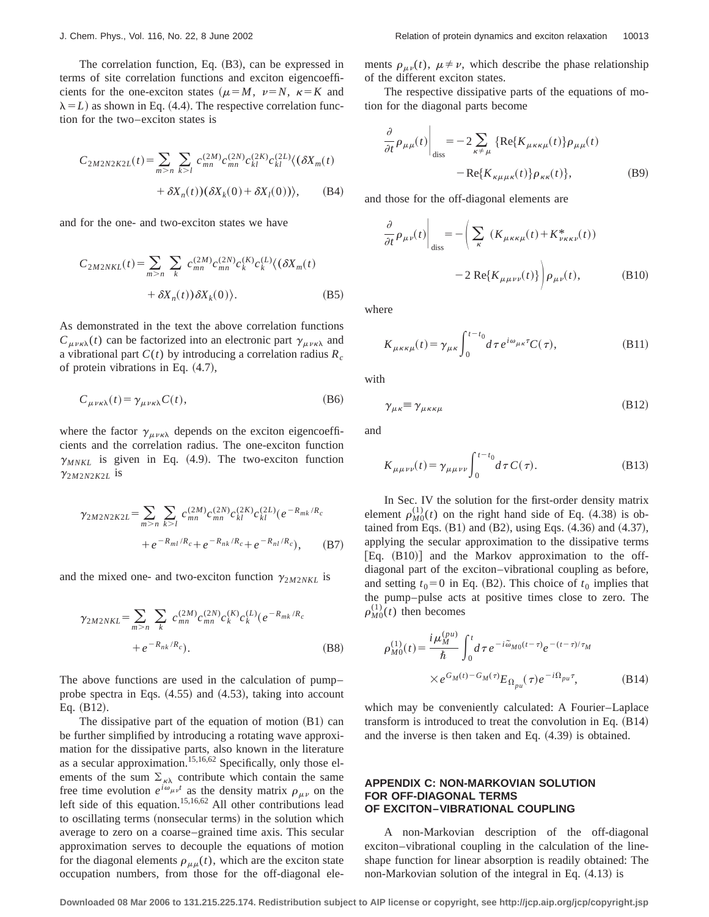The correlation function, Eq. (B3), can be expressed in terms of site correlation functions and exciton eigencoefficients for the one-exciton states ($\mu=M$, $\nu=N$, $\kappa=K$ and $\lambda=L$) as shown in Eq. (4.4). The respective correlation function for the two–exciton states is

$$C_{2M2N2K2L}(t)=\sum_{m>n}\sum_{k>l}c_{mn}^{(2M)}c_{mn}^{(2N)}c_{kl}^{(2K)}c_{kl}^{(2L)}\langle(\delta X_m(t)+\delta X_n(t))(\delta X_k(0)+\delta X_l(0))\rangle, \tag{B4}$$

and for the one- and two-exciton states we have

$$C_{2M2NKL}(t)=\sum_{m>n}\sum_{k}c_{mn}^{(2M)}c_{mn}^{(2N)}c_{k}^{(K)}c_{k}^{(L)}\langle(\delta X_m(t)+\delta X_n(t))\delta X_k(0)\rangle. \tag{B5}$$

As demonstrated in the text the above correlation functions $C_{\mu\nu\kappa\lambda}(t)$ can be factorized into an electronic part $\gamma_{\mu\nu\kappa\lambda}$ and a vibrational part $C(t)$ by introducing a correlation radius $R_c$ of protein vibrations in Eq. (4.7),

$$C_{\mu\nu\kappa\lambda}(t)=\gamma_{\mu\nu\kappa\lambda}C(t), \tag{B6}$$

where the factor $\gamma_{\mu\nu\kappa\lambda}$ depends on the exciton eigencoefficients and the correlation radius. The one-exciton function $\gamma_{MNKL}$ is given in Eq. (4.9). The two-exciton function $\gamma_{2M2N2K2L}$ is

$$\gamma_{2M2N2K2L}=\sum_{m>n}\sum_{k>l}c_{mn}^{(2M)}c_{mn}^{(2N)}c_{kl}^{(2K)}c_{kl}^{(2L)}(e^{-R_{mk}/R_c}+e^{-R_{ml}/R_c}+e^{-R_{nk}/R_c}+e^{-R_{nl}/R_c}), \tag{B7}$$

and the mixed one- and two-exciton function $\gamma_{2M2NKL}$ is

$$\gamma_{2M2NKL}=\sum_{m>n}\sum_{k}c_{mn}^{(2M)}c_{mn}^{(2N)}c_{k}^{(K)}c_{k}^{(L)}(e^{-R_{mk}/R_c}+e^{-R_{nk}/R_c}). \tag{B8}$$

The above functions are used in the calculation of pump–probe spectra in Eqs. (4.55) and (4.53), taking into account Eq. (B12).

The dissipative part of the equation of motion (B1) can be further simplified by introducing a rotating wave approximation for the dissipative parts, also known in the literature as a secular approximation.[15,16,62] Specifically, only those elements of the sum $\Sigma_{\kappa\lambda}$ contribute which contain the same free time evolution $e^{i\omega_{\mu\nu}t}$ as the density matrix $\rho_{\mu\nu}$ on the left side of this equation.[15,16,62] All other contributions lead to oscillating terms (nonsecular terms) in the solution which average to zero on a coarse–grained time axis. This secular approximation serves to decouple the equations of motion for the diagonal elements $\rho_{\mu\mu}(t)$, which are the exciton state occupation numbers, from those for the off-diagonal elements $\rho_{\mu\nu}(t)$, $\mu\neq\nu$, which describe the phase relationship of the different exciton states.

The respective dissipative parts of the equations of motion for the diagonal parts become

$$\left.\frac{\partial}{\partial t}\rho_{\mu\mu}(t)\right|_{\text{diss}}=-2\sum_{\kappa\neq\mu}\{\text{Re}\{K_{\mu\kappa\kappa\mu}(t)\}\rho_{\mu\mu}(t)-\text{Re}\{K_{\kappa\mu\mu\kappa}(t)\}\rho_{\kappa\kappa}(t)\}, \tag{B9}$$

and those for the off-diagonal elements are

$$\left.\frac{\partial}{\partial t}\rho_{\mu\nu}(t)\right|_{\text{diss}}=-\left(\sum_{\kappa}(K_{\mu\kappa\kappa\mu}(t)+K^{*}_{\nu\kappa\kappa\nu}(t))-2\,\text{Re}\{K_{\mu\mu\nu\nu}(t)\}\right)\rho_{\mu\nu}(t), \tag{B10}$$

where

$$K_{\mu\kappa\kappa\mu}(t)=\gamma_{\mu\kappa}\int_0^{t-t_0}d\tau\, e^{i\omega_{\mu\kappa}\tau}C(\tau), \tag{B11}$$

with

$$\gamma_{\mu\kappa}\equiv\gamma_{\mu\kappa\kappa\mu} \tag{B12}$$

and

$$K_{\mu\mu\nu\nu}(t)=\gamma_{\mu\mu\nu\nu}\int_0^{t-t_0}d\tau\, C(\tau). \tag{B13}$$

In Sec. IV the solution for the first-order density matrix element $\rho_{M0}^{(1)}(t)$ on the right hand side of Eq. (4.38) is obtained from Eqs. (B1) and (B2), using Eqs. (4.36) and (4.37), applying the secular approximation to the dissipative terms [Eq. (B10)] and the Markov approximation to the off-diagonal part of the exciton–vibrational coupling as before, and setting $t_0=0$ in Eq. (B2). This choice of $t_0$ implies that the pump–pulse acts at positive times close to zero. The $\rho_{M0}^{(1)}(t)$ then becomes

$$\rho_{M0}^{(1)}(t)=\frac{i\mu_M^{(pu)}}{\hbar}\int_0^t d\tau\, e^{-i\tilde{\omega}_{M0}(t-\tau)}e^{-(t-\tau)/\tau_M}\times e^{G_M(t)-G_M(\tau)}E_{\Omega_{pu}}(\tau)e^{-i\Omega_{pu}\tau}, \tag{B14}$$

which may be conveniently calculated: A Fourier–Laplace transform is introduced to treat the convolution in Eq. (B14) and the inverse is then taken and Eq. (4.39) is obtained.

## APPENDIX C: NON-MARKOVIAN SOLUTION FOR OFF-DIAGONAL TERMS OF EXCITON–VIBRATIONAL COUPLING

A non-Markovian description of the off-diagonal exciton–vibrational coupling in the calculation of the lineshape function for linear absorption is readily obtained: The non-Markovian solution of the integral in Eq. (4.13) is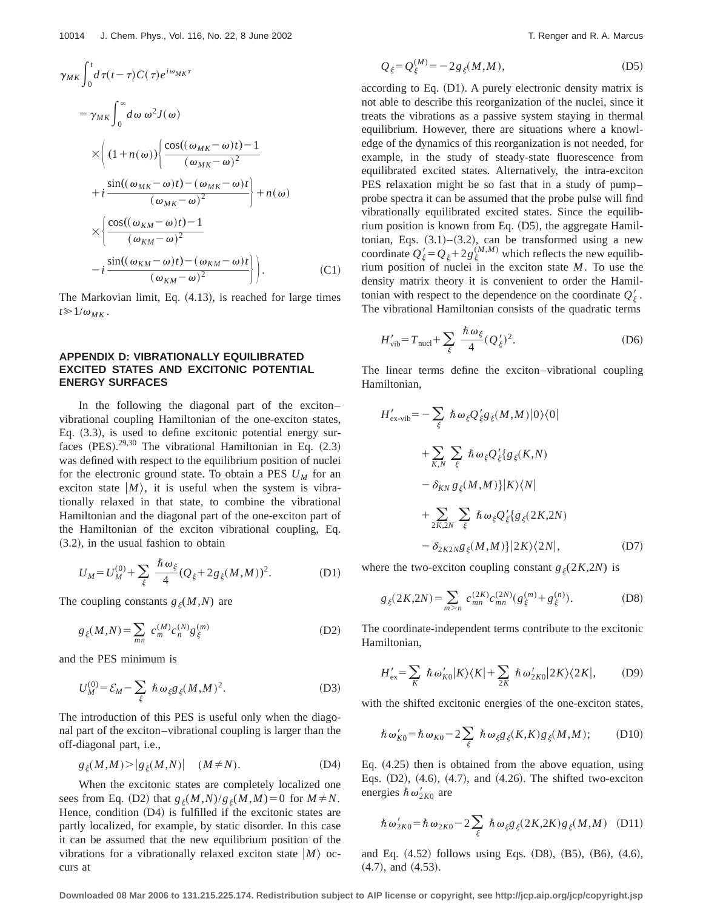$$\gamma_{MK}\int_0^t d\tau (t-\tau) C(\tau) e^{i\omega_{MK}\tau}$$

$$= \gamma_{MK}\int_0^\infty d\omega\, \omega^2 J(\omega)$$

$$\times \Bigg( (1+n(\omega))\left\{ \frac{\cos((\omega_{MK}-\omega)t)-1}{(\omega_{MK}-\omega)^2} + i\,\frac{\sin((\omega_{MK}-\omega)t)-(\omega_{MK}-\omega)t}{(\omega_{MK}-\omega)^2}\right\} + n(\omega)$$

$$\times \left\{ \frac{\cos((\omega_{KM}-\omega)t)-1}{(\omega_{KM}-\omega)^2} - i\,\frac{\sin((\omega_{KM}-\omega)t)-(\omega_{KM}-\omega)t}{(\omega_{KM}-\omega)^2}\right\} \Bigg). \quad \text{(C1)}$$

The Markovian limit, Eq. (4.13), is reached for large times $t \gg 1/\omega_{MK}$.

## APPENDIX D: VIBRATIONALLY EQUILIBRATED EXCITED STATES AND EXCITONIC POTENTIAL ENERGY SURFACES

In the following the diagonal part of the exciton–vibrational coupling Hamiltonian of the one-exciton states, Eq. (3.3), is used to define excitonic potential energy surfaces (PES).[29,30] The vibrational Hamiltonian in Eq. (2.3) was defined with respect to the equilibrium position of nuclei for the electronic ground state. To obtain a PES $U_M$ for an exciton state $|M\rangle$, it is useful when the system is vibrationally relaxed in that state, to combine the vibrational Hamiltonian and the diagonal part of the one-exciton part of the Hamiltonian of the exciton vibrational coupling, Eq. (3.2), in the usual fashion to obtain

$$U_M = U_M^{(0)} + \sum_\xi \frac{\hbar\omega_\xi}{4}(Q_\xi + 2g_\xi(M,M))^2. \quad \text{(D1)}$$

The coupling constants $g_\xi(M,N)$ are

$$g_\xi(M,N) = \sum_{mn} c_m^{(M)} c_n^{(N)} g_\xi^{(m)} \quad \text{(D2)}$$

and the PES minimum is

$$U_M^{(0)} = \mathcal{E}_M - \sum_\xi \hbar\omega_\xi g_\xi(M,M)^2. \quad \text{(D3)}$$

The introduction of this PES is useful only when the diagonal part of the exciton–vibrational coupling is larger than the off-diagonal part, i.e.,

$$g_\xi(M,M) > |g_\xi(M,N)| \quad (M \neq N). \quad \text{(D4)}$$

When the excitonic states are completely localized one sees from Eq. (D2) that $g_\xi(M,N)/g_\xi(M,M) = 0$ for $M \neq N$. Hence, condition (D4) is fulfilled if the excitonic states are partly localized, for example, by static disorder. In this case it can be assumed that the new equilibrium position of the vibrations for a vibrationally relaxed exciton state $|M\rangle$ occurs at

$$Q_\xi = Q_\xi^{(M)} = -2g_\xi(M,M), \quad \text{(D5)}$$

according to Eq. (D1). A purely electronic density matrix is not able to describe this reorganization of the nuclei, since it treats the vibrations as a passive system staying in thermal equilibrium. However, there are situations where a knowledge of the dynamics of this reorganization is not needed, for example, in the study of steady-state fluorescence from equilibrated excited states. Alternatively, the intra-exciton PES relaxation might be so fast that in a study of pump–probe spectra it can be assumed that the probe pulse will find vibrationally equilibrated excited states. Since the equilibrium position is known from Eq. (D5), the aggregate Hamiltonian, Eqs. (3.1)–(3.2), can be transformed using a new coordinate $Q'_\xi = Q_\xi + 2g_\xi^{(M,M)}$ which reflects the new equilibrium position of nuclei in the exciton state $M$. To use the density matrix theory it is convenient to order the Hamiltonian with respect to the dependence on the coordinate $Q'_\xi$. The vibrational Hamiltonian consists of the quadratic terms

$$H'_{\text{vib}} = T_{\text{nucl}} + \sum_\xi \frac{\hbar\omega_\xi}{4}(Q'_\xi)^2. \quad \text{(D6)}$$

The linear terms define the exciton–vibrational coupling Hamiltonian,

$$H'_{\text{ex-vib}} = -\sum_\xi \hbar\omega_\xi Q'_\xi g_\xi(M,M)|0\rangle\langle 0| + \sum_{K,N}\sum_\xi \hbar\omega_\xi Q'_\xi\{g_\xi(K,N) - \delta_{KN}\, g_\xi(M,M)\}|K\rangle\langle N| + \sum_{2K,2N}\sum_\xi \hbar\omega_\xi Q'_\xi\{g_\xi(2K,2N) - \delta_{2K2N} g_\xi(M,M)\}|2K\rangle\langle 2N|, \quad \text{(D7)}$$

where the two-exciton coupling constant $g_\xi(2K,2N)$ is

$$g_\xi(2K,2N) = \sum_{m>n} c_{mn}^{(2K)} c_{mn}^{(2N)} (g_\xi^{(m)} + g_\xi^{(n)}). \quad \text{(D8)}$$

The coordinate-independent terms contribute to the excitonic Hamiltonian,

$$H'_{\text{ex}} = \sum_K \hbar\omega'_{K0}|K\rangle\langle K| + \sum_{2K}\hbar\omega'_{2K0}|2K\rangle\langle 2K|, \quad \text{(D9)}$$

with the shifted excitonic energies of the one-exciton states,

$$\hbar\omega'_{K0} = \hbar\omega_{K0} - 2\sum_\xi \hbar\omega_\xi g_\xi(K,K) g_\xi(M,M); \quad \text{(D10)}$$

Eq. (4.25) then is obtained from the above equation, using Eqs. (D2), (4.6), (4.7), and (4.26). The shifted two-exciton energies $\hbar\omega'_{2K0}$ are

$$\hbar\omega'_{2K0} = \hbar\omega_{2K0} - 2\sum_\xi \hbar\omega_\xi g_\xi(2K,2K) g_\xi(M,M) \quad \text{(D11)}$$

and Eq. (4.52) follows using Eqs. (D8), (B5), (B6), (4.6), (4.7), and (4.53).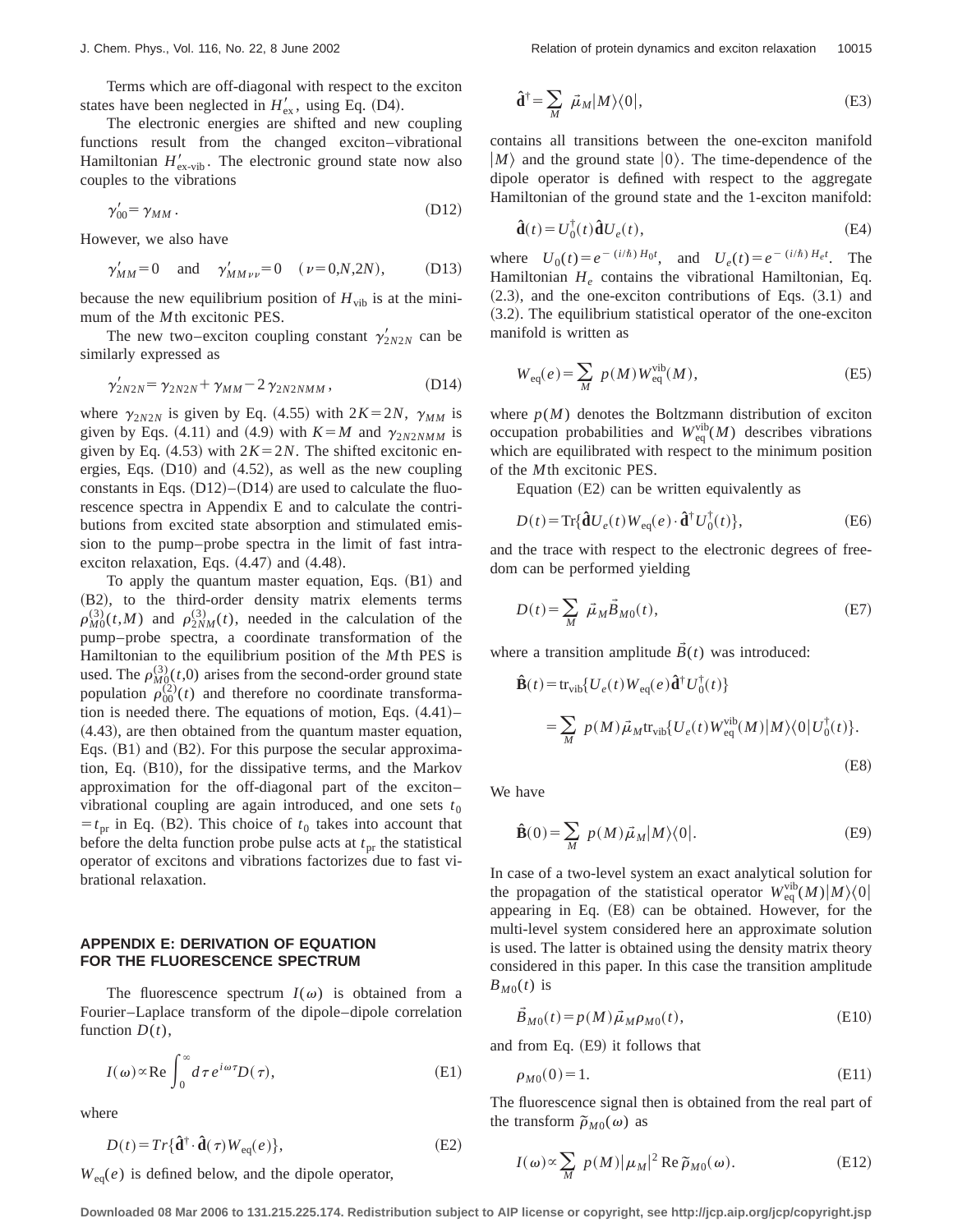Terms which are off-diagonal with respect to the exciton states have been neglected in $H'_{\rm ex}$, using Eq. (D4).

The electronic energies are shifted and new coupling functions result from the changed exciton–vibrational Hamiltonian $H'_{\text{ex-vib}}$. The electronic ground state now also couples to the vibrations

$$\gamma'_{00} = \gamma_{MM}. \tag{D12}$$

However, we also have

$$\gamma'_{MM} = 0 \quad \text{and} \quad \gamma'_{MM\nu\nu} = 0 \quad (\nu = 0, N, 2N), \tag{D13}$$

because the new equilibrium position of $H_{\rm vib}$ is at the minimum of the $M$th excitonic PES.

The new two–exciton coupling constant $\gamma'_{2N2N}$ can be similarly expressed as

$$\gamma'_{2N2N} = \gamma_{2N2N} + \gamma_{MM} - 2\gamma_{2N2NMM}, \tag{D14}$$

where $\gamma_{2N2N}$ is given by Eq. (4.55) with $2K = 2N$, $\gamma_{MM}$ is given by Eqs. (4.11) and (4.9) with $K = M$ and $\gamma_{2N2NMM}$ is given by Eq. (4.53) with $2K = 2N$. The shifted excitonic energies, Eqs. (D10) and (4.52), as well as the new coupling constants in Eqs. (D12)–(D14) are used to calculate the fluorescence spectra in Appendix E and to calculate the contributions from excited state absorption and stimulated emission to the pump–probe spectra in the limit of fast intra-exciton relaxation, Eqs. (4.47) and (4.48).

To apply the quantum master equation, Eqs. (B1) and (B2), to the third-order density matrix elements terms $\rho^{(3)}_{M0}(t,M)$ and $\rho^{(3)}_{2NM}(t)$, needed in the calculation of the pump–probe spectra, a coordinate transformation of the Hamiltonian to the equilibrium position of the $M$th PES is used. The $\rho^{(3)}_{M0}(t,0)$ arises from the second-order ground state population $\rho^{(2)}_{00}(t)$ and therefore no coordinate transformation is needed there. The equations of motion, Eqs. (4.41)–(4.43), are then obtained from the quantum master equation, Eqs. (B1) and (B2). For this purpose the secular approximation, Eq. (B10), for the dissipative terms, and the Markov approximation for the off-diagonal part of the exciton–vibrational coupling are again introduced, and one sets $t_0 = t_{\rm pr}$ in Eq. (B2). This choice of $t_0$ takes into account that before the delta function probe pulse acts at $t_{\rm pr}$ the statistical operator of excitons and vibrations factorizes due to fast vibrational relaxation.

## APPENDIX E: DERIVATION OF EQUATION FOR THE FLUORESCENCE SPECTRUM

The fluorescence spectrum $I(\omega)$ is obtained from a Fourier–Laplace transform of the dipole–dipole correlation function $D(t)$,

$$I(\omega) \propto \text{Re} \int_0^\infty d\tau\, e^{i\omega\tau} D(\tau), \tag{E1}$$

where

$$D(t) = Tr\{\hat{\mathbf{d}}^\dagger \cdot \hat{\mathbf{d}}(\tau) W_{\rm eq}(e)\}, \tag{E2}$$

$W_{\rm eq}(e)$ is defined below, and the dipole operator,

$$\hat{\mathbf{d}}^\dagger = \sum_M \vec{\mu}_M |M\rangle\langle 0|, \tag{E3}$$

contains all transitions between the one-exciton manifold $|M\rangle$ and the ground state $|0\rangle$. The time-dependence of the dipole operator is defined with respect to the aggregate Hamiltonian of the ground state and the 1-exciton manifold:

$$\hat{\mathbf{d}}(t) = U_0^\dagger(t)\hat{\mathbf{d}} U_e(t), \tag{E4}$$

where $U_0(t) = e^{-(i/\hbar)H_0 t}$, and $U_e(t) = e^{-(i/\hbar)H_e t}$. The Hamiltonian $H_e$ contains the vibrational Hamiltonian, Eq. (2.3), and the one-exciton contributions of Eqs. (3.1) and (3.2). The equilibrium statistical operator of the one-exciton manifold is written as

$$W_{\rm eq}(e) = \sum_M p(M) W^{\rm vib}_{\rm eq}(M), \tag{E5}$$

where $p(M)$ denotes the Boltzmann distribution of exciton occupation probabilities and $W^{\rm vib}_{\rm eq}(M)$ describes vibrations which are equilibrated with respect to the minimum position of the $M$th excitonic PES.

Equation (E2) can be written equivalently as

$$D(t) = \text{Tr}\{\hat{\mathbf{d}} U_e(t) W_{\rm eq}(e) \cdot \hat{\mathbf{d}}^\dagger U_0^\dagger(t)\}, \tag{E6}$$

and the trace with respect to the electronic degrees of freedom can be performed yielding

$$D(t) = \sum_M \vec{\mu}_M \vec{B}_{M0}(t), \tag{E7}$$

where a transition amplitude $\vec{B}(t)$ was introduced:

$$\begin{aligned}\hat{\mathbf{B}}(t) &= \text{tr}_{\rm vib}\{U_e(t) W_{\rm eq}(e) \hat{\mathbf{d}}^\dagger U_0^\dagger(t)\} \\ &= \sum_M p(M)\vec{\mu}_M \text{tr}_{\rm vib}\{U_e(t) W^{\rm vib}_{\rm eq}(M)|M\rangle\langle 0| U_0^\dagger(t)\}.\end{aligned} \tag{E8}$$

We have

$$\hat{\mathbf{B}}(0) = \sum_M p(M)\vec{\mu}_M |M\rangle\langle 0|. \tag{E9}$$

In case of a two-level system an exact analytical solution for the propagation of the statistical operator $W^{\rm vib}_{\rm eq}(M)|M\rangle\langle 0|$ appearing in Eq. (E8) can be obtained. However, for the multi-level system considered here an approximate solution is used. The latter is obtained using the density matrix theory considered in this paper. In this case the transition amplitude $B_{M0}(t)$ is

$$\vec{B}_{M0}(t) = p(M)\vec{\mu}_M \rho_{M0}(t), \tag{E10}$$

and from Eq. (E9) it follows that

$$\rho_{M0}(0) = 1. \tag{E11}$$

The fluorescence signal then is obtained from the real part of the transform $\tilde{\rho}_{M0}(\omega)$ as

$$I(\omega) \propto \sum_M p(M)|\mu_M|^2 \text{Re}\, \tilde{\rho}_{M0}(\omega). \tag{E12}$$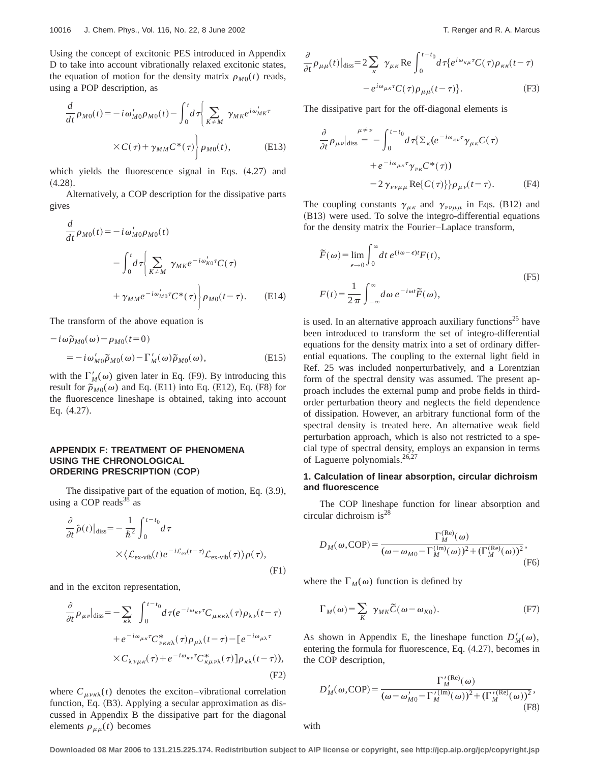Using the concept of excitonic PES introduced in Appendix D to take into account vibrationally relaxed excitonic states, the equation of motion for the density matrix $\rho_{M0}(t)$ reads, using a POP description, as

$$\frac{d}{dt}\rho_{M0}(t) = -i\omega'_{M0}\rho_{M0}(t) - \int_0^t d\tau \left\{ \sum_{K\neq M} \gamma_{MK} e^{i\omega'_{MK}\tau} \times C(\tau) + \gamma_{MM} C^*(\tau) \right\} \rho_{M0}(t), \tag{E13}$$

which yields the fluorescence signal in Eqs. (4.27) and (4.28).

Alternatively, a COP description for the dissipative parts gives

$$\frac{d}{dt}\rho_{M0}(t) = -i\omega'_{M0}\rho_{M0}(t) - \int_0^t d\tau \left\{ \sum_{K\neq M} \gamma_{MK} e^{-i\omega'_{K0}\tau} C(\tau) + \gamma_{MM} e^{-i\omega'_{M0}\tau} C^*(\tau) \right\} \rho_{M0}(t-\tau). \tag{E14}$$

The transform of the above equation is

$$-i\omega\tilde{\rho}_{M0}(\omega) - \rho_{M0}(t=0) = -i\omega'_{M0}\tilde{\rho}_{M0}(\omega) - \Gamma'_M(\omega)\tilde{\rho}_{M0}(\omega), \tag{E15}$$

with the $\Gamma'_M(\omega)$ given later in Eq. (F9). By introducing this result for $\tilde{\rho}_{M0}(\omega)$ and Eq. (E11) into Eq. (E12), Eq. (F8) for the fluorescence lineshape is obtained, taking into account Eq. (4.27).

## APPENDIX F: TREATMENT OF PHENOMENA USING THE CHRONOLOGICAL ORDERING PRESCRIPTION (COP)

The dissipative part of the equation of motion, Eq. (3.9), using a COP reads[38] as

$$\frac{\partial}{\partial t}\hat{\rho}(t)\Big|_{\text{diss}} = -\frac{1}{\hbar^2}\int_0^{t-t_0} d\tau \times \langle \mathcal{L}_{\text{ex-vib}}(t) e^{-i\mathcal{L}_{\text{ex}}(t-\tau)} \mathcal{L}_{\text{ex-vib}}(\tau)\rangle \rho(\tau), \tag{F1}$$

and in the exciton representation,

$$\begin{aligned}\frac{\partial}{\partial t}\rho_{\mu\nu}\Big|_{\text{diss}} = -\sum_{\kappa\lambda}\int_0^{t-t_0} d\tau \big(& e^{-i\omega_{\kappa\nu}\tau} C_{\mu\kappa\kappa\lambda}(\tau)\rho_{\lambda\nu}(t-\tau) \\ &+ e^{-i\omega_{\mu\kappa}\tau} C^*_{\nu\kappa\kappa\lambda}(\tau)\rho_{\mu\lambda}(t-\tau) - [e^{-i\omega_{\mu\lambda}\tau} \\ &\times C_{\lambda\nu\mu\kappa}(\tau) + e^{-i\omega_{\kappa\nu}\tau} C^*_{\kappa\mu\nu\lambda}(\tau)]\rho_{\kappa\lambda}(t-\tau)\big),\end{aligned} \tag{F2}$$

where $C_{\mu\nu\kappa\lambda}(t)$ denotes the exciton–vibrational correlation function, Eq. (B3). Applying a secular approximation as discussed in Appendix B the dissipative part for the diagonal elements $\rho_{\mu\mu}(t)$ becomes

$$\frac{\partial}{\partial t}\rho_{\mu\mu}(t)\Big|_{\text{diss}} = 2\sum_\kappa \gamma_{\mu\kappa} \,\text{Re}\int_0^{t-t_0} d\tau \{ e^{i\omega_{\kappa\mu}\tau} C(\tau)\rho_{\kappa\kappa}(t-\tau) - e^{i\omega_{\mu\kappa}\tau} C(\tau)\rho_{\mu\mu}(t-\tau)\}. \tag{F3}$$

The dissipative part for the off-diagonal elements is

$$\frac{\partial}{\partial t}\rho_{\mu\nu}\Big|_{\text{diss}}^{\mu\neq\nu} = -\int_0^{t-t_0} d\tau \{ \Sigma_\kappa (e^{-i\omega_{\kappa\nu}\tau}\gamma_{\mu\kappa} C(\tau) + e^{-i\omega_{\mu\kappa}\tau}\gamma_{\nu\kappa} C^*(\tau)) - 2\gamma_{\nu\nu\mu\mu}\,\text{Re}\{C(\tau)\}\}\rho_{\mu\nu}(t-\tau). \tag{F4}$$

The coupling constants $\gamma_{\mu\kappa}$ and $\gamma_{\nu\nu\mu\mu}$ in Eqs. (B12) and (B13) were used. To solve the integro-differential equations for the density matrix the Fourier–Laplace transform,

$$\tilde{F}(\omega) = \lim_{\epsilon\to 0}\int_0^\infty dt\, e^{(i\omega-\epsilon)t} F(t),$$
$$F(t) = \frac{1}{2\pi}\int_{-\infty}^\infty d\omega\, e^{-i\omega t}\tilde{F}(\omega), \tag{F5}$$

is used. In an alternative approach auxiliary functions[25] have been introduced to transform the set of integro-differential equations for the density matrix into a set of ordinary differential equations. The coupling to the external light field in Ref. 25 was included nonperturbatively, and a Lorentzian form of the spectral density was assumed. The present approach includes the external pump and probe fields in third-order perturbation theory and neglects the field dependence of dissipation. However, an arbitrary functional form of the spectral density is treated here. An alternative weak field perturbation approach, which is also not restricted to a special type of spectral density, employs an expansion in terms of Laguerre polynomials.[26,27]

### 1. Calculation of linear absorption, circular dichroism and fluorescence

The COP lineshape function for linear absorption and circular dichroism is[28]

$$D_M(\omega,\text{COP}) = \frac{\Gamma_M^{(\text{Re})}(\omega)}{(\omega-\omega_{M0}-\Gamma_M^{(\text{Im})}(\omega))^2 + (\Gamma_M^{(\text{Re})}(\omega))^2}, \tag{F6}$$

where the $\Gamma_M(\omega)$ function is defined by

$$\Gamma_M(\omega) = \sum_K \gamma_{MK}\tilde{C}(\omega-\omega_{K0}). \tag{F7}$$

As shown in Appendix E, the lineshape function $D'_M(\omega)$, entering the formula for fluorescence, Eq. (4.27), becomes in the COP description,

$$D'_M(\omega,\text{COP}) = \frac{\Gamma'^{(\text{Re})}_M(\omega)}{(\omega-\omega'_{M0}-\Gamma'^{(\text{Im})}_M(\omega))^2 + (\Gamma'^{(\text{Re})}_M(\omega))^2}, \tag{F8}$$

with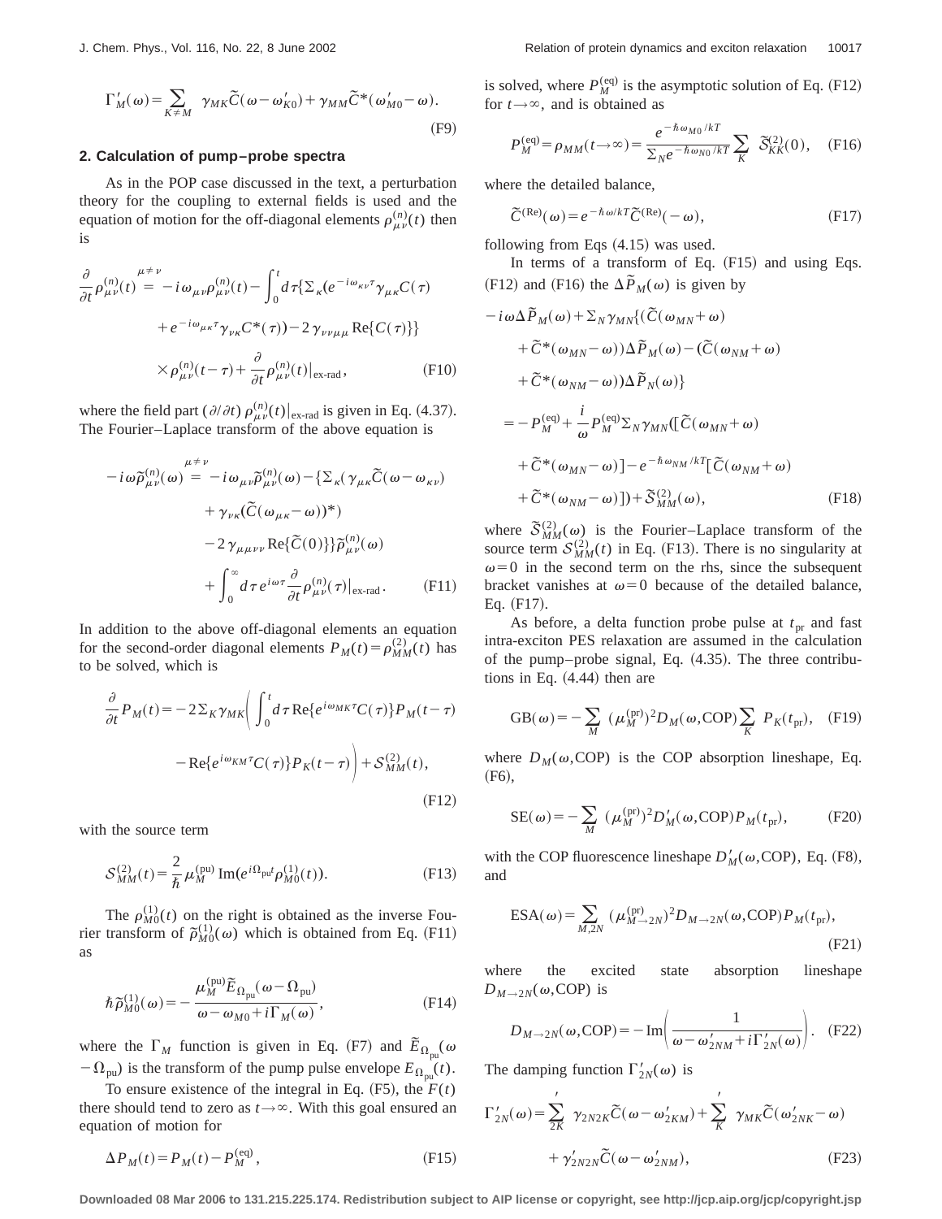$$\Gamma'_M(\omega) = \sum_{K \neq M} \gamma_{MK} \tilde{C}(\omega - \omega'_{K0}) + \gamma_{MM} \tilde{C}^*(\omega'_{M0} - \omega). \tag{F9}$$

### 2. Calculation of pump–probe spectra

As in the POP case discussed in the text, a perturbation theory for the coupling to external fields is used and the equation of motion for the off-diagonal elements $\rho^{(n)}_{\mu\nu}(t)$ then is

$$\frac{\partial}{\partial t}\rho^{(n)}_{\mu\nu}(t) \overset{\mu\neq\nu}{=} -i\omega_{\mu\nu}\rho^{(n)}_{\mu\nu}(t) - \int_0^t d\tau \{\Sigma_\kappa (e^{-i\omega_{\kappa\nu}\tau}\gamma_{\mu\kappa}C(\tau) + e^{-i\omega_{\mu\kappa}\tau}\gamma_{\nu\kappa}C^*(\tau)) - 2\gamma_{\nu\nu\mu\mu}\mathrm{Re}\{C(\tau)\}\} \times \rho^{(n)}_{\mu\nu}(t-\tau) + \frac{\partial}{\partial t}\rho^{(n)}_{\mu\nu}(t)\Big|_{\text{ex-rad}}, \tag{F10}$$

where the field part $(\partial/\partial t)\,\rho^{(n)}_{\mu\nu}(t)|_{\text{ex-rad}}$ is given in Eq. (4.37). The Fourier–Laplace transform of the above equation is

$$-i\omega\tilde{\rho}^{(n)}_{\mu\nu}(\omega) \overset{\mu\neq\nu}{=} -i\omega_{\mu\nu}\tilde{\rho}^{(n)}_{\mu\nu}(\omega) - \{\Sigma_\kappa(\gamma_{\mu\kappa}\tilde{C}(\omega-\omega_{\kappa\nu}) + \gamma_{\nu\kappa}(\tilde{C}(\omega_{\mu\kappa}-\omega))^*) - 2\gamma_{\mu\mu\nu\nu}\mathrm{Re}\{\tilde{C}(0)\}\}\tilde{\rho}^{(n)}_{\mu\nu}(\omega) + \int_0^\infty d\tau\, e^{i\omega\tau}\frac{\partial}{\partial t}\rho^{(n)}_{\mu\nu}(\tau)\Big|_{\text{ex-rad}}. \tag{F11}$$

In addition to the above off-diagonal elements an equation for the second-order diagonal elements $P_M(t) = \rho^{(2)}_{MM}(t)$ has to be solved, which is

$$\frac{\partial}{\partial t}P_M(t) = -2\Sigma_K \gamma_{MK}\left(\int_0^t d\tau\, \mathrm{Re}\{e^{i\omega_{MK}\tau}C(\tau)\}P_M(t-\tau) - \mathrm{Re}\{e^{i\omega_{KM}\tau}C(\tau)\}P_K(t-\tau)\right) + \mathcal{S}^{(2)}_{MM}(t), \tag{F12}$$

with the source term

$$\mathcal{S}^{(2)}_{MM}(t) = \frac{2}{\hbar}\mu^{(\text{pu})}_M \,\mathrm{Im}(e^{i\Omega_{\text{pu}}t}\rho^{(1)}_{M0}(t)). \tag{F13}$$

The $\rho^{(1)}_{M0}(t)$ on the right is obtained as the inverse Fourier transform of $\tilde{\rho}^{(1)}_{M0}(\omega)$ which is obtained from Eq. (F11) as

$$\hbar\tilde{\rho}^{(1)}_{M0}(\omega) = -\frac{\mu^{(\text{pu})}_M \tilde{E}_{\Omega_{\text{pu}}}(\omega-\Omega_{\text{pu}})}{\omega - \omega_{M0} + i\Gamma_M(\omega)}, \tag{F14}$$

where the $\Gamma_M$ function is given in Eq. (F7) and $\tilde{E}_{\Omega_{\text{pu}}}(\omega - \Omega_{\text{pu}})$ is the transform of the pump pulse envelope $E_{\Omega_{\text{pu}}}(t)$.

To ensure existence of the integral in Eq. (F5), the $F(t)$ there should tend to zero as $t\to\infty$. With this goal ensured an equation of motion for

$$\Delta P_M(t) = P_M(t) - P^{(\text{eq})}_M, \tag{F15}$$

is solved, where $P^{(\text{eq})}_M$ is the asymptotic solution of Eq. (F12) for $t\to\infty$, and is obtained as

$$P^{(\text{eq})}_M = \rho_{MM}(t\to\infty) = \frac{e^{-\hbar\omega_{M0}/kT}}{\Sigma_N e^{-\hbar\omega_{N0}/kT}}\sum_K \tilde{\mathcal{S}}^{(2)}_{KK}(0), \tag{F16}$$

where the detailed balance,

$$\tilde{C}^{(\text{Re})}(\omega) = e^{-\hbar\omega/kT}\tilde{C}^{(\text{Re})}(-\omega), \tag{F17}$$

following from Eqs (4.15) was used.

In terms of a transform of Eq. (F15) and using Eqs. (F12) and (F16) the $\Delta\tilde{P}_M(\omega)$ is given by

$$\begin{aligned}
&-i\omega\Delta\tilde{P}_M(\omega) + \Sigma_N\gamma_{MN}\{(\tilde{C}(\omega_{MN}+\omega) + \tilde{C}^*(\omega_{MN}-\omega))\Delta\tilde{P}_M(\omega) - (\tilde{C}(\omega_{NM}+\omega) + \tilde{C}^*(\omega_{NM}-\omega))\Delta\tilde{P}_N(\omega)\} \\
&= -P^{(\text{eq})}_M + \frac{i}{\omega}P^{(\text{eq})}_M\Sigma_N\gamma_{MN}([\tilde{C}(\omega_{MN}+\omega) + \tilde{C}^*(\omega_{MN}-\omega)] - e^{-\hbar\omega_{NM}/kT}[\tilde{C}(\omega_{NM}+\omega) + \tilde{C}^*(\omega_{NM}-\omega)]) + \tilde{\mathcal{S}}^{(2)}_{MM}(\omega),
\end{aligned} \tag{F18}$$

where $\tilde{\mathcal{S}}^{(2)}_{MM}(\omega)$ is the Fourier–Laplace transform of the source term $\mathcal{S}^{(2)}_{MM}(t)$ in Eq. (F13). There is no singularity at $\omega=0$ in the second term on the rhs, since the subsequent bracket vanishes at $\omega=0$ because of the detailed balance, Eq. (F17).

As before, a delta function probe pulse at $t_{\text{pr}}$ and fast intra-exciton PES relaxation are assumed in the calculation of the pump–probe signal, Eq. (4.35). The three contributions in Eq. (4.44) then are

$$\mathrm{GB}(\omega) = -\sum_M (\mu^{(\text{pr})}_M)^2 D_M(\omega,\text{COP})\sum_K P_K(t_{\text{pr}}), \tag{F19}$$

where $D_M(\omega,\text{COP})$ is the COP absorption lineshape, Eq. (F6),

$$\mathrm{SE}(\omega) = -\sum_M (\mu^{(\text{pr})}_M)^2 D'_M(\omega,\text{COP})P_M(t_{\text{pr}}), \tag{F20}$$

with the COP fluorescence lineshape $D'_M(\omega,\text{COP})$, Eq. (F8), and

$$\mathrm{ESA}(\omega) = \sum_{M,2N}(\mu^{(\text{pr})}_{M\to 2N})^2 D_{M\to 2N}(\omega,\text{COP})P_M(t_{\text{pr}}), \tag{F21}$$

where the excited state absorption lineshape $D_{M\to 2N}(\omega,\text{COP})$ is

$$D_{M\to 2N}(\omega,\text{COP}) = -\mathrm{Im}\left(\frac{1}{\omega - \omega'_{2NM} + i\Gamma'_{2N}(\omega)}\right). \tag{F22}$$

The damping function $\Gamma'_{2N}(\omega)$ is

$$\Gamma'_{2N}(\omega) = \sum_{2K}{}' \gamma_{2N2K}\tilde{C}(\omega - \omega'_{2KM}) + \sum_K{}' \gamma_{MK}\tilde{C}(\omega'_{2NK}-\omega) + \gamma'_{2N2N}\tilde{C}(\omega - \omega'_{2NM}), \tag{F23}$$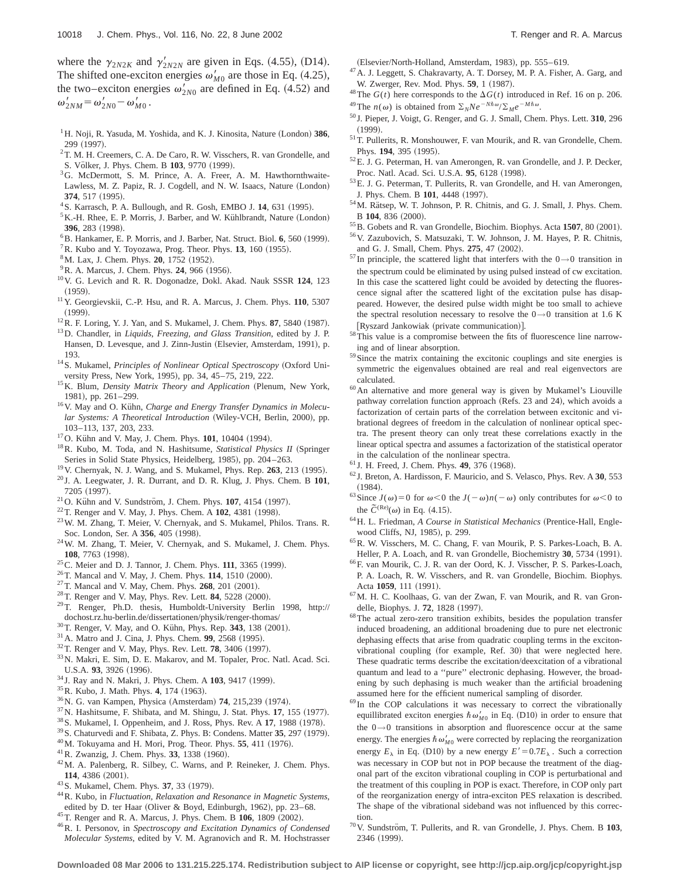where the $\gamma_{2N2K}$ and $\gamma'_{2N2N}$ are given in Eqs. (4.55), (D14). The shifted one-exciton energies $\omega'_{M0}$ are those in Eq. (4.25), the two–exciton energies $\omega'_{2N0}$ are defined in Eq. (4.52) and $\omega'_{2NM} = \omega'_{2N0} - \omega'_{M0}$.

[1] H. Noji, R. Yasuda, M. Yoshida, and K. J. Kinosita, Nature (London) **386**, 299 (1997).
[2] T. M. H. Creemers, C. A. De Caro, R. W. Visschers, R. van Grondelle, and S. Völker, J. Phys. Chem. B **103**, 9770 (1999).
[3] G. McDermott, S. M. Prince, A. A. Freer, A. M. Hawthornthwaite-Lawless, M. Z. Papiz, R. J. Cogdell, and N. W. Isaacs, Nature (London) **374**, 517 (1995).
[4] S. Karrasch, P. A. Bullough, and R. Gosh, EMBO J. **14**, 631 (1995).
[5] K.-H. Rhee, E. P. Morris, J. Barber, and W. Kühlbrandt, Nature (London) **396**, 283 (1998).
[6] B. Hankamer, E. P. Morris, and J. Barber, Nat. Struct. Biol. **6**, 560 (1999).
[7] R. Kubo and Y. Toyozawa, Prog. Theor. Phys. **13**, 160 (1955).
[8] M. Lax, J. Chem. Phys. **20**, 1752 (1952).
[9] R. A. Marcus, J. Chem. Phys. **24**, 966 (1956).
[10] V. G. Levich and R. R. Dogonadze, Dokl. Akad. Nauk SSSR **124**, 123 (1959).
[11] Y. Georgievskii, C.-P. Hsu, and R. A. Marcus, J. Chem. Phys. **110**, 5307 (1999).
[12] R. F. Loring, Y. J. Yan, and S. Mukamel, J. Chem. Phys. **87**, 5840 (1987).
[13] D. Chandler, in *Liquids, Freezing, and Glass Transition*, edited by J. P. Hansen, D. Levesque, and J. Zinn-Justin (Elsevier, Amsterdam, 1991), p. 193.
[14] S. Mukamel, *Principles of Nonlinear Optical Spectroscopy* (Oxford University Press, New York, 1995), pp. 34, 45–75, 219, 222.
[15] K. Blum, *Density Matrix Theory and Application* (Plenum, New York, 1981), pp. 261–299.
[16] V. May and O. Kühn, *Charge and Energy Transfer Dynamics in Molecular Systems: A Theoretical Introduction* (Wiley-VCH, Berlin, 2000), pp. 103–113, 137, 203, 233.
[17] O. Kühn and V. May, J. Chem. Phys. **101**, 10404 (1994).
[18] R. Kubo, M. Toda, and N. Hashitsume, *Statistical Physics II* (Springer Series in Solid State Physics, Heidelberg, 1985), pp. 204–263.
[19] V. Chernyak, N. J. Wang, and S. Mukamel, Phys. Rep. **263**, 213 (1995).
[20] J. A. Leegwater, J. R. Durrant, and D. R. Klug, J. Phys. Chem. B **101**, 7205 (1997).
[21] O. Kühn and V. Sundström, J. Chem. Phys. **107**, 4154 (1997).
[22] T. Renger and V. May, J. Phys. Chem. A **102**, 4381 (1998).
[23] W. M. Zhang, T. Meier, V. Chernyak, and S. Mukamel, Philos. Trans. R. Soc. London, Ser. A **356**, 405 (1998).
[24] W. M. Zhang, T. Meier, V. Chernyak, and S. Mukamel, J. Chem. Phys. **108**, 7763 (1998).
[25] C. Meier and D. J. Tannor, J. Chem. Phys. **111**, 3365 (1999).
[26] T. Mancal and V. May, J. Chem. Phys. **114**, 1510 (2000).
[27] T. Mancal and V. May, Chem. Phys. **268**, 201 (2001).
[28] T. Renger and V. May, Phys. Rev. Lett. **84**, 5228 (2000).
[29] T. Renger, Ph.D. thesis, Humboldt-University Berlin 1998, http://dochost.rz.hu-berlin.de/dissertationen/physik/renger-thomas/
[30] T. Renger, V. May, and O. Kühn, Phys. Rep. **343**, 138 (2001).
[31] A. Matro and J. Cina, J. Phys. Chem. **99**, 2568 (1995).
[32] T. Renger and V. May, Phys. Rev. Lett. **78**, 3406 (1997).
[33] N. Makri, E. Sim, D. E. Makarov, and M. Topaler, Proc. Natl. Acad. Sci. U.S.A. **93**, 3926 (1996).
[34] J. Ray and N. Makri, J. Phys. Chem. A **103**, 9417 (1999).
[35] R. Kubo, J. Math. Phys. **4**, 174 (1963).
[36] N. G. van Kampen, Physica (Amsterdam) **74**, 215,239 (1974).
[37] N. Hashitsume, F. Shibata, and M. Shingu, J. Stat. Phys. **17**, 155 (1977).
[38] S. Mukamel, I. Oppenheim, and J. Ross, Phys. Rev. A **17**, 1988 (1978).
[39] S. Chaturvedi and F. Shibata, Z. Phys. B: Condens. Matter **35**, 297 (1979).
[40] M. Tokuyama and H. Mori, Prog. Theor. Phys. **55**, 411 (1976).
[41] R. Zwanzig, J. Chem. Phys. **33**, 1338 (1960).
[42] M. A. Palenberg, R. Silbey, C. Warns, and P. Reineker, J. Chem. Phys. **114**, 4386 (2001).
[43] S. Mukamel, Chem. Phys. **37**, 33 (1979).
[44] R. Kubo, in *Fluctuation, Relaxation and Resonance in Magnetic Systems*, edited by D. ter Haar (Oliver & Boyd, Edinburgh, 1962), pp. 23–68.
[45] T. Renger and R. A. Marcus, J. Phys. Chem. B **106**, 1809 (2002).
[46] R. I. Personov, in *Spectroscopy and Excitation Dynamics of Condensed Molecular Systems*, edited by V. M. Agranovich and R. M. Hochstrasser (Elsevier/North-Holland, Amsterdam, 1983), pp. 555–619.
[47] A. J. Leggett, S. Chakravarty, A. T. Dorsey, M. P. A. Fisher, A. Garg, and W. Zwerger, Rev. Mod. Phys. **59**, 1 (1987).
[48] The $G(t)$ here corresponds to the $\Delta G(t)$ introduced in Ref. 16 on p. 206.
[49] The $n(\omega)$ is obtained from $\Sigma_N N e^{-N\hbar\omega}/\Sigma_M e^{-M\hbar\omega}$.
[50] J. Pieper, J. Voigt, G. Renger, and G. J. Small, Chem. Phys. Lett. **310**, 296 (1999).
[51] T. Pullerits, R. Monshouwer, F. van Mourik, and R. van Grondelle, Chem. Phys. **194**, 395 (1995).
[52] E. J. G. Peterman, H. van Amerongen, R. van Grondelle, and J. P. Decker, Proc. Natl. Acad. Sci. U.S.A. **95**, 6128 (1998).
[53] E. J. G. Peterman, T. Pullerits, R. van Grondelle, and H. van Amerongen, J. Phys. Chem. B **101**, 4448 (1997).
[54] M. Rätsep, W. T. Johnson, P. R. Chitnis, and G. J. Small, J. Phys. Chem. B **104**, 836 (2000).
[55] B. Gobets and R. van Grondelle, Biochim. Biophys. Acta **1507**, 80 (2001).
[56] V. Zazubovich, S. Matsuzaki, T. W. Johnson, J. M. Hayes, P. R. Chitnis, and G. J. Small, Chem. Phys. **275**, 47 (2002).
[57] In principle, the scattered light that interferes with the $0\rightarrow0$ transition in the spectrum could be eliminated by using pulsed instead of cw excitation. In this case the scattered light could be avoided by detecting the fluorescence signal after the scattered light of the excitation pulse has disappeared. However, the desired pulse width might be too small to achieve the spectral resolution necessary to resolve the $0\rightarrow0$ transition at 1.6 K [Ryszard Jankowiak (private communication)].
[58] This value is a compromise between the fits of fluorescence line narrowing and of linear absorption.
[59] Since the matrix containing the excitonic couplings and site energies is symmetric the eigenvalues obtained are real and real eigenvectors are calculated.
[60] An alternative and more general way is given by Mukamel's Liouville pathway correlation function approach (Refs. 23 and 24), which avoids a factorization of certain parts of the correlation between excitonic and vibrational degrees of freedom in the calculation of nonlinear optical spectra. The present theory can only treat these correlations exactly in the linear optical spectra and assumes a factorization of the statistical operator in the calculation of the nonlinear spectra.
[61] J. H. Freed, J. Chem. Phys. **49**, 376 (1968).
[62] J. Breton, A. Hardisson, F. Mauricio, and S. Velasco, Phys. Rev. A **30**, 553 (1984).
[63] Since $J(\omega)=0$ for $\omega<0$ the $J(-\omega)n(-\omega)$ only contributes for $\omega<0$ to the $\tilde{C}^{(\mathrm{Re})}(\omega)$ in Eq. (4.15).
[64] H. L. Friedman, *A Course in Statistical Mechanics* (Prentice-Hall, Englewood Cliffs, NJ, 1985), p. 299.
[65] R. W. Visschers, M. C. Chang, F. van Mourik, P. S. Parkes-Loach, B. A. Heller, P. A. Loach, and R. van Grondelle, Biochemistry **30**, 5734 (1991).
[66] F. van Mourik, C. J. R. van der Oord, K. J. Visscher, P. S. Parkes-Loach, P. A. Loach, R. W. Visschers, and R. van Grondelle, Biochim. Biophys. Acta **1059**, 111 (1991).
[67] M. H. C. Koolhaas, G. van der Zwan, F. van Mourik, and R. van Grondelle, Biophys. J. **72**, 1828 (1997).
[68] The actual zero-zero transition exhibits, besides the population transfer induced broadening, an additional broadening due to pure net electronic dephasing effects that arise from quadratic coupling terms in the exciton-vibrational coupling (for example, Ref. 30) that were neglected here. These quadratic terms describe the excitation/deexcitation of a vibrational quantum and lead to a "pure" electronic dephasing. However, the broadening by such dephasing is much weaker than the artificial broadening assumed here for the efficient numerical sampling of disorder.
[69] In the COP calculations it was necessary to correct the vibrationally equillibrated exciton energies $\hbar\omega'_{M0}$ in Eq. (D10) in order to ensure that the $0\rightarrow0$ transitions in absorption and fluorescence occur at the same energy. The energies $\hbar\omega'_{M0}$ were corrected by replacing the reorganization energy $E_\lambda$ in Eq. (D10) by a new energy $E'=0.7E_\lambda$. Such a correction was necessary in COP but not in POP because the treatment of the diagonal part of the exciton vibrational coupling in COP is perturbational and the treatment of this coupling in POP is exact. Therefore, in COP only part of the reorganization energy of intra-exciton PES relaxation is described. The shape of the vibrational sideband was not influenced by this correction.
[70] V. Sundström, T. Pullerits, and R. van Grondelle, J. Phys. Chem. B **103**, 2346 (1999).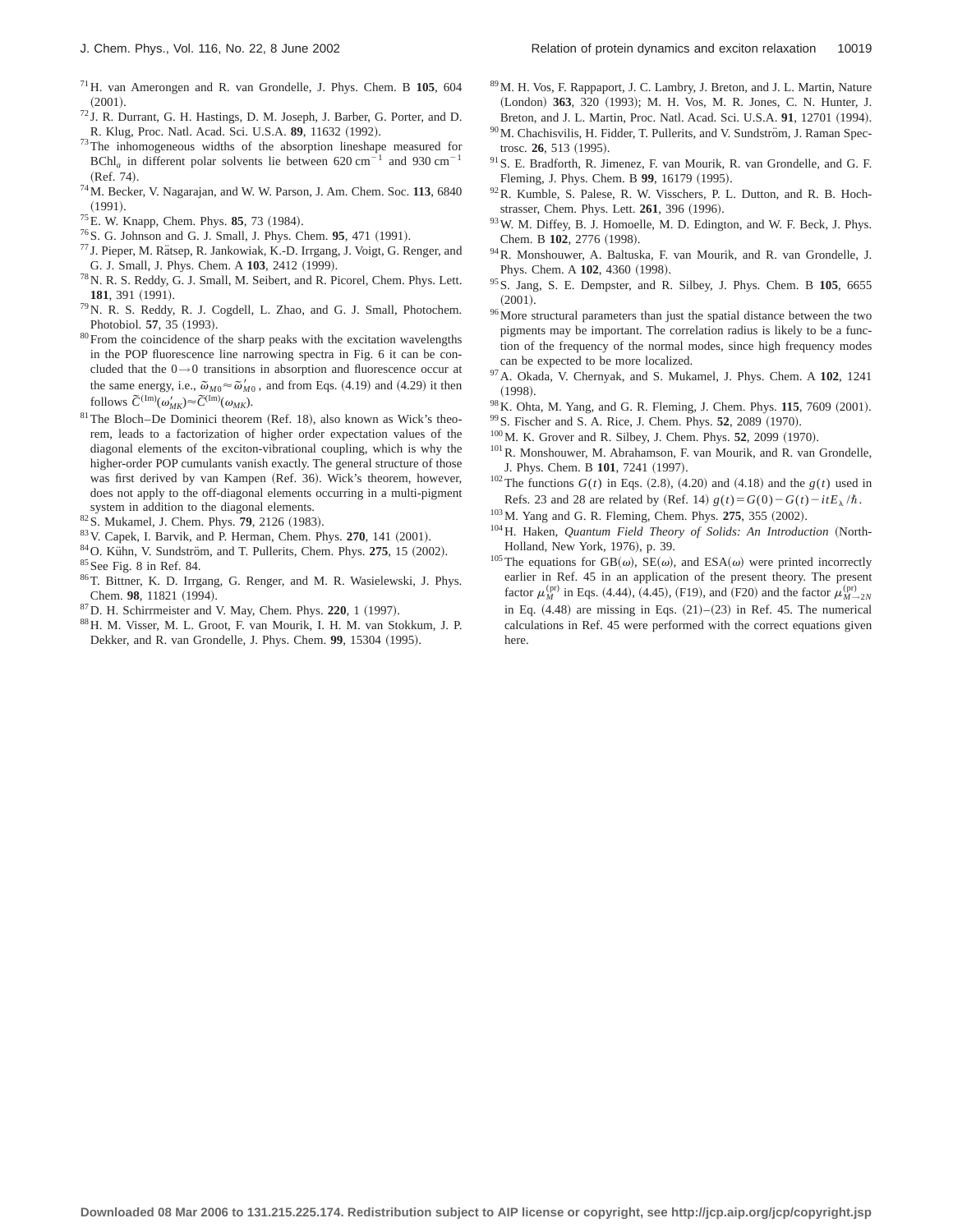[71] H. van Amerongen and R. van Grondelle, J. Phys. Chem. B **105**, 604 (2001).

[72] J. R. Durrant, G. H. Hastings, D. M. Joseph, J. Barber, G. Porter, and D. R. Klug, Proc. Natl. Acad. Sci. U.S.A. **89**, 11632 (1992).

[73] The inhomogeneous widths of the absorption lineshape measured for $BChl_a$ in different polar solvents lie between 620 $cm^{-1}$ and 930 $cm^{-1}$ (Ref. 74).

[74] M. Becker, V. Nagarajan, and W. W. Parson, J. Am. Chem. Soc. **113**, 6840 (1991).

[75] E. W. Knapp, Chem. Phys. **85**, 73 (1984).

[76] S. G. Johnson and G. J. Small, J. Phys. Chem. **95**, 471 (1991).

[77] J. Pieper, M. Rätsep, R. Jankowiak, K.-D. Irrgang, J. Voigt, G. Renger, and G. J. Small, J. Phys. Chem. A **103**, 2412 (1999).

[78] N. R. S. Reddy, G. J. Small, M. Seibert, and R. Picorel, Chem. Phys. Lett. **181**, 391 (1991).

[79] N. R. S. Reddy, R. J. Cogdell, L. Zhao, and G. J. Small, Photochem. Photobiol. **57**, 35 (1993).

[80] From the coincidence of the sharp peaks with the excitation wavelengths in the POP fluorescence line narrowing spectra in Fig. 6 it can be concluded that the $0 \rightarrow 0$ transitions in absorption and fluorescence occur at the same energy, i.e., $\tilde{\omega}_{M0} \approx \tilde{\omega}'_{M0}$, and from Eqs. (4.19) and (4.29) it then follows $\tilde{C}^{(\mathrm{Im})}(\omega'_{MK}) \approx \tilde{C}^{(\mathrm{Im})}(\omega_{MK})$.

[81] The Bloch–De Dominici theorem (Ref. 18), also known as Wick's theorem, leads to a factorization of higher order expectation values of the diagonal elements of the exciton-vibrational coupling, which is why the higher-order POP cumulants vanish exactly. The general structure of those was first derived by van Kampen (Ref. 36). Wick's theorem, however, does not apply to the off-diagonal elements occurring in a multi-pigment system in addition to the diagonal elements.

[82] S. Mukamel, J. Chem. Phys. **79**, 2126 (1983).

[83] V. Capek, I. Barvik, and P. Herman, Chem. Phys. **270**, 141 (2001).

[84] O. Kühn, V. Sundström, and T. Pullerits, Chem. Phys. **275**, 15 (2002).

[85] See Fig. 8 in Ref. 84.

[86] T. Bittner, K. D. Irrgang, G. Renger, and M. R. Wasielewski, J. Phys. Chem. **98**, 11821 (1994).

[87] D. H. Schirrmeister and V. May, Chem. Phys. **220**, 1 (1997).

[88] H. M. Visser, M. L. Groot, F. van Mourik, I. H. M. van Stokkum, J. P. Dekker, and R. van Grondelle, J. Phys. Chem. **99**, 15304 (1995).

[89] M. H. Vos, F. Rappaport, J. C. Lambry, J. Breton, and J. L. Martin, Nature (London) **363**, 320 (1993); M. H. Vos, M. R. Jones, C. N. Hunter, J. Breton, and J. L. Martin, Proc. Natl. Acad. Sci. U.S.A. **91**, 12701 (1994).

[90] M. Chachisvilis, H. Fidder, T. Pullerits, and V. Sundström, J. Raman Spectrosc. **26**, 513 (1995).

[91] S. E. Bradforth, R. Jimenez, F. van Mourik, R. van Grondelle, and G. F. Fleming, J. Phys. Chem. B **99**, 16179 (1995).

[92] R. Kumble, S. Palese, R. W. Visschers, P. L. Dutton, and R. B. Hochstrasser, Chem. Phys. Lett. **261**, 396 (1996).

[93] W. M. Diffey, B. J. Homoelle, M. D. Edington, and W. F. Beck, J. Phys. Chem. B **102**, 2776 (1998).

[94] R. Monshouwer, A. Baltuska, F. van Mourik, and R. van Grondelle, J. Phys. Chem. A **102**, 4360 (1998).

[95] S. Jang, S. E. Dempster, and R. Silbey, J. Phys. Chem. B **105**, 6655 (2001).

[96] More structural parameters than just the spatial distance between the two pigments may be important. The correlation radius is likely to be a function of the frequency of the normal modes, since high frequency modes can be expected to be more localized.

[97] A. Okada, V. Chernyak, and S. Mukamel, J. Phys. Chem. A **102**, 1241 (1998).

[98] K. Ohta, M. Yang, and G. R. Fleming, J. Chem. Phys. **115**, 7609 (2001).

[99] S. Fischer and S. A. Rice, J. Chem. Phys. **52**, 2089 (1970).

[100] M. K. Grover and R. Silbey, J. Chem. Phys. **52**, 2099 (1970).

[101] R. Monshouwer, M. Abrahamson, F. van Mourik, and R. van Grondelle, J. Phys. Chem. B **101**, 7241 (1997).

[102] The functions $G(t)$ in Eqs. (2.8), (4.20) and (4.18) and the $g(t)$ used in Refs. 23 and 28 are related by (Ref. 14) $g(t) = G(0) - G(t) - itE_\lambda/\hbar$.

[103] M. Yang and G. R. Fleming, Chem. Phys. **275**, 355 (2002).

[104] H. Haken, *Quantum Field Theory of Solids: An Introduction* (North-Holland, New York, 1976), p. 39.

[105] The equations for $\mathrm{GB}(\omega)$, $\mathrm{SE}(\omega)$, and $\mathrm{ESA}(\omega)$ were printed incorrectly earlier in Ref. 45 in an application of the present theory. The present factor $\mu_M^{(\mathrm{pr})}$ in Eqs. (4.44), (4.45), (F19), and (F20) and the factor $\mu_{M \rightarrow 2N}^{(\mathrm{pr})}$ in Eq. (4.48) are missing in Eqs. (21)–(23) in Ref. 45. The numerical calculations in Ref. 45 were performed with the correct equations given here.